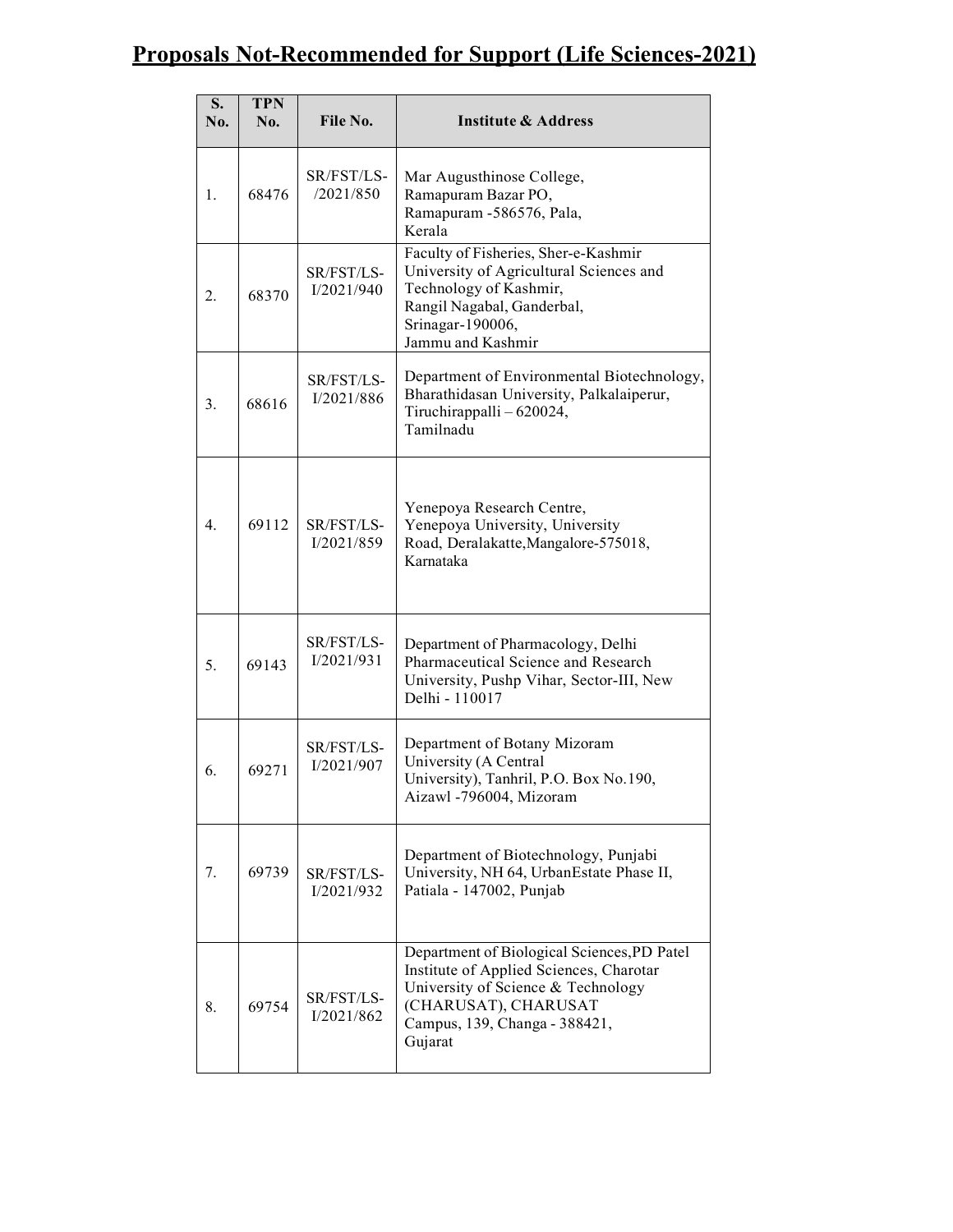# Proposals Not-Recommended for Support (Life Sciences-2021)

| S. No. | TPN No. | File No. | Institute & Address |
|---|---|---|---|
| 1. | 68476 | SR/FST/LS-/2021/850 | Mar Augusthinose College, Ramapuram Bazar PO, Ramapuram -586576, Pala, Kerala |
| 2. | 68370 | SR/FST/LS-I/2021/940 | Faculty of Fisheries, Sher-e-Kashmir University of Agricultural Sciences and Technology of Kashmir, Rangil Nagabal, Ganderbal, Srinagar-190006, Jammu and Kashmir |
| 3. | 68616 | SR/FST/LS-I/2021/886 | Department of Environmental Biotechnology, Bharathidasan University, Palkalaiperur, Tiruchirappalli – 620024, Tamilnadu |
| 4. | 69112 | SR/FST/LS-I/2021/859 | Yenepoya Research Centre, Yenepoya University, University Road, Deralakatte,Mangalore-575018, Karnataka |
| 5. | 69143 | SR/FST/LS-I/2021/931 | Department of Pharmacology, Delhi Pharmaceutical Science and Research University, Pushp Vihar, Sector-III, New Delhi - 110017 |
| 6. | 69271 | SR/FST/LS-I/2021/907 | Department of Botany Mizoram University (A Central University), Tanhril, P.O. Box No.190, Aizawl -796004, Mizoram |
| 7. | 69739 | SR/FST/LS-I/2021/932 | Department of Biotechnology, Punjabi University, NH 64, UrbanEstate Phase II, Patiala - 147002, Punjab |
| 8. | 69754 | SR/FST/LS-I/2021/862 | Department of Biological Sciences,PD Patel Institute of Applied Sciences, Charotar University of Science & Technology (CHARUSAT), CHARUSAT Campus, 139, Changa - 388421, Gujarat |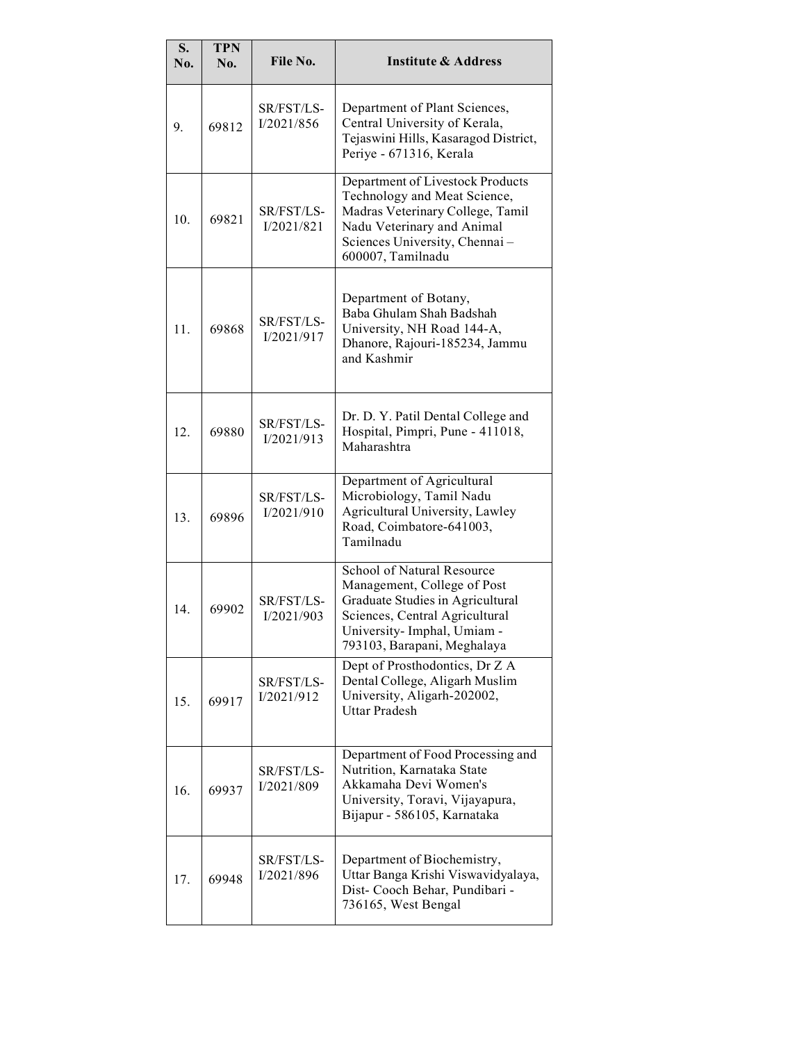| S. No. | TPN No. | File No. | Institute & Address |
|---|---|---|---|
| 9. | 69812 | SR/FST/LS-I/2021/856 | Department of Plant Sciences, Central University of Kerala, Tejaswini Hills, Kasaragod District, Periye - 671316, Kerala |
| 10. | 69821 | SR/FST/LS-I/2021/821 | Department of Livestock Products Technology and Meat Science, Madras Veterinary College, Tamil Nadu Veterinary and Animal Sciences University, Chennai – 600007, Tamilnadu |
| 11. | 69868 | SR/FST/LS-I/2021/917 | Department of Botany, Baba Ghulam Shah Badshah University, NH Road 144-A, Dhanore, Rajouri-185234, Jammu and Kashmir |
| 12. | 69880 | SR/FST/LS-I/2021/913 | Dr. D. Y. Patil Dental College and Hospital, Pimpri, Pune - 411018, Maharashtra |
| 13. | 69896 | SR/FST/LS-I/2021/910 | Department of Agricultural Microbiology, Tamil Nadu Agricultural University, Lawley Road, Coimbatore-641003, Tamilnadu |
| 14. | 69902 | SR/FST/LS-I/2021/903 | School of Natural Resource Management, College of Post Graduate Studies in Agricultural Sciences, Central Agricultural University- Imphal, Umiam - 793103, Barapani, Meghalaya |
| 15. | 69917 | SR/FST/LS-I/2021/912 | Dept of Prosthodontics, Dr Z A Dental College, Aligarh Muslim University, Aligarh-202002, Uttar Pradesh |
| 16. | 69937 | SR/FST/LS-I/2021/809 | Department of Food Processing and Nutrition, Karnataka State Akkamaha Devi Women's University, Toravi, Vijayapura, Bijapur - 586105, Karnataka |
| 17. | 69948 | SR/FST/LS-I/2021/896 | Department of Biochemistry, Uttar Banga Krishi Viswavidyalaya, Dist- Cooch Behar, Pundibari - 736165, West Bengal |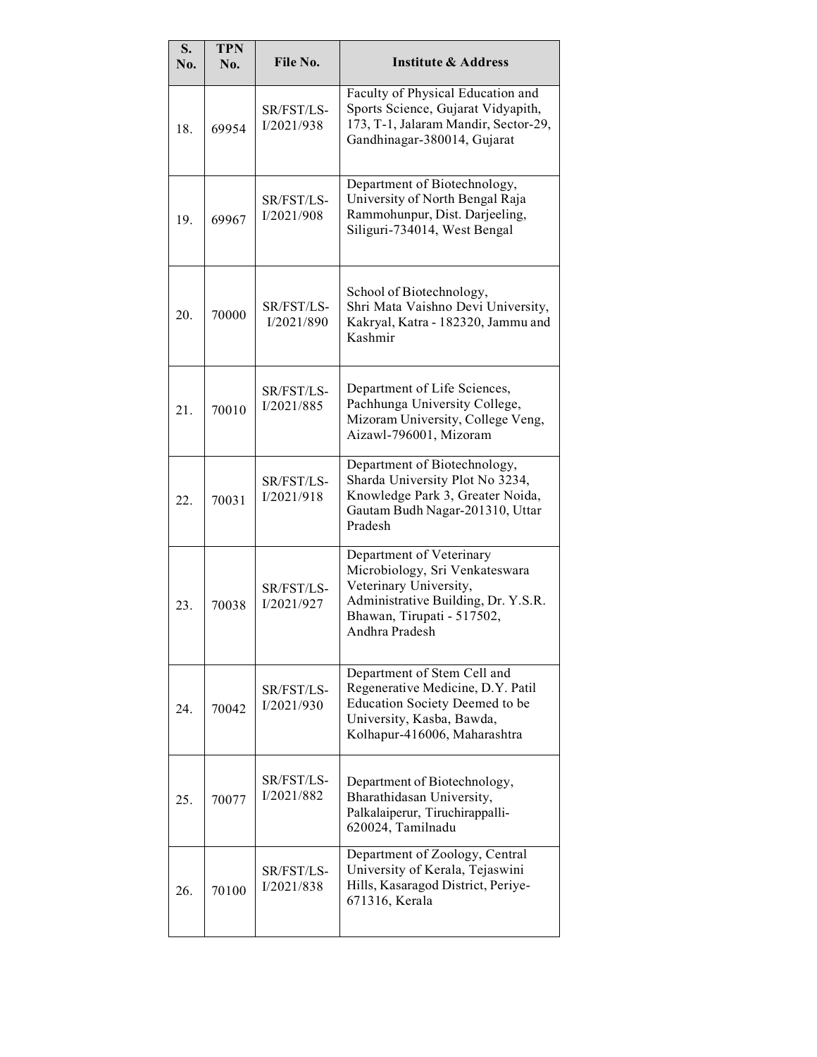| S. No. | TPN No. | File No. | Institute & Address |
|---|---|---|---|
| 18. | 69954 | SR/FST/LS-I/2021/938 | Faculty of Physical Education and Sports Science, Gujarat Vidyapith, 173, T-1, Jalaram Mandir, Sector-29, Gandhinagar-380014, Gujarat |
| 19. | 69967 | SR/FST/LS-I/2021/908 | Department of Biotechnology, University of North Bengal Raja Rammohunpur, Dist. Darjeeling, Siliguri-734014, West Bengal |
| 20. | 70000 | SR/FST/LS-I/2021/890 | School of Biotechnology, Shri Mata Vaishno Devi University, Kakryal, Katra - 182320, Jammu and Kashmir |
| 21. | 70010 | SR/FST/LS-I/2021/885 | Department of Life Sciences, Pachhunga University College, Mizoram University, College Veng, Aizawl-796001, Mizoram |
| 22. | 70031 | SR/FST/LS-I/2021/918 | Department of Biotechnology, Sharda University Plot No 3234, Knowledge Park 3, Greater Noida, Gautam Budh Nagar-201310, Uttar Pradesh |
| 23. | 70038 | SR/FST/LS-I/2021/927 | Department of Veterinary Microbiology, Sri Venkateswara Veterinary University, Administrative Building, Dr. Y.S.R. Bhawan, Tirupati - 517502, Andhra Pradesh |
| 24. | 70042 | SR/FST/LS-I/2021/930 | Department of Stem Cell and Regenerative Medicine, D.Y. Patil Education Society Deemed to be University, Kasba, Bawda, Kolhapur-416006, Maharashtra |
| 25. | 70077 | SR/FST/LS-I/2021/882 | Department of Biotechnology, Bharathidasan University, Palkalaiperur, Tiruchirappalli-620024, Tamilnadu |
| 26. | 70100 | SR/FST/LS-I/2021/838 | Department of Zoology, Central University of Kerala, Tejaswini Hills, Kasaragod District, Periye-671316, Kerala |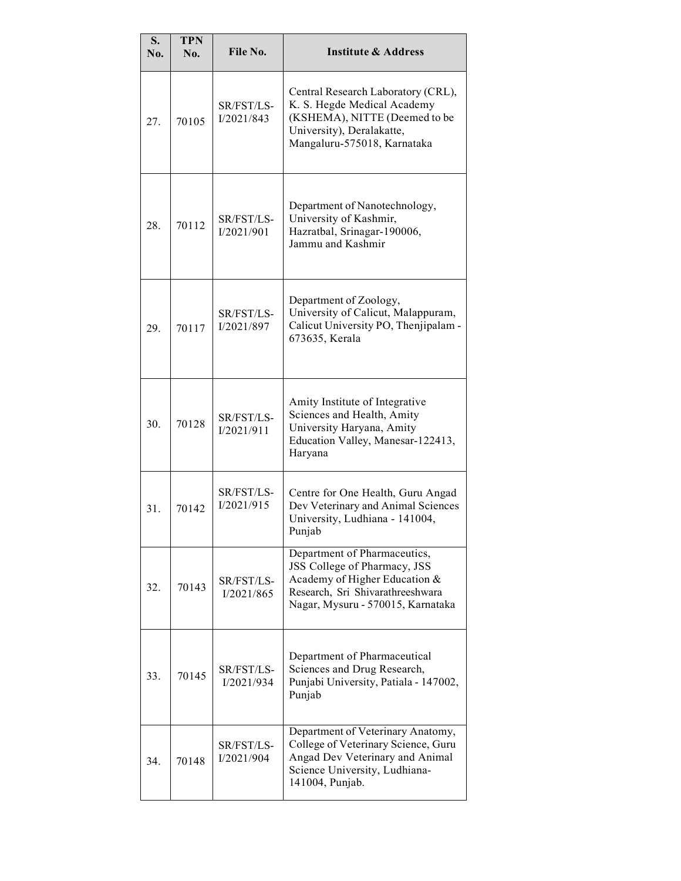| S. No. | TPN No. | File No. | Institute & Address |
|---|---|---|---|
| 27. | 70105 | SR/FST/LS-I/2021/843 | Central Research Laboratory (CRL), K. S. Hegde Medical Academy (KSHEMA), NITTE (Deemed to be University), Deralakatte, Mangaluru-575018, Karnataka |
| 28. | 70112 | SR/FST/LS-I/2021/901 | Department of Nanotechnology, University of Kashmir, Hazratbal, Srinagar-190006, Jammu and Kashmir |
| 29. | 70117 | SR/FST/LS-I/2021/897 | Department of Zoology, University of Calicut, Malappuram, Calicut University PO, Thenjipalam - 673635, Kerala |
| 30. | 70128 | SR/FST/LS-I/2021/911 | Amity Institute of Integrative Sciences and Health, Amity University Haryana, Amity Education Valley, Manesar-122413, Haryana |
| 31. | 70142 | SR/FST/LS-I/2021/915 | Centre for One Health, Guru Angad Dev Veterinary and Animal Sciences University, Ludhiana - 141004, Punjab |
| 32. | 70143 | SR/FST/LS-I/2021/865 | Department of Pharmaceutics, JSS College of Pharmacy, JSS Academy of Higher Education & Research, Sri Shivarathreeshwara Nagar, Mysuru - 570015, Karnataka |
| 33. | 70145 | SR/FST/LS-I/2021/934 | Department of Pharmaceutical Sciences and Drug Research, Punjabi University, Patiala - 147002, Punjab |
| 34. | 70148 | SR/FST/LS-I/2021/904 | Department of Veterinary Anatomy, College of Veterinary Science, Guru Angad Dev Veterinary and Animal Science University, Ludhiana-141004, Punjab. |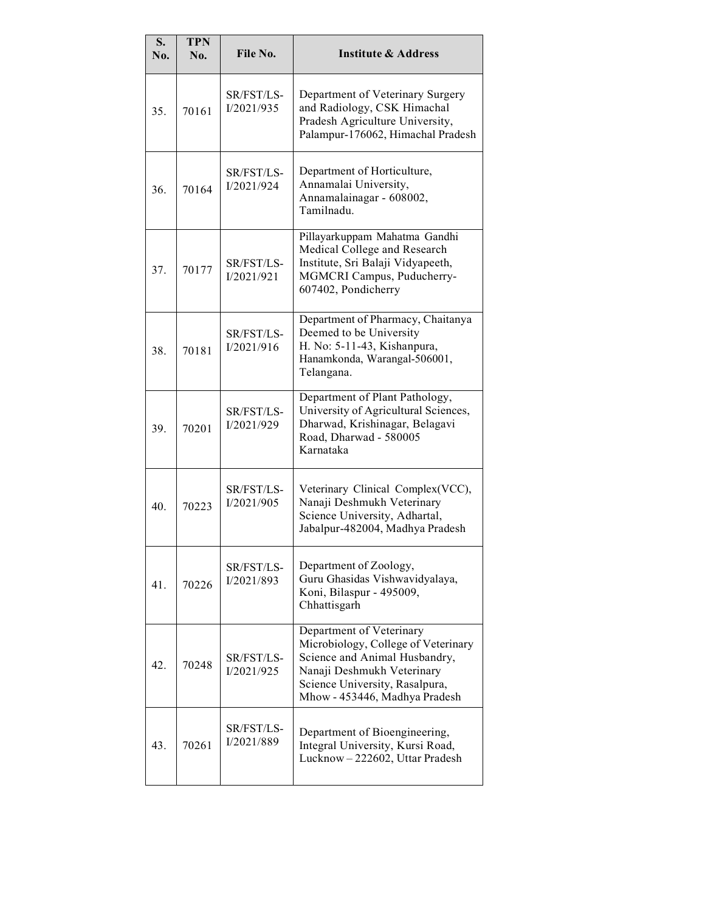| S. No. | TPN No. | File No. | Institute & Address |
|---|---|---|---|
| 35. | 70161 | SR/FST/LS-I/2021/935 | Department of Veterinary Surgery and Radiology, CSK Himachal Pradesh Agriculture University, Palampur-176062, Himachal Pradesh |
| 36. | 70164 | SR/FST/LS-I/2021/924 | Department of Horticulture, Annamalai University, Annamalainagar - 608002, Tamilnadu. |
| 37. | 70177 | SR/FST/LS-I/2021/921 | Pillayarkuppam Mahatma Gandhi Medical College and Research Institute, Sri Balaji Vidyapeeth, MGMCRI Campus, Puducherry-607402, Pondicherry |
| 38. | 70181 | SR/FST/LS-I/2021/916 | Department of Pharmacy, Chaitanya Deemed to be University H. No: 5-11-43, Kishanpura, Hanamkonda, Warangal-506001, Telangana. |
| 39. | 70201 | SR/FST/LS-I/2021/929 | Department of Plant Pathology, University of Agricultural Sciences, Dharwad, Krishinagar, Belagavi Road, Dharwad - 580005 Karnataka |
| 40. | 70223 | SR/FST/LS-I/2021/905 | Veterinary Clinical Complex(VCC), Nanaji Deshmukh Veterinary Science University, Adhartal, Jabalpur-482004, Madhya Pradesh |
| 41. | 70226 | SR/FST/LS-I/2021/893 | Department of Zoology, Guru Ghasidas Vishwavidyalaya, Koni, Bilaspur - 495009, Chhattisgarh |
| 42. | 70248 | SR/FST/LS-I/2021/925 | Department of Veterinary Microbiology, College of Veterinary Science and Animal Husbandry, Nanaji Deshmukh Veterinary Science University, Rasalpura, Mhow - 453446, Madhya Pradesh |
| 43. | 70261 | SR/FST/LS-I/2021/889 | Department of Bioengineering, Integral University, Kursi Road, Lucknow – 222602, Uttar Pradesh |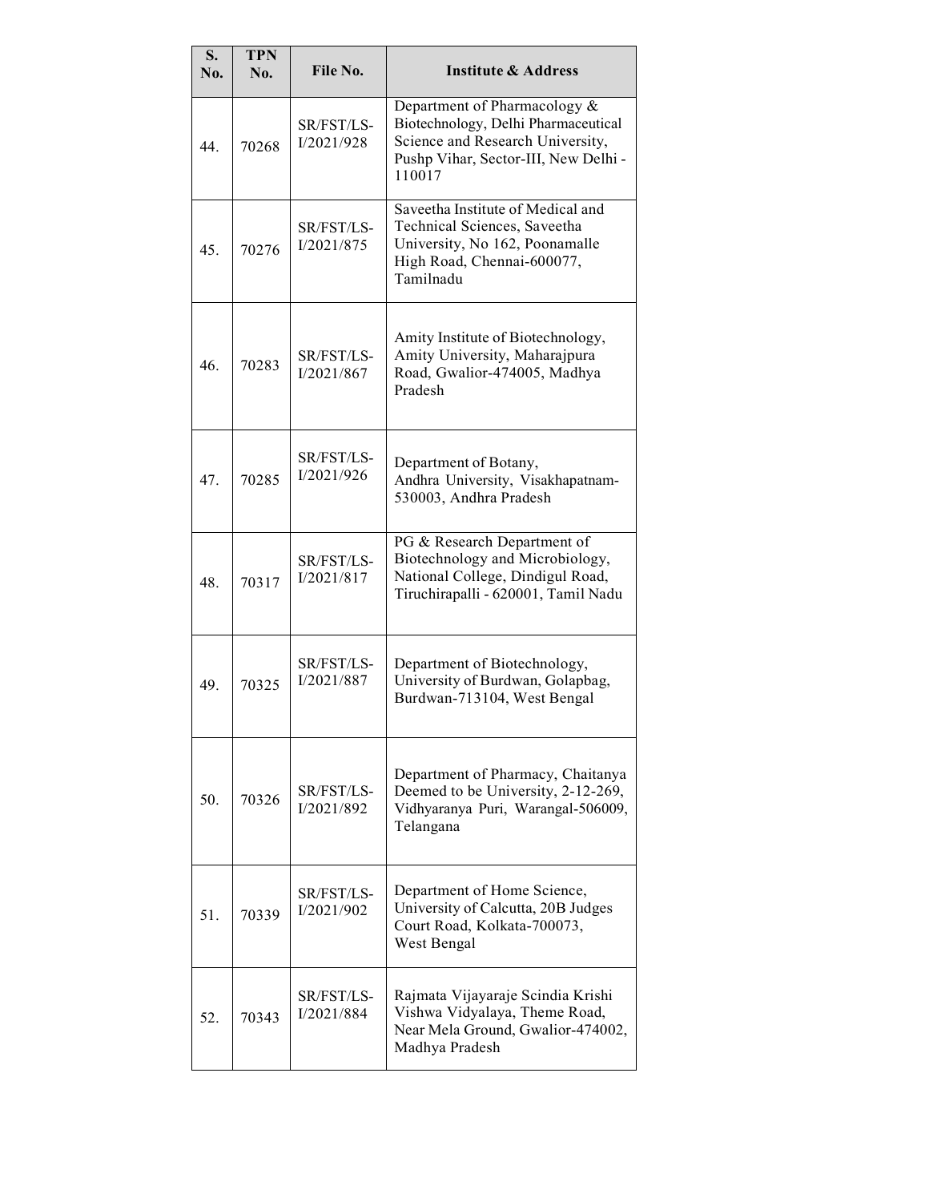| S. No. | TPN No. | File No. | Institute & Address |
|---|---|---|---|
| 44. | 70268 | SR/FST/LS-I/2021/928 | Department of Pharmacology & Biotechnology, Delhi Pharmaceutical Science and Research University, Pushp Vihar, Sector-III, New Delhi - 110017 |
| 45. | 70276 | SR/FST/LS-I/2021/875 | Saveetha Institute of Medical and Technical Sciences, Saveetha University, No 162, Poonamalle High Road, Chennai-600077, Tamilnadu |
| 46. | 70283 | SR/FST/LS-I/2021/867 | Amity Institute of Biotechnology, Amity University, Maharajpura Road, Gwalior-474005, Madhya Pradesh |
| 47. | 70285 | SR/FST/LS-I/2021/926 | Department of Botany, Andhra University, Visakhapatnam-530003, Andhra Pradesh |
| 48. | 70317 | SR/FST/LS-I/2021/817 | PG & Research Department of Biotechnology and Microbiology, National College, Dindigul Road, Tiruchirapalli - 620001, Tamil Nadu |
| 49. | 70325 | SR/FST/LS-I/2021/887 | Department of Biotechnology, University of Burdwan, Golapbag, Burdwan-713104, West Bengal |
| 50. | 70326 | SR/FST/LS-I/2021/892 | Department of Pharmacy, Chaitanya Deemed to be University, 2-12-269, Vidhyaranya Puri, Warangal-506009, Telangana |
| 51. | 70339 | SR/FST/LS-I/2021/902 | Department of Home Science, University of Calcutta, 20B Judges Court Road, Kolkata-700073, West Bengal |
| 52. | 70343 | SR/FST/LS-I/2021/884 | Rajmata Vijayaraje Scindia Krishi Vishwa Vidyalaya, Theme Road, Near Mela Ground, Gwalior-474002, Madhya Pradesh |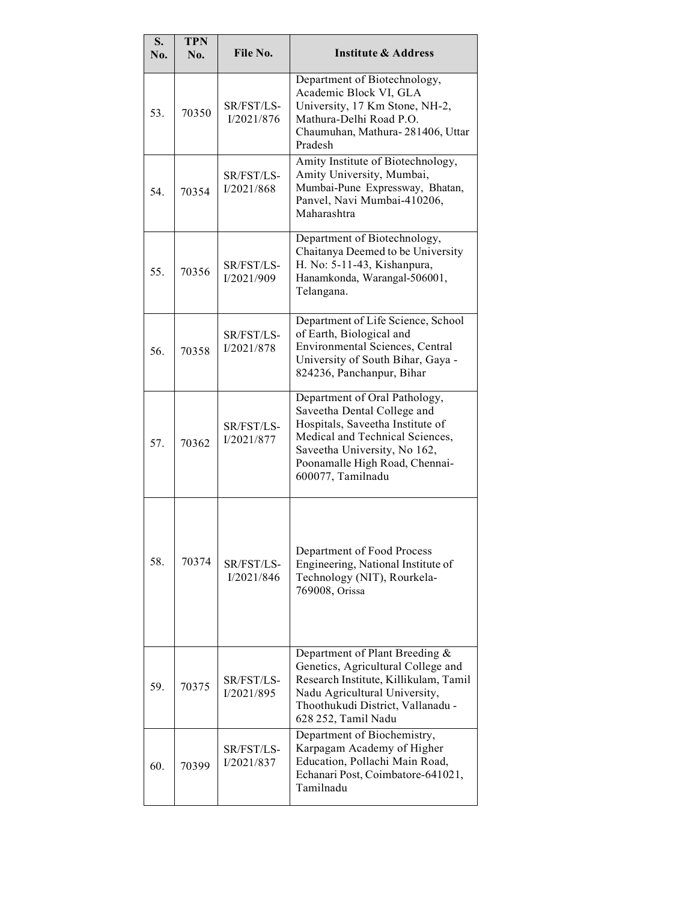| S. No. | TPN No. | File No. | Institute & Address |
|---|---|---|---|
| 53. | 70350 | SR/FST/LS-I/2021/876 | Department of Biotechnology, Academic Block VI, GLA University, 17 Km Stone, NH-2, Mathura-Delhi Road P.O. Chaumuhan, Mathura- 281406, Uttar Pradesh |
| 54. | 70354 | SR/FST/LS-I/2021/868 | Amity Institute of Biotechnology, Amity University, Mumbai, Mumbai-Pune Expressway, Bhatan, Panvel, Navi Mumbai-410206, Maharashtra |
| 55. | 70356 | SR/FST/LS-I/2021/909 | Department of Biotechnology, Chaitanya Deemed to be University H. No: 5-11-43, Kishanpura, Hanamkonda, Warangal-506001, Telangana. |
| 56. | 70358 | SR/FST/LS-I/2021/878 | Department of Life Science, School of Earth, Biological and Environmental Sciences, Central University of South Bihar, Gaya - 824236, Panchanpur, Bihar |
| 57. | 70362 | SR/FST/LS-I/2021/877 | Department of Oral Pathology, Saveetha Dental College and Hospitals, Saveetha Institute of Medical and Technical Sciences, Saveetha University, No 162, Poonamalle High Road, Chennai-600077, Tamilnadu |
| 58. | 70374 | SR/FST/LS-I/2021/846 | Department of Food Process Engineering, National Institute of Technology (NIT), Rourkela-769008, Orissa |
| 59. | 70375 | SR/FST/LS-I/2021/895 | Department of Plant Breeding & Genetics, Agricultural College and Research Institute, Killikulam, Tamil Nadu Agricultural University, Thoothukudi District, Vallanadu - 628 252, Tamil Nadu |
| 60. | 70399 | SR/FST/LS-I/2021/837 | Department of Biochemistry, Karpagam Academy of Higher Education, Pollachi Main Road, Echanari Post, Coimbatore-641021, Tamilnadu |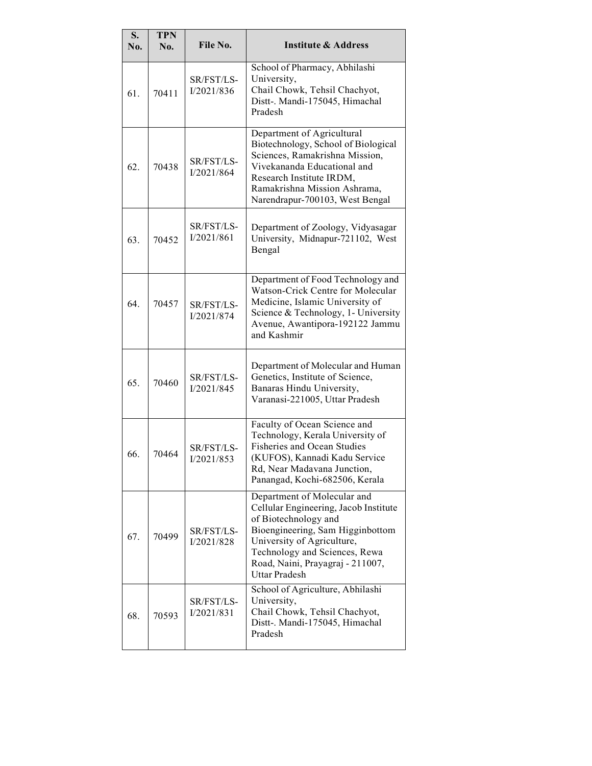| S. No. | TPN No. | File No. | Institute & Address |
| --- | --- | --- | --- |
| 61. | 70411 | SR/FST/LS-I/2021/836 | School of Pharmacy, Abhilashi University, Chail Chowk, Tehsil Chachyot, Distt-. Mandi-175045, Himachal Pradesh |
| 62. | 70438 | SR/FST/LS-I/2021/864 | Department of Agricultural Biotechnology, School of Biological Sciences, Ramakrishna Mission, Vivekananda Educational and Research Institute IRDM, Ramakrishna Mission Ashrama, Narendrapur-700103, West Bengal |
| 63. | 70452 | SR/FST/LS-I/2021/861 | Department of Zoology, Vidyasagar University, Midnapur-721102, West Bengal |
| 64. | 70457 | SR/FST/LS-I/2021/874 | Department of Food Technology and Watson-Crick Centre for Molecular Medicine, Islamic University of Science & Technology, 1- University Avenue, Awantipora-192122 Jammu and Kashmir |
| 65. | 70460 | SR/FST/LS-I/2021/845 | Department of Molecular and Human Genetics, Institute of Science, Banaras Hindu University, Varanasi-221005, Uttar Pradesh |
| 66. | 70464 | SR/FST/LS-I/2021/853 | Faculty of Ocean Science and Technology, Kerala University of Fisheries and Ocean Studies (KUFOS), Kannadi Kadu Service Rd, Near Madavana Junction, Panangad, Kochi-682506, Kerala |
| 67. | 70499 | SR/FST/LS-I/2021/828 | Department of Molecular and Cellular Engineering, Jacob Institute of Biotechnology and Bioengineering, Sam Higginbottom University of Agriculture, Technology and Sciences, Rewa Road, Naini, Prayagraj - 211007, Uttar Pradesh |
| 68. | 70593 | SR/FST/LS-I/2021/831 | School of Agriculture, Abhilashi University, Chail Chowk, Tehsil Chachyot, Distt-. Mandi-175045, Himachal Pradesh |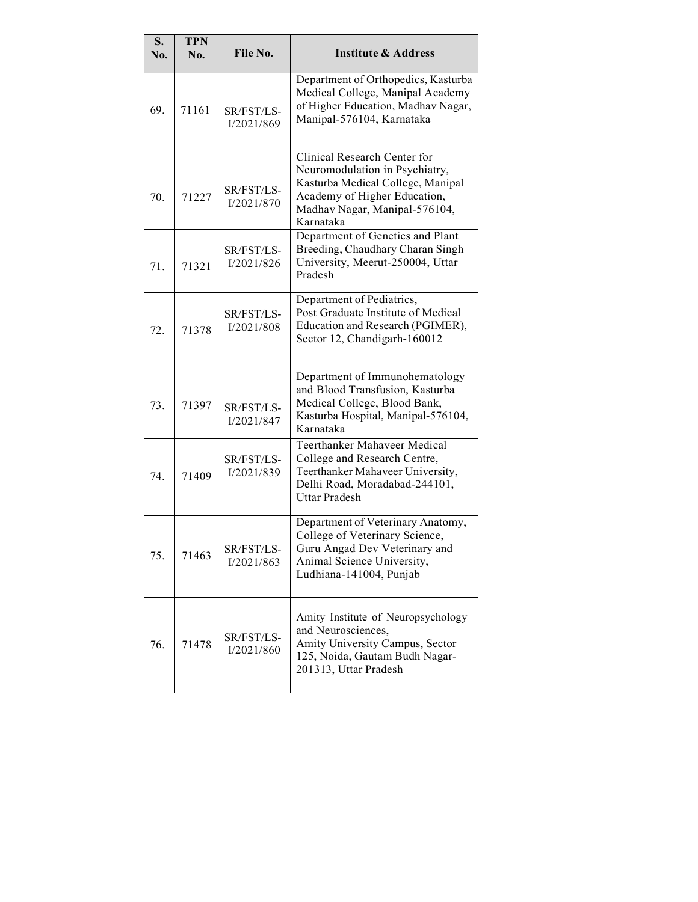| S. No. | TPN No. | File No. | Institute & Address |
|---|---|---|---|
| 69. | 71161 | SR/FST/LS-I/2021/869 | Department of Orthopedics, Kasturba Medical College, Manipal Academy of Higher Education, Madhav Nagar, Manipal-576104, Karnataka |
| 70. | 71227 | SR/FST/LS-I/2021/870 | Clinical Research Center for Neuromodulation in Psychiatry, Kasturba Medical College, Manipal Academy of Higher Education, Madhav Nagar, Manipal-576104, Karnataka |
| 71. | 71321 | SR/FST/LS-I/2021/826 | Department of Genetics and Plant Breeding, Chaudhary Charan Singh University, Meerut-250004, Uttar Pradesh |
| 72. | 71378 | SR/FST/LS-I/2021/808 | Department of Pediatrics, Post Graduate Institute of Medical Education and Research (PGIMER), Sector 12, Chandigarh-160012 |
| 73. | 71397 | SR/FST/LS-I/2021/847 | Department of Immunohematology and Blood Transfusion, Kasturba Medical College, Blood Bank, Kasturba Hospital, Manipal-576104, Karnataka |
| 74. | 71409 | SR/FST/LS-I/2021/839 | Teerthanker Mahaveer Medical College and Research Centre, Teerthanker Mahaveer University, Delhi Road, Moradabad-244101, Uttar Pradesh |
| 75. | 71463 | SR/FST/LS-I/2021/863 | Department of Veterinary Anatomy, College of Veterinary Science, Guru Angad Dev Veterinary and Animal Science University, Ludhiana-141004, Punjab |
| 76. | 71478 | SR/FST/LS-I/2021/860 | Amity Institute of Neuropsychology and Neurosciences, Amity University Campus, Sector 125, Noida, Gautam Budh Nagar-201313, Uttar Pradesh |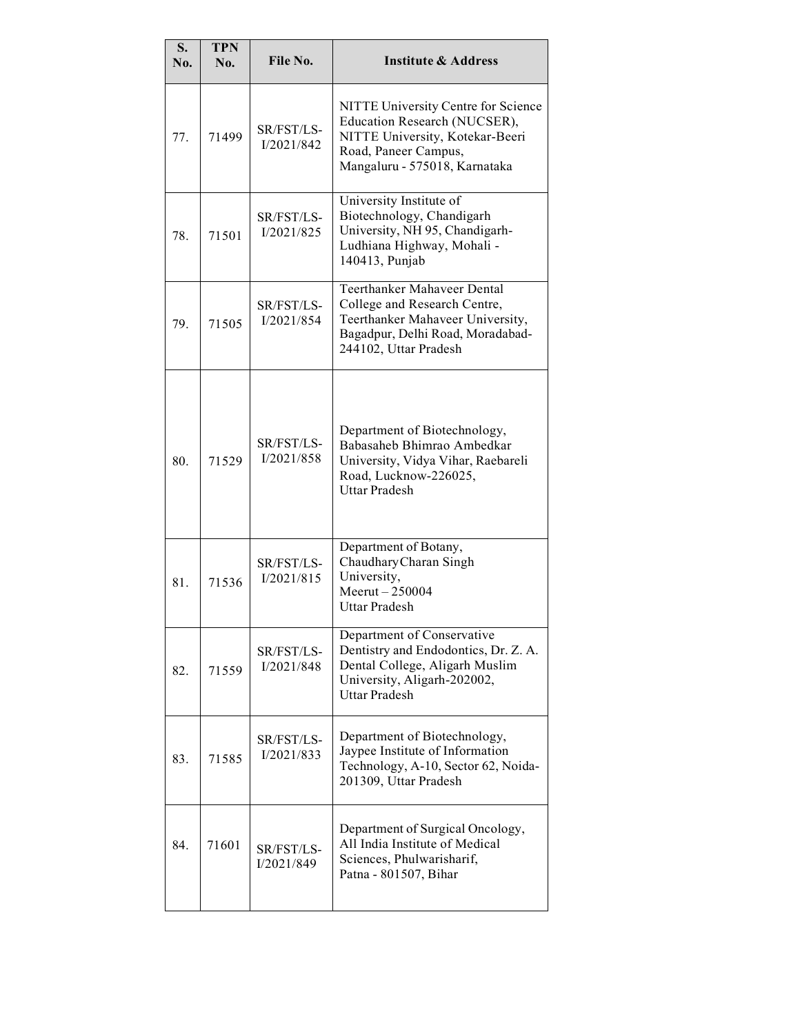| S. No. | TPN No. | File No. | Institute & Address |
|---|---|---|---|
| 77. | 71499 | SR/FST/LS-I/2021/842 | NITTE University Centre for Science Education Research (NUCSER), NITTE University, Kotekar-Beeri Road, Paneer Campus, Mangaluru - 575018, Karnataka |
| 78. | 71501 | SR/FST/LS-I/2021/825 | University Institute of Biotechnology, Chandigarh University, NH 95, Chandigarh-Ludhiana Highway, Mohali - 140413, Punjab |
| 79. | 71505 | SR/FST/LS-I/2021/854 | Teerthanker Mahaveer Dental College and Research Centre, Teerthanker Mahaveer University, Bagadpur, Delhi Road, Moradabad-244102, Uttar Pradesh |
| 80. | 71529 | SR/FST/LS-I/2021/858 | Department of Biotechnology, Babasaheb Bhimrao Ambedkar University, Vidya Vihar, Raebareli Road, Lucknow-226025, Uttar Pradesh |
| 81. | 71536 | SR/FST/LS-I/2021/815 | Department of Botany, ChaudharyCharan Singh University, Meerut – 250004 Uttar Pradesh |
| 82. | 71559 | SR/FST/LS-I/2021/848 | Department of Conservative Dentistry and Endodontics, Dr. Z. A. Dental College, Aligarh Muslim University, Aligarh-202002, Uttar Pradesh |
| 83. | 71585 | SR/FST/LS-I/2021/833 | Department of Biotechnology, Jaypee Institute of Information Technology, A-10, Sector 62, Noida-201309, Uttar Pradesh |
| 84. | 71601 | SR/FST/LS-I/2021/849 | Department of Surgical Oncology, All India Institute of Medical Sciences, Phulwarisharif, Patna - 801507, Bihar |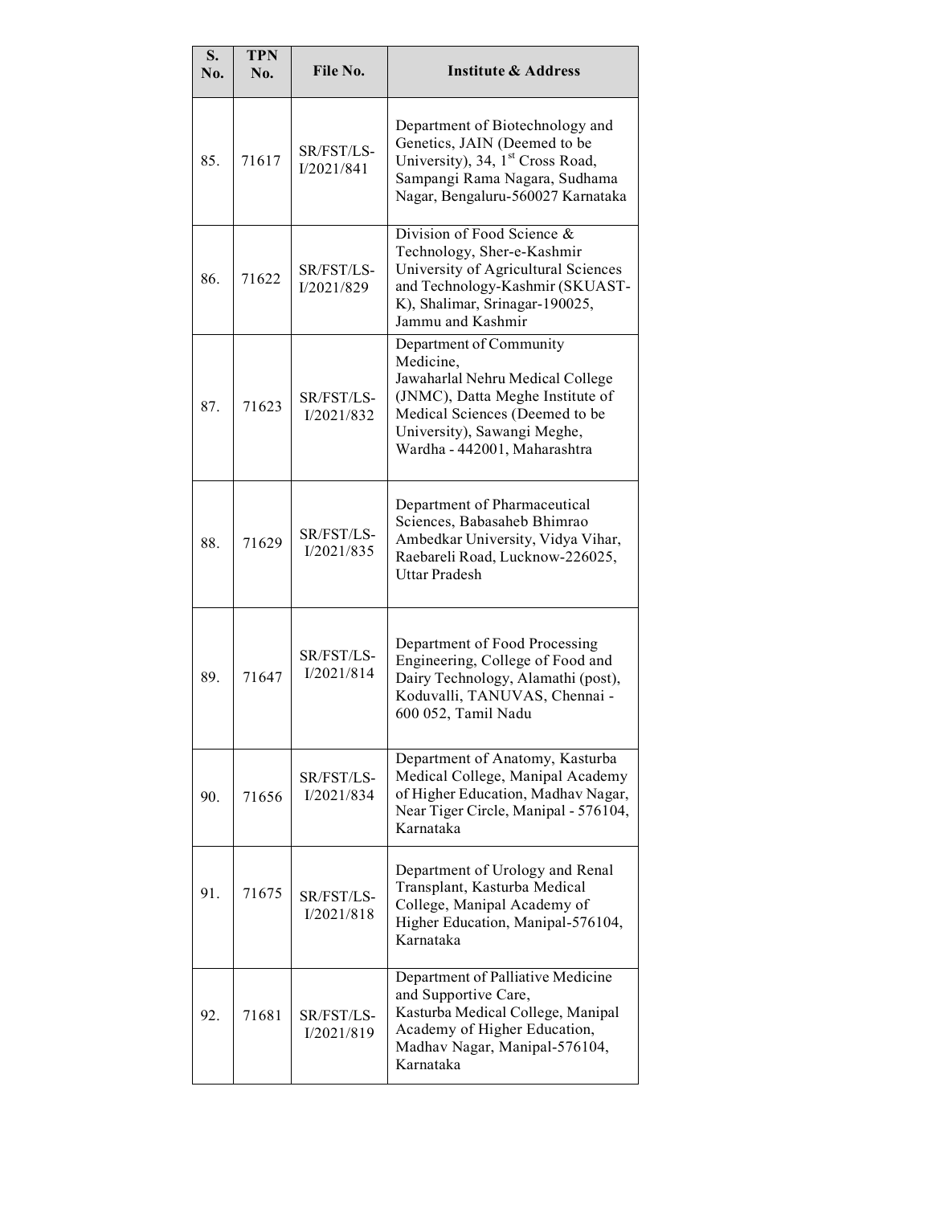| S. No. | TPN No. | File No. | Institute & Address |
|---|---|---|---|
| 85. | 71617 | SR/FST/LS-I/2021/841 | Department of Biotechnology and Genetics, JAIN (Deemed to be University), 34, 1st Cross Road, Sampangi Rama Nagara, Sudhama Nagar, Bengaluru-560027 Karnataka |
| 86. | 71622 | SR/FST/LS-I/2021/829 | Division of Food Science & Technology, Sher-e-Kashmir University of Agricultural Sciences and Technology-Kashmir (SKUAST-K), Shalimar, Srinagar-190025, Jammu and Kashmir |
| 87. | 71623 | SR/FST/LS-I/2021/832 | Department of Community Medicine, Jawaharlal Nehru Medical College (JNMC), Datta Meghe Institute of Medical Sciences (Deemed to be University), Sawangi Meghe, Wardha - 442001, Maharashtra |
| 88. | 71629 | SR/FST/LS-I/2021/835 | Department of Pharmaceutical Sciences, Babasaheb Bhimrao Ambedkar University, Vidya Vihar, Raebareli Road, Lucknow-226025, Uttar Pradesh |
| 89. | 71647 | SR/FST/LS-I/2021/814 | Department of Food Processing Engineering, College of Food and Dairy Technology, Alamathi (post), Koduvalli, TANUVAS, Chennai - 600 052, Tamil Nadu |
| 90. | 71656 | SR/FST/LS-I/2021/834 | Department of Anatomy, Kasturba Medical College, Manipal Academy of Higher Education, Madhav Nagar, Near Tiger Circle, Manipal - 576104, Karnataka |
| 91. | 71675 | SR/FST/LS-I/2021/818 | Department of Urology and Renal Transplant, Kasturba Medical College, Manipal Academy of Higher Education, Manipal-576104, Karnataka |
| 92. | 71681 | SR/FST/LS-I/2021/819 | Department of Palliative Medicine and Supportive Care, Kasturba Medical College, Manipal Academy of Higher Education, Madhav Nagar, Manipal-576104, Karnataka |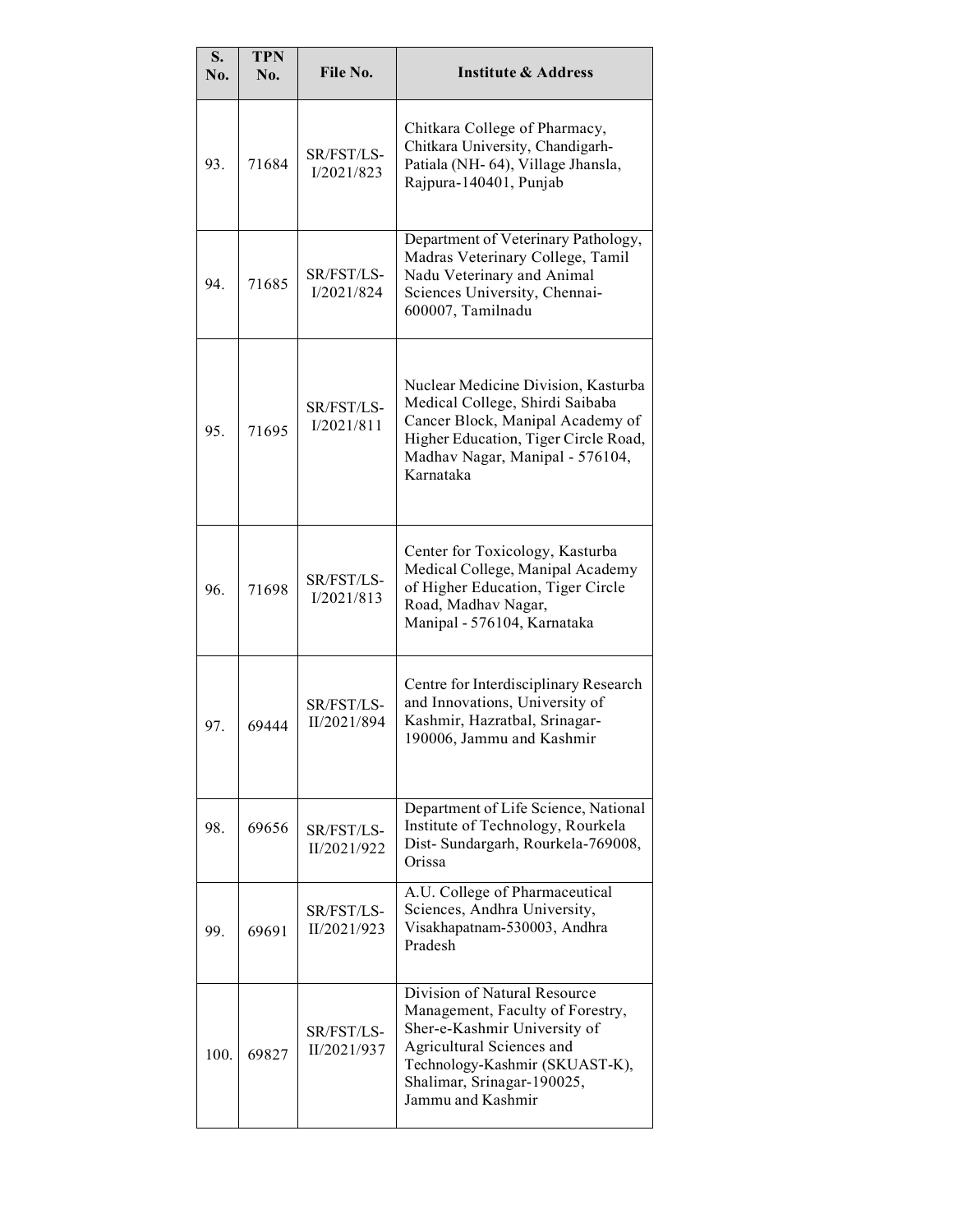| S. No. | TPN No. | File No. | Institute & Address |
|---|---|---|---|
| 93. | 71684 | SR/FST/LS-I/2021/823 | Chitkara College of Pharmacy, Chitkara University, Chandigarh-Patiala (NH- 64), Village Jhansla, Rajpura-140401, Punjab |
| 94. | 71685 | SR/FST/LS-I/2021/824 | Department of Veterinary Pathology, Madras Veterinary College, Tamil Nadu Veterinary and Animal Sciences University, Chennai-600007, Tamilnadu |
| 95. | 71695 | SR/FST/LS-I/2021/811 | Nuclear Medicine Division, Kasturba Medical College, Shirdi Saibaba Cancer Block, Manipal Academy of Higher Education, Tiger Circle Road, Madhav Nagar, Manipal - 576104, Karnataka |
| 96. | 71698 | SR/FST/LS-I/2021/813 | Center for Toxicology, Kasturba Medical College, Manipal Academy of Higher Education, Tiger Circle Road, Madhav Nagar, Manipal - 576104, Karnataka |
| 97. | 69444 | SR/FST/LS-II/2021/894 | Centre for Interdisciplinary Research and Innovations, University of Kashmir, Hazratbal, Srinagar-190006, Jammu and Kashmir |
| 98. | 69656 | SR/FST/LS-II/2021/922 | Department of Life Science, National Institute of Technology, Rourkela Dist- Sundargarh, Rourkela-769008, Orissa |
| 99. | 69691 | SR/FST/LS-II/2021/923 | A.U. College of Pharmaceutical Sciences, Andhra University, Visakhapatnam-530003, Andhra Pradesh |
| 100. | 69827 | SR/FST/LS-II/2021/937 | Division of Natural Resource Management, Faculty of Forestry, Sher-e-Kashmir University of Agricultural Sciences and Technology-Kashmir (SKUAST-K), Shalimar, Srinagar-190025, Jammu and Kashmir |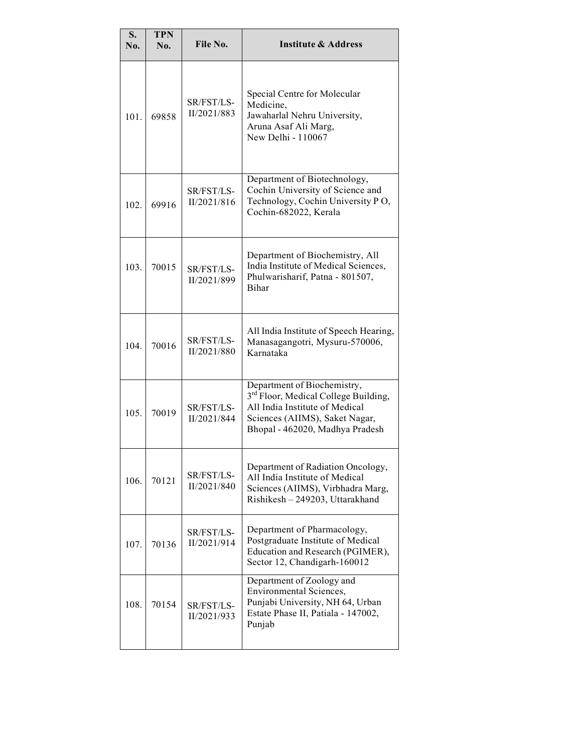| S. No. | TPN No. | File No. | Institute & Address |
|---|---|---|---|
| 101. | 69858 | SR/FST/LS-II/2021/883 | Special Centre for Molecular Medicine, Jawaharlal Nehru University, Aruna Asaf Ali Marg, New Delhi - 110067 |
| 102. | 69916 | SR/FST/LS-II/2021/816 | Department of Biotechnology, Cochin University of Science and Technology, Cochin University P O, Cochin-682022, Kerala |
| 103. | 70015 | SR/FST/LS-II/2021/899 | Department of Biochemistry, All India Institute of Medical Sciences, Phulwarisharif, Patna - 801507, Bihar |
| 104. | 70016 | SR/FST/LS-II/2021/880 | All India Institute of Speech Hearing, Manasagangotri, Mysuru-570006, Karnataka |
| 105. | 70019 | SR/FST/LS-II/2021/844 | Department of Biochemistry, 3rd Floor, Medical College Building, All India Institute of Medical Sciences (AIIMS), Saket Nagar, Bhopal - 462020, Madhya Pradesh |
| 106. | 70121 | SR/FST/LS-II/2021/840 | Department of Radiation Oncology, All India Institute of Medical Sciences (AIIMS), Virbhadra Marg, Rishikesh – 249203, Uttarakhand |
| 107. | 70136 | SR/FST/LS-II/2021/914 | Department of Pharmacology, Postgraduate Institute of Medical Education and Research (PGIMER), Sector 12, Chandigarh-160012 |
| 108. | 70154 | SR/FST/LS-II/2021/933 | Department of Zoology and Environmental Sciences, Punjabi University, NH 64, Urban Estate Phase II, Patiala - 147002, Punjab |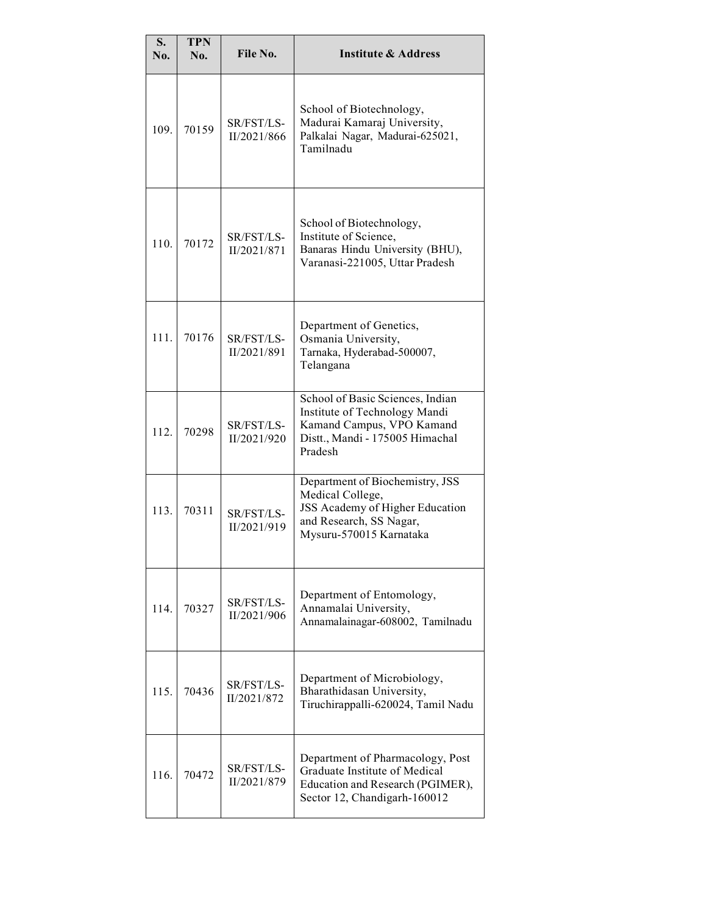| S. No. | TPN No. | File No. | Institute & Address |
|---|---|---|---|
| 109. | 70159 | SR/FST/LS-II/2021/866 | School of Biotechnology, Madurai Kamaraj University, Palkalai Nagar, Madurai-625021, Tamilnadu |
| 110. | 70172 | SR/FST/LS-II/2021/871 | School of Biotechnology, Institute of Science, Banaras Hindu University (BHU), Varanasi-221005, Uttar Pradesh |
| 111. | 70176 | SR/FST/LS-II/2021/891 | Department of Genetics, Osmania University, Tarnaka, Hyderabad-500007, Telangana |
| 112. | 70298 | SR/FST/LS-II/2021/920 | School of Basic Sciences, Indian Institute of Technology Mandi Kamand Campus, VPO Kamand Distt., Mandi - 175005 Himachal Pradesh |
| 113. | 70311 | SR/FST/LS-II/2021/919 | Department of Biochemistry, JSS Medical College, JSS Academy of Higher Education and Research, SS Nagar, Mysuru-570015 Karnataka |
| 114. | 70327 | SR/FST/LS-II/2021/906 | Department of Entomology, Annamalai University, Annamalainagar-608002, Tamilnadu |
| 115. | 70436 | SR/FST/LS-II/2021/872 | Department of Microbiology, Bharathidasan University, Tiruchirappalli-620024, Tamil Nadu |
| 116. | 70472 | SR/FST/LS-II/2021/879 | Department of Pharmacology, Post Graduate Institute of Medical Education and Research (PGIMER), Sector 12, Chandigarh-160012 |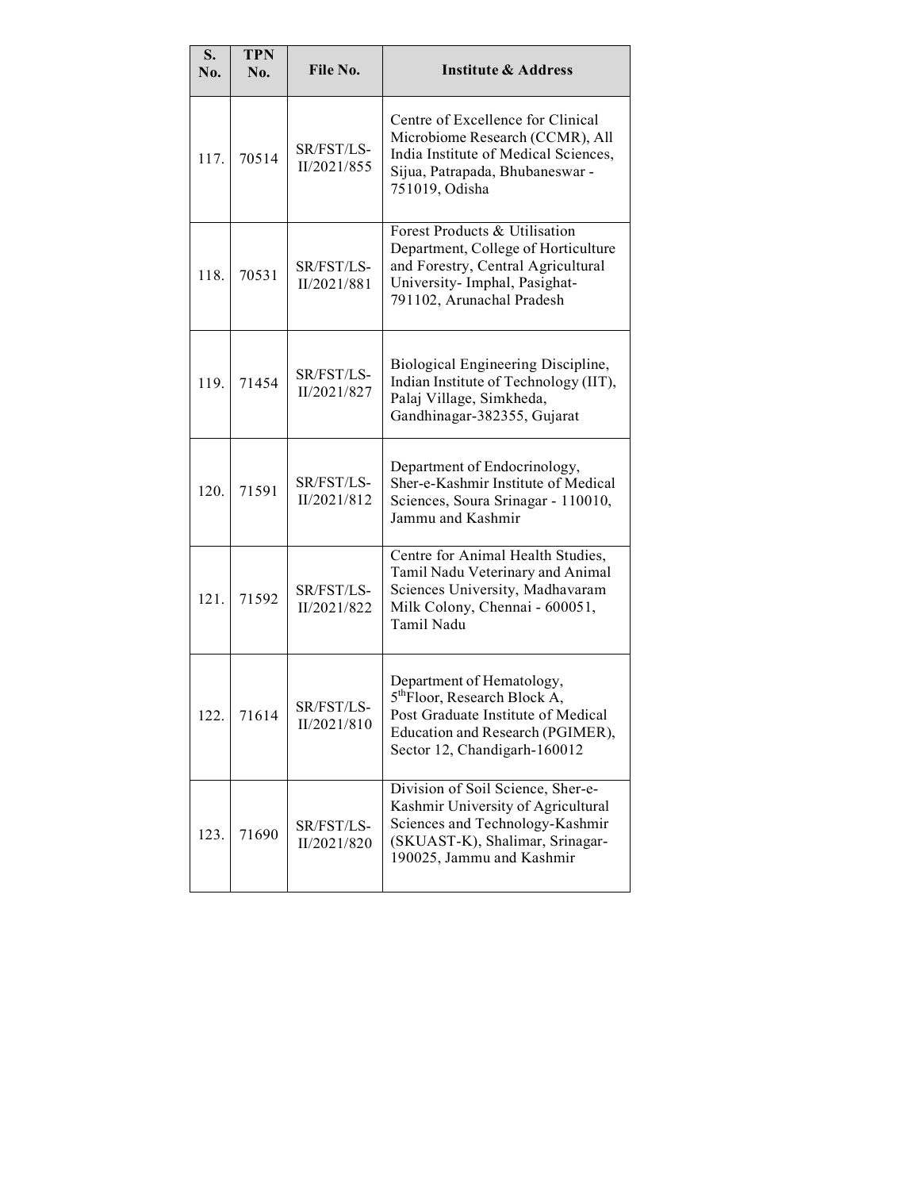| S. No. | TPN No. | File No. | Institute & Address |
|---|---|---|---|
| 117. | 70514 | SR/FST/LS-II/2021/855 | Centre of Excellence for Clinical Microbiome Research (CCMR), All India Institute of Medical Sciences, Sijua, Patrapada, Bhubaneswar - 751019, Odisha |
| 118. | 70531 | SR/FST/LS-II/2021/881 | Forest Products & Utilisation Department, College of Horticulture and Forestry, Central Agricultural University- Imphal, Pasighat-791102, Arunachal Pradesh |
| 119. | 71454 | SR/FST/LS-II/2021/827 | Biological Engineering Discipline, Indian Institute of Technology (IIT), Palaj Village, Simkheda, Gandhinagar-382355, Gujarat |
| 120. | 71591 | SR/FST/LS-II/2021/812 | Department of Endocrinology, Sher-e-Kashmir Institute of Medical Sciences, Soura Srinagar - 110010, Jammu and Kashmir |
| 121. | 71592 | SR/FST/LS-II/2021/822 | Centre for Animal Health Studies, Tamil Nadu Veterinary and Animal Sciences University, Madhavaram Milk Colony, Chennai - 600051, Tamil Nadu |
| 122. | 71614 | SR/FST/LS-II/2021/810 | Department of Hematology, 5th Floor, Research Block A, Post Graduate Institute of Medical Education and Research (PGIMER), Sector 12, Chandigarh-160012 |
| 123. | 71690 | SR/FST/LS-II/2021/820 | Division of Soil Science, Sher-e-Kashmir University of Agricultural Sciences and Technology-Kashmir (SKUAST-K), Shalimar, Srinagar-190025, Jammu and Kashmir |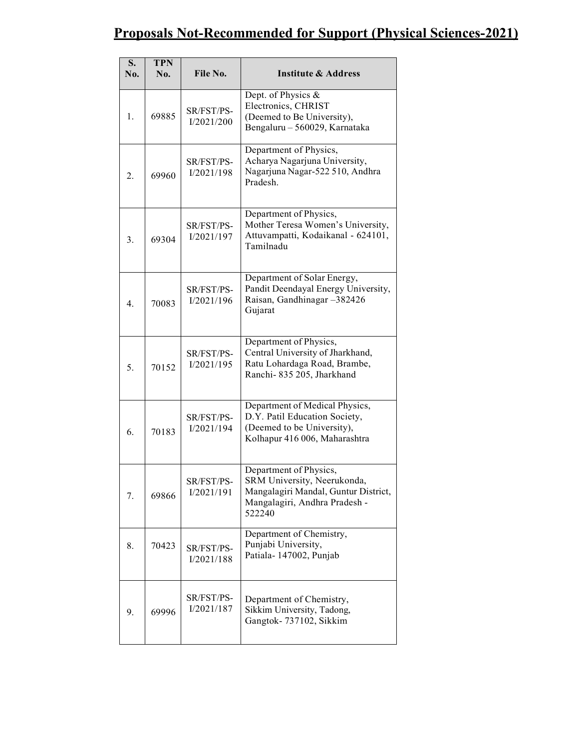# Proposals Not-Recommended for Support (Physical Sciences-2021)

| S. No. | TPN No. | File No. | Institute & Address |
|---|---|---|---|
| 1. | 69885 | SR/FST/PS-I/2021/200 | Dept. of Physics & Electronics, CHRIST (Deemed to Be University), Bengaluru – 560029, Karnataka |
| 2. | 69960 | SR/FST/PS-I/2021/198 | Department of Physics, Acharya Nagarjuna University, Nagarjuna Nagar-522 510, Andhra Pradesh. |
| 3. | 69304 | SR/FST/PS-I/2021/197 | Department of Physics, Mother Teresa Women's University, Attuvampatti, Kodaikanal - 624101, Tamilnadu |
| 4. | 70083 | SR/FST/PS-I/2021/196 | Department of Solar Energy, Pandit Deendayal Energy University, Raisan, Gandhinagar –382426 Gujarat |
| 5. | 70152 | SR/FST/PS-I/2021/195 | Department of Physics, Central University of Jharkhand, Ratu Lohardaga Road, Brambe, Ranchi- 835 205, Jharkhand |
| 6. | 70183 | SR/FST/PS-I/2021/194 | Department of Medical Physics, D.Y. Patil Education Society, (Deemed to be University), Kolhapur 416 006, Maharashtra |
| 7. | 69866 | SR/FST/PS-I/2021/191 | Department of Physics, SRM University, Neerukonda, Mangalagiri Mandal, Guntur District, Mangalagiri, Andhra Pradesh - 522240 |
| 8. | 70423 | SR/FST/PS-I/2021/188 | Department of Chemistry, Punjabi University, Patiala- 147002, Punjab |
| 9. | 69996 | SR/FST/PS-I/2021/187 | Department of Chemistry, Sikkim University, Tadong, Gangtok- 737102, Sikkim |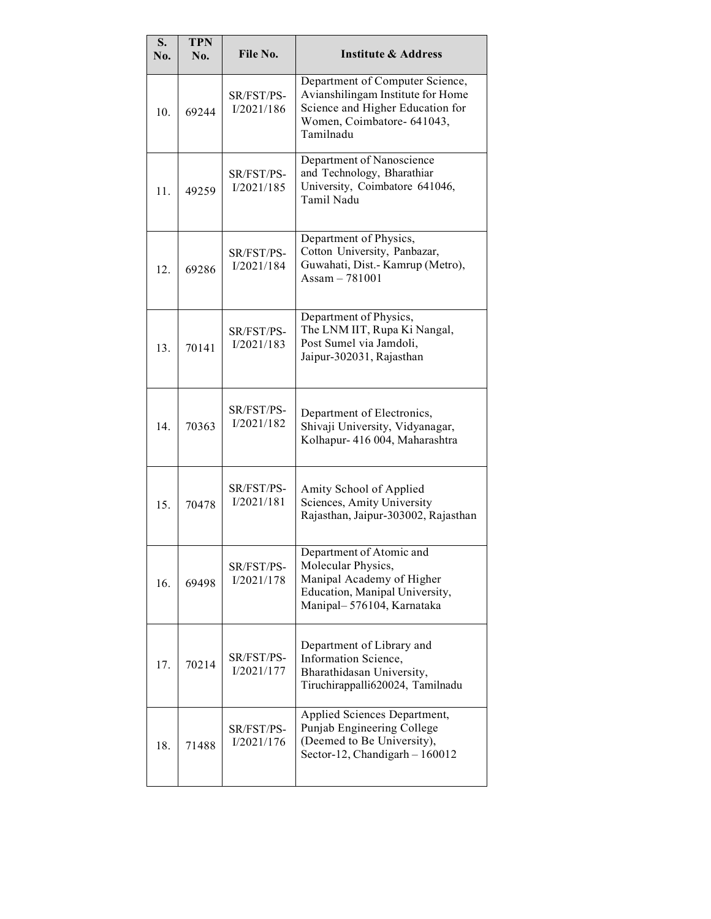| S. No. | TPN No. | File No. | Institute & Address |
|---|---|---|---|
| 10. | 69244 | SR/FST/PS-I/2021/186 | Department of Computer Science, Avianshilingam Institute for Home Science and Higher Education for Women, Coimbatore- 641043, Tamilnadu |
| 11. | 49259 | SR/FST/PS-I/2021/185 | Department of Nanoscience and Technology, Bharathiar University, Coimbatore 641046, Tamil Nadu |
| 12. | 69286 | SR/FST/PS-I/2021/184 | Department of Physics, Cotton University, Panbazar, Guwahati, Dist.- Kamrup (Metro), Assam – 781001 |
| 13. | 70141 | SR/FST/PS-I/2021/183 | Department of Physics, The LNM IIT, Rupa Ki Nangal, Post Sumel via Jamdoli, Jaipur-302031, Rajasthan |
| 14. | 70363 | SR/FST/PS-I/2021/182 | Department of Electronics, Shivaji University, Vidyanagar, Kolhapur- 416 004, Maharashtra |
| 15. | 70478 | SR/FST/PS-I/2021/181 | Amity School of Applied Sciences, Amity University Rajasthan, Jaipur-303002, Rajasthan |
| 16. | 69498 | SR/FST/PS-I/2021/178 | Department of Atomic and Molecular Physics, Manipal Academy of Higher Education, Manipal University, Manipal– 576104, Karnataka |
| 17. | 70214 | SR/FST/PS-I/2021/177 | Department of Library and Information Science, Bharathidasan University, Tiruchirappalli620024, Tamilnadu |
| 18. | 71488 | SR/FST/PS-I/2021/176 | Applied Sciences Department, Punjab Engineering College (Deemed to Be University), Sector-12, Chandigarh – 160012 |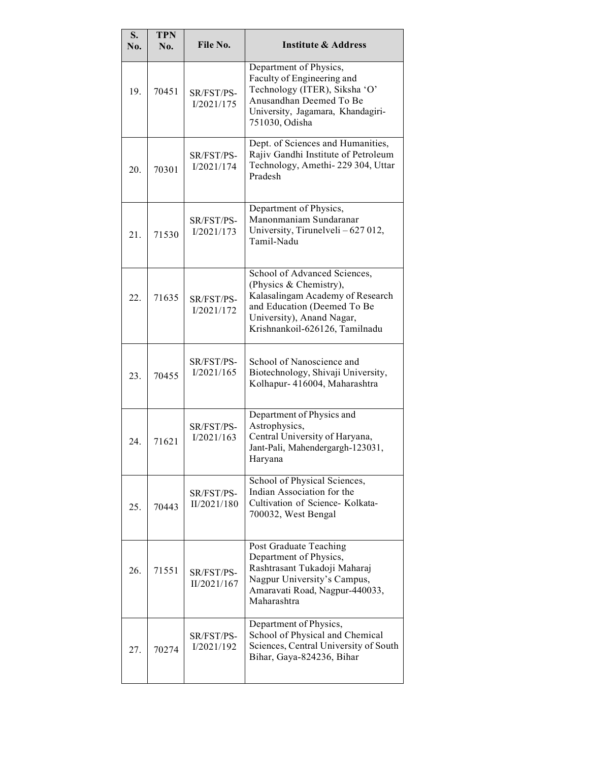| S. No. | TPN No. | File No. | Institute & Address |
|---|---|---|---|
| 19. | 70451 | SR/FST/PS-I/2021/175 | Department of Physics, Faculty of Engineering and Technology (ITER), Siksha 'O' Anusandhan Deemed To Be University, Jagamara, Khandagiri-751030, Odisha |
| 20. | 70301 | SR/FST/PS-I/2021/174 | Dept. of Sciences and Humanities, Rajiv Gandhi Institute of Petroleum Technology, Amethi- 229 304, Uttar Pradesh |
| 21. | 71530 | SR/FST/PS-I/2021/173 | Department of Physics, Manonmaniam Sundaranar University, Tirunelveli – 627 012, Tamil-Nadu |
| 22. | 71635 | SR/FST/PS-I/2021/172 | School of Advanced Sciences, (Physics & Chemistry), Kalasalingam Academy of Research and Education (Deemed To Be University), Anand Nagar, Krishnankoil-626126, Tamilnadu |
| 23. | 70455 | SR/FST/PS-I/2021/165 | School of Nanoscience and Biotechnology, Shivaji University, Kolhapur- 416004, Maharashtra |
| 24. | 71621 | SR/FST/PS-I/2021/163 | Department of Physics and Astrophysics, Central University of Haryana, Jant-Pali, Mahendergargh-123031, Haryana |
| 25. | 70443 | SR/FST/PS-II/2021/180 | School of Physical Sciences, Indian Association for the Cultivation of Science- Kolkata-700032, West Bengal |
| 26. | 71551 | SR/FST/PS-II/2021/167 | Post Graduate Teaching Department of Physics, Rashtrasant Tukadoji Maharaj Nagpur University's Campus, Amaravati Road, Nagpur-440033, Maharashtra |
| 27. | 70274 | SR/FST/PS-I/2021/192 | Department of Physics, School of Physical and Chemical Sciences, Central University of South Bihar, Gaya-824236, Bihar |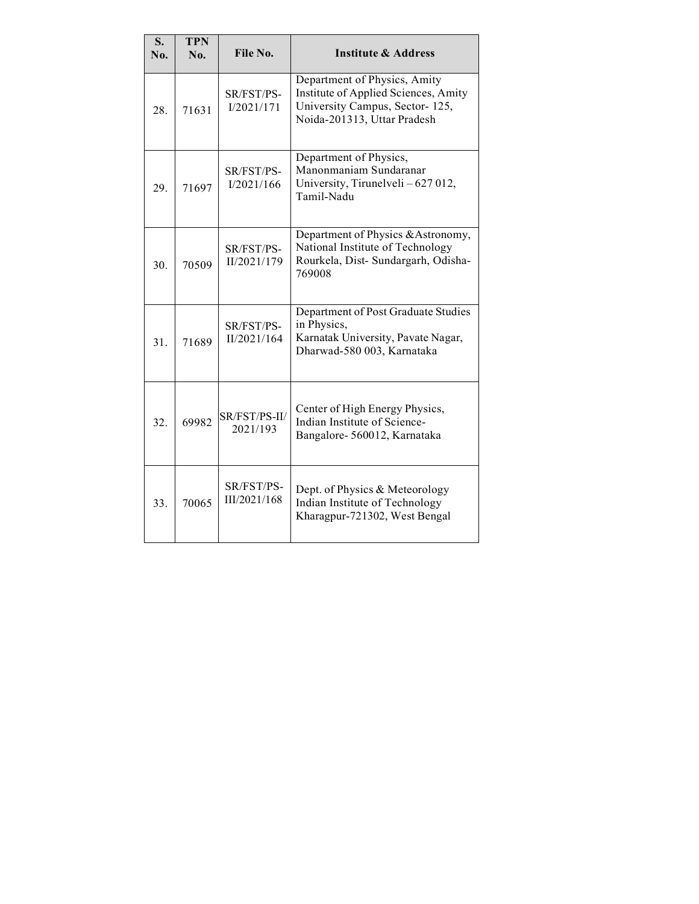| S. No. | TPN No. | File No. | Institute & Address |
|---|---|---|---|
| 28. | 71631 | SR/FST/PS-I/2021/171 | Department of Physics, Amity Institute of Applied Sciences, Amity University Campus, Sector- 125, Noida-201313, Uttar Pradesh |
| 29. | 71697 | SR/FST/PS-I/2021/166 | Department of Physics, Manonmaniam Sundaranar University, Tirunelveli – 627 012, Tamil-Nadu |
| 30. | 70509 | SR/FST/PS-II/2021/179 | Department of Physics &Astronomy, National Institute of Technology Rourkela, Dist- Sundargarh, Odisha-769008 |
| 31. | 71689 | SR/FST/PS-II/2021/164 | Department of Post Graduate Studies in Physics, Karnatak University, Pavate Nagar, Dharwad-580 003, Karnataka |
| 32. | 69982 | SR/FST/PS-II/2021/193 | Center of High Energy Physics, Indian Institute of Science-Bangalore- 560012, Karnataka |
| 33. | 70065 | SR/FST/PS-III/2021/168 | Dept. of Physics & Meteorology Indian Institute of Technology Kharagpur-721302, West Bengal |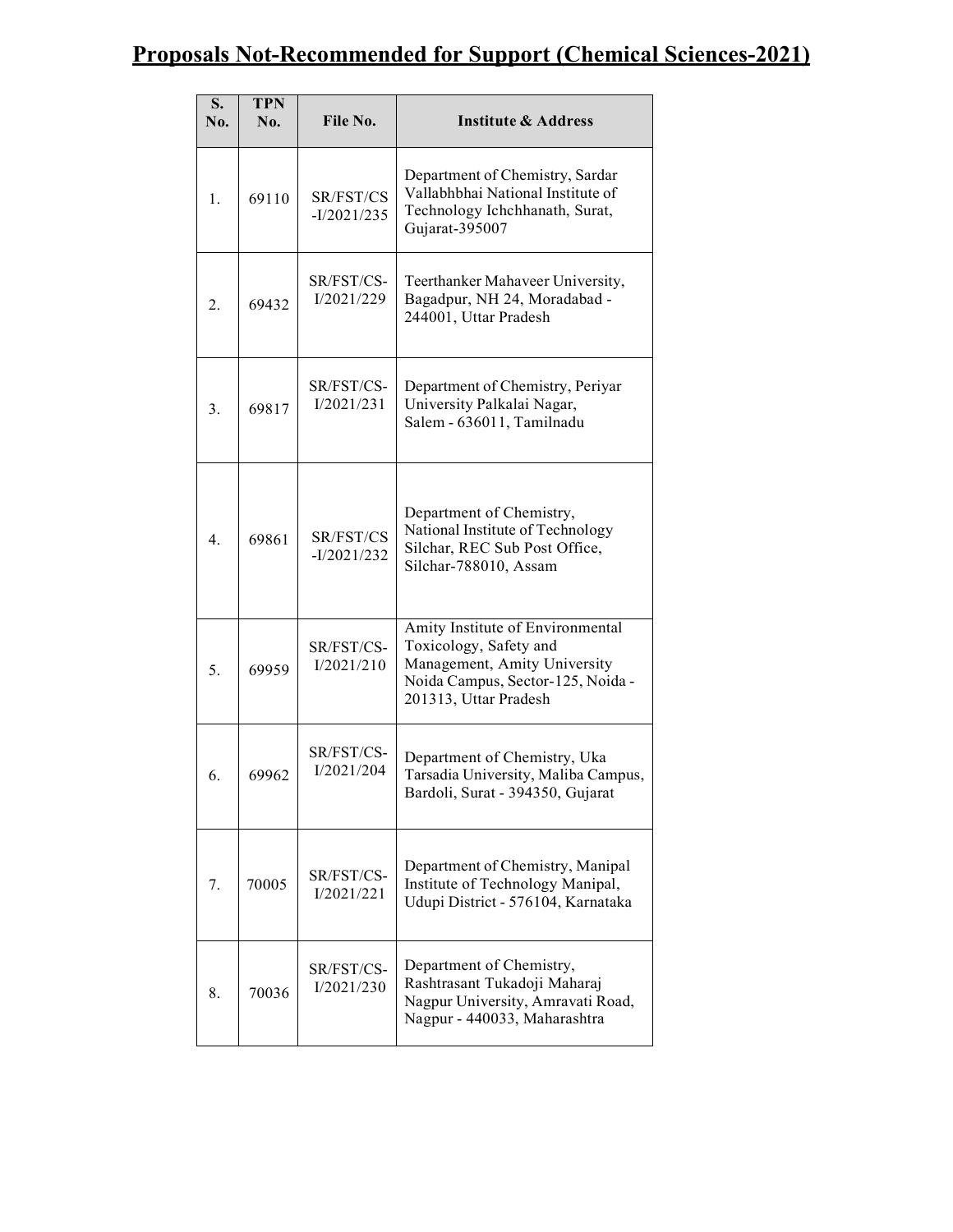# Proposals Not-Recommended for Support (Chemical Sciences-2021)

| S. No. | TPN No. | File No. | Institute & Address |
|---|---|---|---|
| 1. | 69110 | SR/FST/CS-I/2021/235 | Department of Chemistry, Sardar Vallabhbhai National Institute of Technology Ichchhanath, Surat, Gujarat-395007 |
| 2. | 69432 | SR/FST/CS-I/2021/229 | Teerthanker Mahaveer University, Bagadpur, NH 24, Moradabad - 244001, Uttar Pradesh |
| 3. | 69817 | SR/FST/CS-I/2021/231 | Department of Chemistry, Periyar University Palkalai Nagar, Salem - 636011, Tamilnadu |
| 4. | 69861 | SR/FST/CS-I/2021/232 | Department of Chemistry, National Institute of Technology Silchar, REC Sub Post Office, Silchar-788010, Assam |
| 5. | 69959 | SR/FST/CS-I/2021/210 | Amity Institute of Environmental Toxicology, Safety and Management, Amity University Noida Campus, Sector-125, Noida - 201313, Uttar Pradesh |
| 6. | 69962 | SR/FST/CS-I/2021/204 | Department of Chemistry, Uka Tarsadia University, Maliba Campus, Bardoli, Surat - 394350, Gujarat |
| 7. | 70005 | SR/FST/CS-I/2021/221 | Department of Chemistry, Manipal Institute of Technology Manipal, Udupi District - 576104, Karnataka |
| 8. | 70036 | SR/FST/CS-I/2021/230 | Department of Chemistry, Rashtrasant Tukadoji Maharaj Nagpur University, Amravati Road, Nagpur - 440033, Maharashtra |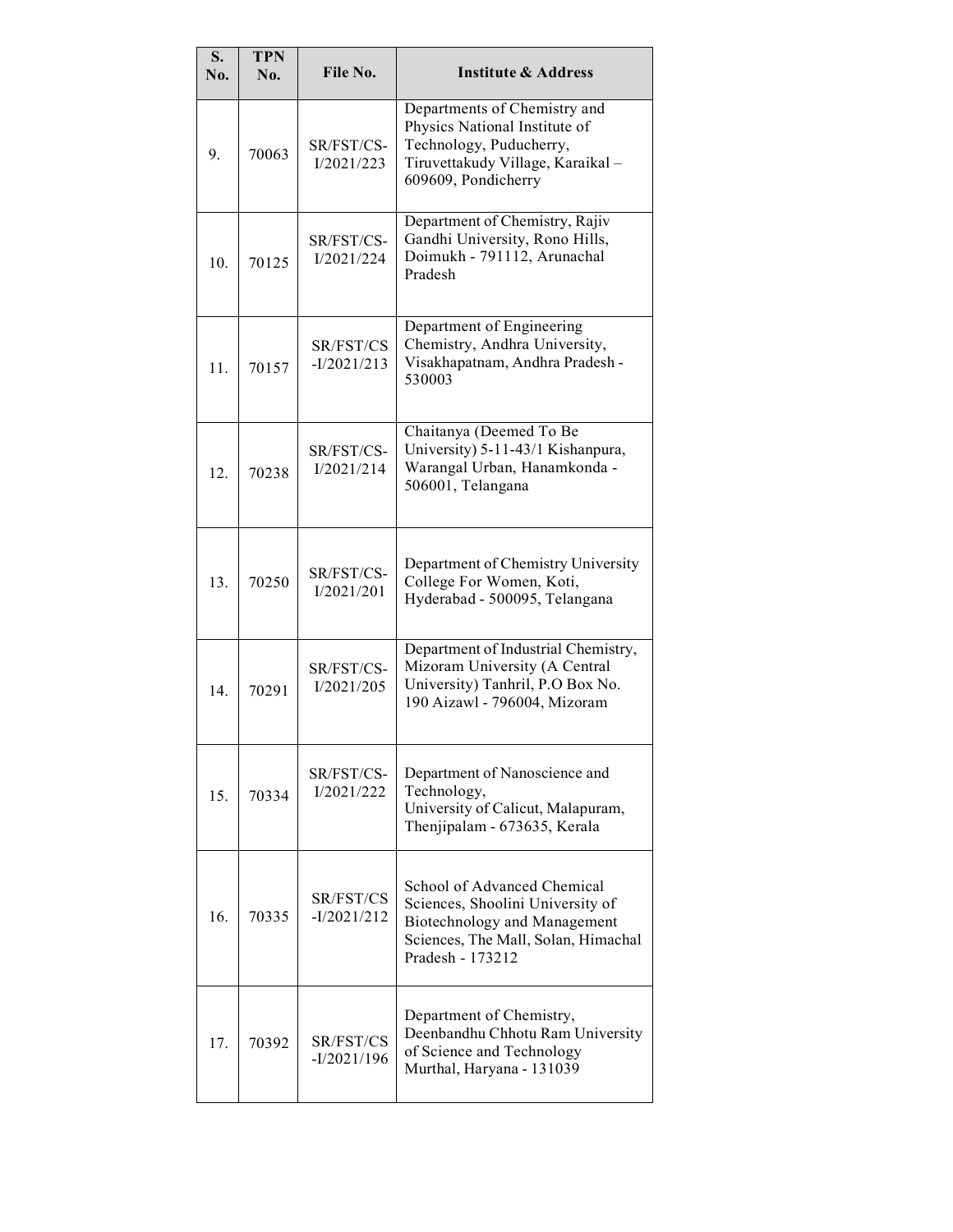| S. No. | TPN No. | File No. | Institute & Address |
|---|---|---|---|
| 9. | 70063 | SR/FST/CS-I/2021/223 | Departments of Chemistry and Physics National Institute of Technology, Puducherry, Tiruvettakudy Village, Karaikal – 609609, Pondicherry |
| 10. | 70125 | SR/FST/CS-I/2021/224 | Department of Chemistry, Rajiv Gandhi University, Rono Hills, Doimukh - 791112, Arunachal Pradesh |
| 11. | 70157 | SR/FST/CS-I/2021/213 | Department of Engineering Chemistry, Andhra University, Visakhapatnam, Andhra Pradesh - 530003 |
| 12. | 70238 | SR/FST/CS-I/2021/214 | Chaitanya (Deemed To Be University) 5-11-43/1 Kishanpura, Warangal Urban, Hanamkonda - 506001, Telangana |
| 13. | 70250 | SR/FST/CS-I/2021/201 | Department of Chemistry University College For Women, Koti, Hyderabad - 500095, Telangana |
| 14. | 70291 | SR/FST/CS-I/2021/205 | Department of Industrial Chemistry, Mizoram University (A Central University) Tanhril, P.O Box No. 190 Aizawl - 796004, Mizoram |
| 15. | 70334 | SR/FST/CS-I/2021/222 | Department of Nanoscience and Technology, University of Calicut, Malapuram, Thenjipalam - 673635, Kerala |
| 16. | 70335 | SR/FST/CS-I/2021/212 | School of Advanced Chemical Sciences, Shoolini University of Biotechnology and Management Sciences, The Mall, Solan, Himachal Pradesh - 173212 |
| 17. | 70392 | SR/FST/CS-I/2021/196 | Department of Chemistry, Deenbandhu Chhotu Ram University of Science and Technology Murthal, Haryana - 131039 |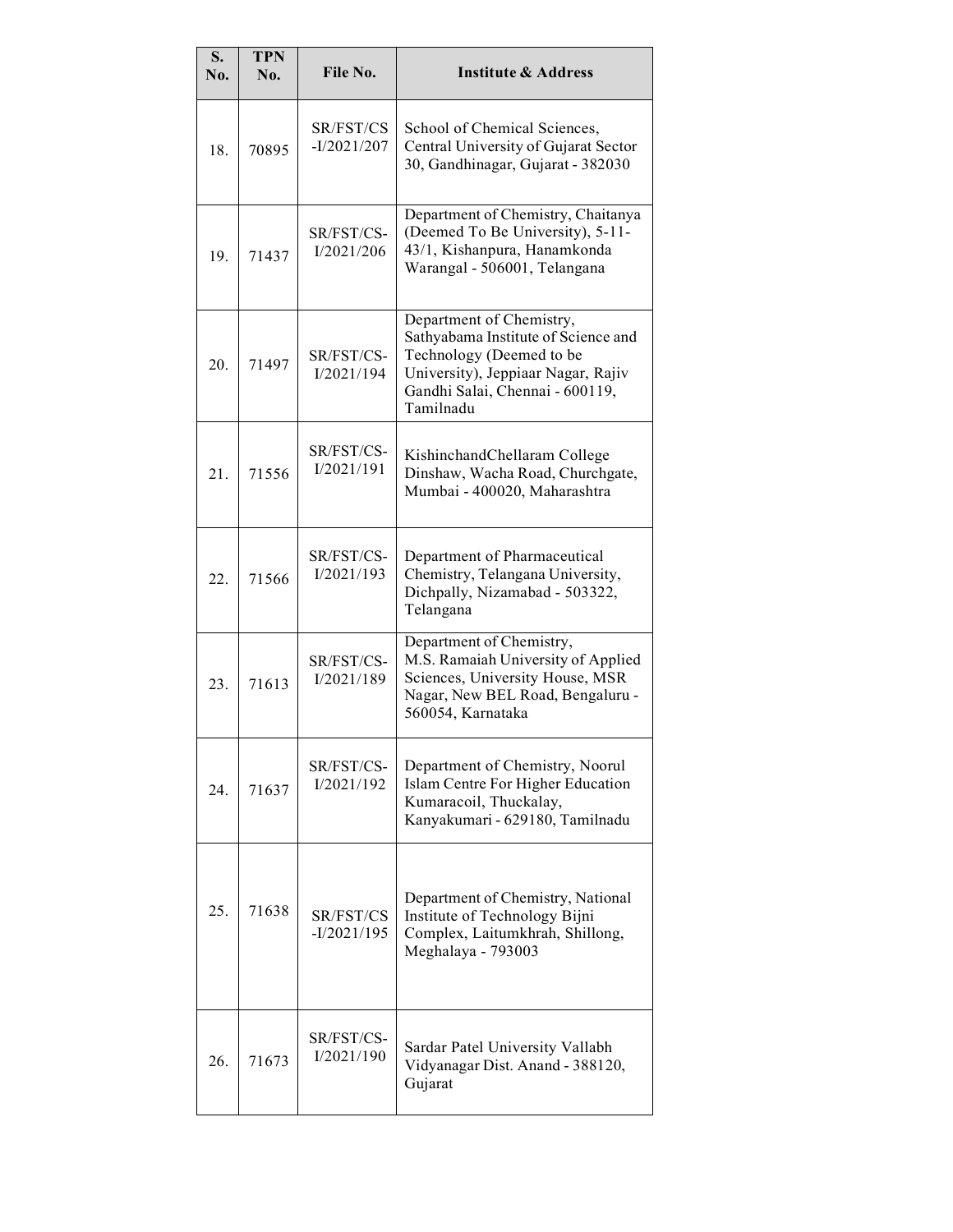| S. No. | TPN No. | File No. | Institute & Address |
|---|---|---|---|
| 18. | 70895 | SR/FST/CS -I/2021/207 | School of Chemical Sciences, Central University of Gujarat Sector 30, Gandhinagar, Gujarat - 382030 |
| 19. | 71437 | SR/FST/CS-I/2021/206 | Department of Chemistry, Chaitanya (Deemed To Be University), 5-11-43/1, Kishanpura, Hanamkonda Warangal - 506001, Telangana |
| 20. | 71497 | SR/FST/CS-I/2021/194 | Department of Chemistry, Sathyabama Institute of Science and Technology (Deemed to be University), Jeppiaar Nagar, Rajiv Gandhi Salai, Chennai - 600119, Tamilnadu |
| 21. | 71556 | SR/FST/CS-I/2021/191 | KishinchandChellaram College Dinshaw, Wacha Road, Churchgate, Mumbai - 400020, Maharashtra |
| 22. | 71566 | SR/FST/CS-I/2021/193 | Department of Pharmaceutical Chemistry, Telangana University, Dichpally, Nizamabad - 503322, Telangana |
| 23. | 71613 | SR/FST/CS-I/2021/189 | Department of Chemistry, M.S. Ramaiah University of Applied Sciences, University House, MSR Nagar, New BEL Road, Bengaluru - 560054, Karnataka |
| 24. | 71637 | SR/FST/CS-I/2021/192 | Department of Chemistry, Noorul Islam Centre For Higher Education Kumaracoil, Thuckalay, Kanyakumari - 629180, Tamilnadu |
| 25. | 71638 | SR/FST/CS -I/2021/195 | Department of Chemistry, National Institute of Technology Bijni Complex, Laitumkhrah, Shillong, Meghalaya - 793003 |
| 26. | 71673 | SR/FST/CS-I/2021/190 | Sardar Patel University Vallabh Vidyanagar Dist. Anand - 388120, Gujarat |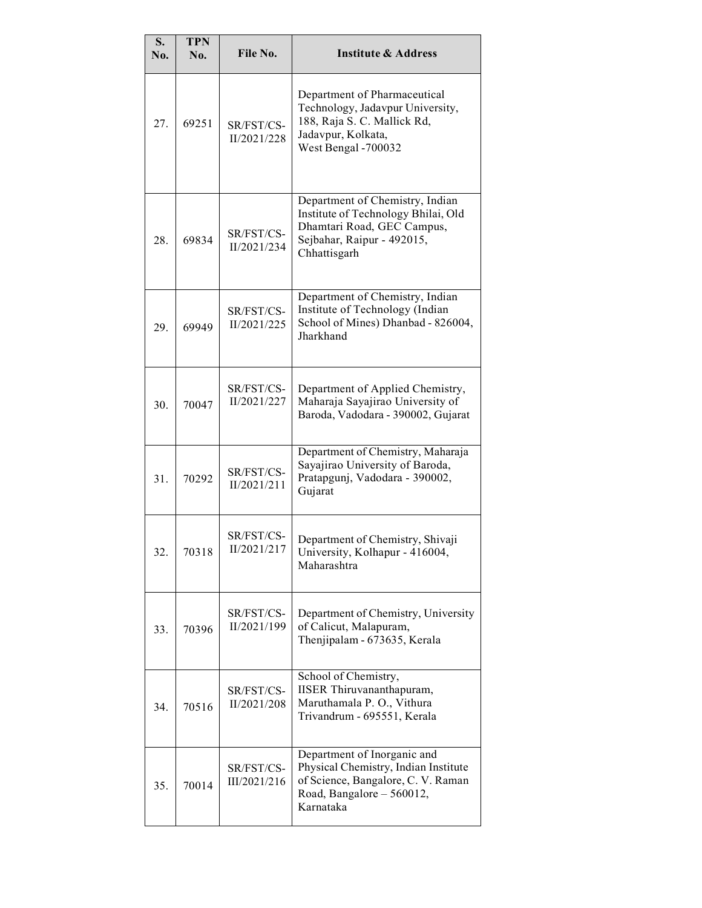| S. No. | TPN No. | File No. | Institute & Address |
|---|---|---|---|
| 27. | 69251 | SR/FST/CS-II/2021/228 | Department of Pharmaceutical Technology, Jadavpur University, 188, Raja S. C. Mallick Rd, Jadavpur, Kolkata, West Bengal -700032 |
| 28. | 69834 | SR/FST/CS-II/2021/234 | Department of Chemistry, Indian Institute of Technology Bhilai, Old Dhamtari Road, GEC Campus, Sejbahar, Raipur - 492015, Chhattisgarh |
| 29. | 69949 | SR/FST/CS-II/2021/225 | Department of Chemistry, Indian Institute of Technology (Indian School of Mines) Dhanbad - 826004, Jharkhand |
| 30. | 70047 | SR/FST/CS-II/2021/227 | Department of Applied Chemistry, Maharaja Sayajirao University of Baroda, Vadodara - 390002, Gujarat |
| 31. | 70292 | SR/FST/CS-II/2021/211 | Department of Chemistry, Maharaja Sayajirao University of Baroda, Pratapgunj, Vadodara - 390002, Gujarat |
| 32. | 70318 | SR/FST/CS-II/2021/217 | Department of Chemistry, Shivaji University, Kolhapur - 416004, Maharashtra |
| 33. | 70396 | SR/FST/CS-II/2021/199 | Department of Chemistry, University of Calicut, Malapuram, Thenjipalam - 673635, Kerala |
| 34. | 70516 | SR/FST/CS-II/2021/208 | School of Chemistry, IISER Thiruvananthapuram, Maruthamala P. O., Vithura Trivandrum - 695551, Kerala |
| 35. | 70014 | SR/FST/CS-III/2021/216 | Department of Inorganic and Physical Chemistry, Indian Institute of Science, Bangalore, C. V. Raman Road, Bangalore – 560012, Karnataka |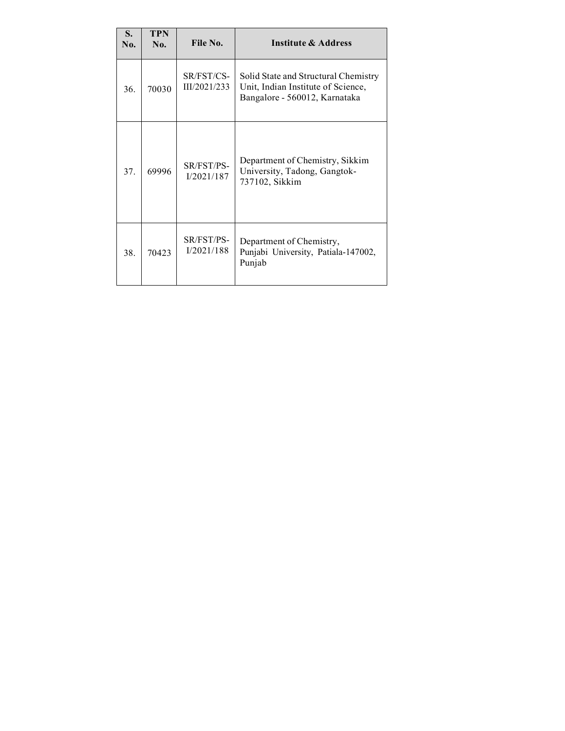| S. No. | TPN No. | File No. | Institute & Address |
|---|---|---|---|
| 36. | 70030 | SR/FST/CS-III/2021/233 | Solid State and Structural Chemistry Unit, Indian Institute of Science, Bangalore - 560012, Karnataka |
| 37. | 69996 | SR/FST/PS-I/2021/187 | Department of Chemistry, Sikkim University, Tadong, Gangtok-737102, Sikkim |
| 38. | 70423 | SR/FST/PS-I/2021/188 | Department of Chemistry, Punjabi University, Patiala-147002, Punjab |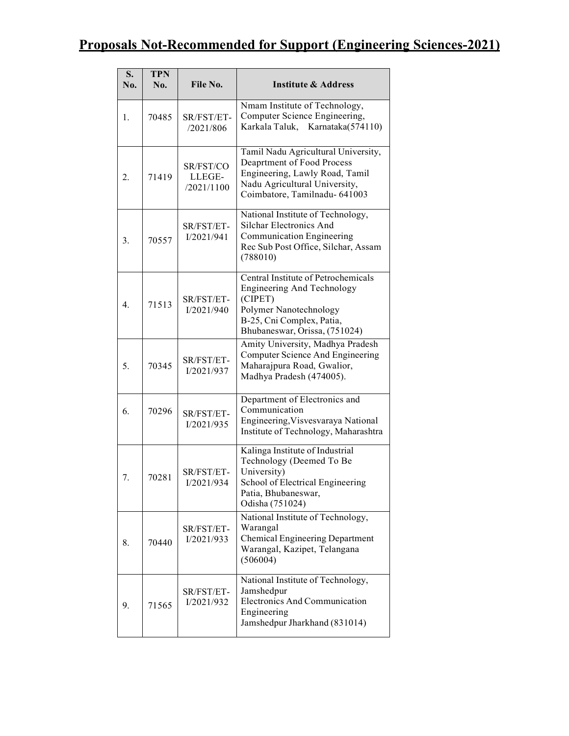# Proposals Not-Recommended for Support (Engineering Sciences-2021)

| S. No. | TPN No. | File No. | Institute & Address |
|---|---|---|---|
| 1. | 70485 | SR/FST/ET-/2021/806 | Nmam Institute of Technology, Computer Science Engineering, Karkala Taluk, Karnataka(574110) |
| 2. | 71419 | SR/FST/COLLEGE-/2021/1100 | Tamil Nadu Agricultural University, Deaprtment of Food Process Engineering, Lawly Road, Tamil Nadu Agricultural University, Coimbatore, Tamilnadu- 641003 |
| 3. | 70557 | SR/FST/ET-I/2021/941 | National Institute of Technology, Silchar Electronics And Communication Engineering Rec Sub Post Office, Silchar, Assam (788010) |
| 4. | 71513 | SR/FST/ET-I/2021/940 | Central Institute of Petrochemicals Engineering And Technology (CIPET) Polymer Nanotechnology B-25, Cni Complex, Patia, Bhubaneswar, Orissa, (751024) |
| 5. | 70345 | SR/FST/ET-I/2021/937 | Amity University, Madhya Pradesh Computer Science And Engineering Maharajpura Road, Gwalior, Madhya Pradesh (474005). |
| 6. | 70296 | SR/FST/ET-I/2021/935 | Department of Electronics and Communication Engineering,Visvesvaraya National Institute of Technology, Maharashtra |
| 7. | 70281 | SR/FST/ET-I/2021/934 | Kalinga Institute of Industrial Technology (Deemed To Be University) School of Electrical Engineering Patia, Bhubaneswar, Odisha (751024) |
| 8. | 70440 | SR/FST/ET-I/2021/933 | National Institute of Technology, Warangal Chemical Engineering Department Warangal, Kazipet, Telangana (506004) |
| 9. | 71565 | SR/FST/ET-I/2021/932 | National Institute of Technology, Jamshedpur Electronics And Communication Engineering Jamshedpur Jharkhand (831014) |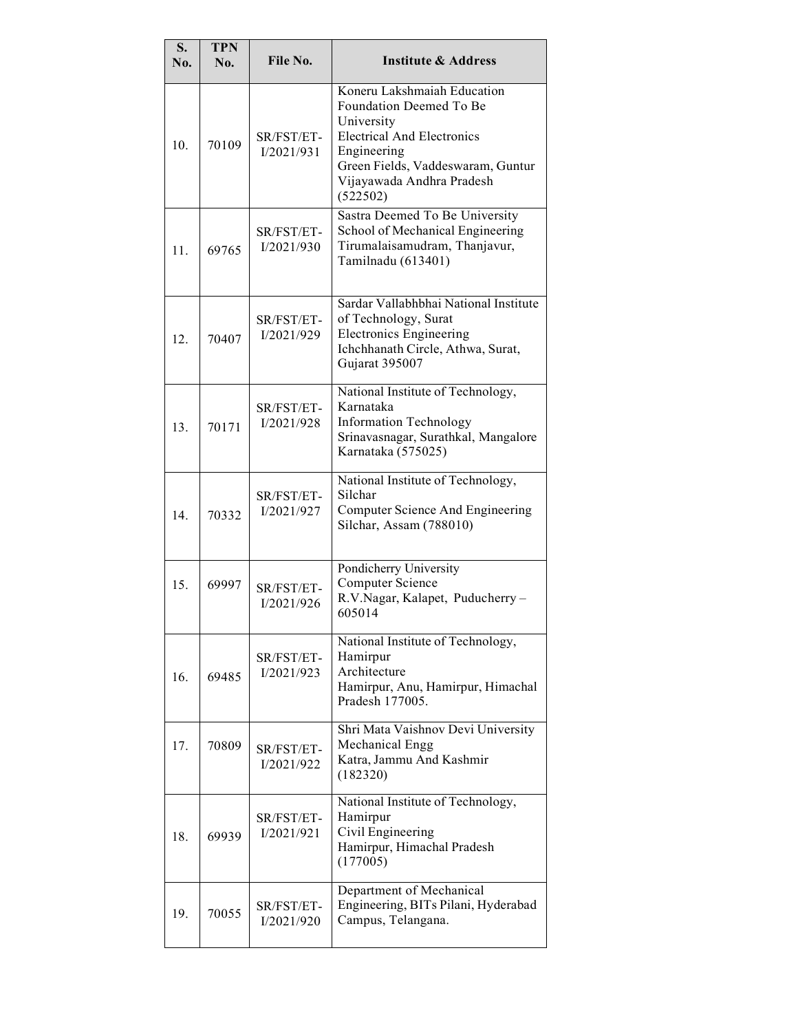| S. No. | TPN No. | File No. | Institute & Address |
|---|---|---|---|
| 10. | 70109 | SR/FST/ET-I/2021/931 | Koneru Lakshmaiah Education Foundation Deemed To Be University<br>Electrical And Electronics Engineering<br>Green Fields, Vaddeswaram, Guntur Vijayawada Andhra Pradesh (522502) |
| 11. | 69765 | SR/FST/ET-I/2021/930 | Sastra Deemed To Be University<br>School of Mechanical Engineering<br>Tirumalaisamudram, Thanjavur, Tamilnadu (613401) |
| 12. | 70407 | SR/FST/ET-I/2021/929 | Sardar Vallabhbhai National Institute of Technology, Surat<br>Electronics Engineering<br>Ichchhanath Circle, Athwa, Surat, Gujarat 395007 |
| 13. | 70171 | SR/FST/ET-I/2021/928 | National Institute of Technology, Karnataka<br>Information Technology<br>Srinavasnagar, Surathkal, Mangalore Karnataka (575025) |
| 14. | 70332 | SR/FST/ET-I/2021/927 | National Institute of Technology, Silchar<br>Computer Science And Engineering<br>Silchar, Assam (788010) |
| 15. | 69997 | SR/FST/ET-I/2021/926 | Pondicherry University<br>Computer Science<br>R.V.Nagar, Kalapet, Puducherry – 605014 |
| 16. | 69485 | SR/FST/ET-I/2021/923 | National Institute of Technology, Hamirpur<br>Architecture<br>Hamirpur, Anu, Hamirpur, Himachal Pradesh 177005. |
| 17. | 70809 | SR/FST/ET-I/2021/922 | Shri Mata Vaishnov Devi University<br>Mechanical Engg<br>Katra, Jammu And Kashmir (182320) |
| 18. | 69939 | SR/FST/ET-I/2021/921 | National Institute of Technology, Hamirpur<br>Civil Engineering<br>Hamirpur, Himachal Pradesh (177005) |
| 19. | 70055 | SR/FST/ET-I/2021/920 | Department of Mechanical Engineering, BITs Pilani, Hyderabad Campus, Telangana. |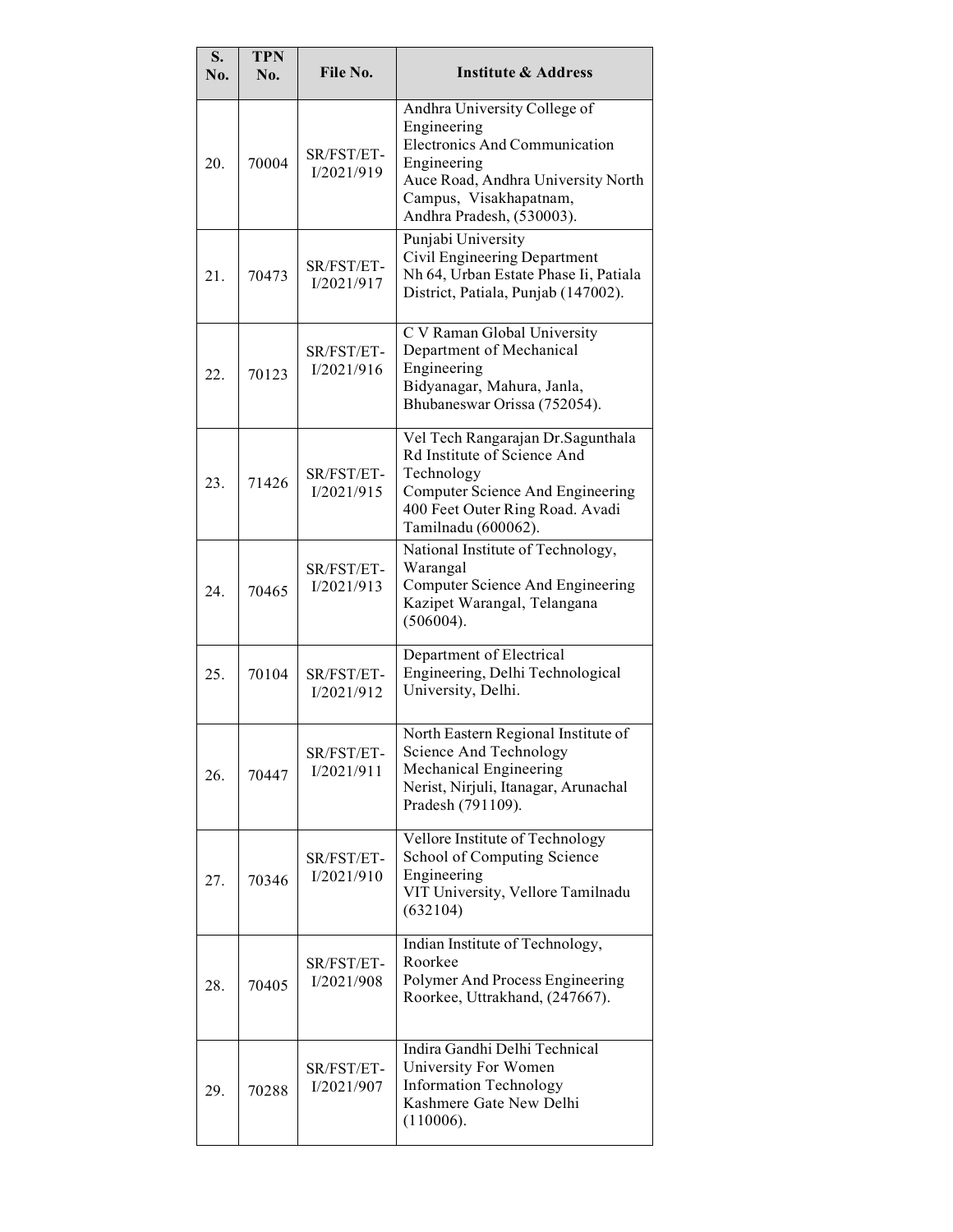| S. No. | TPN No. | File No. | Institute & Address |
|---|---|---|---|
| 20. | 70004 | SR/FST/ET-I/2021/919 | Andhra University College of Engineering<br>Electronics And Communication Engineering<br>Auce Road, Andhra University North Campus, Visakhapatnam,<br>Andhra Pradesh, (530003). |
| 21. | 70473 | SR/FST/ET-I/2021/917 | Punjabi University<br>Civil Engineering Department<br>Nh 64, Urban Estate Phase Ii, Patiala District, Patiala, Punjab (147002). |
| 22. | 70123 | SR/FST/ET-I/2021/916 | C V Raman Global University<br>Department of Mechanical Engineering<br>Bidyanagar, Mahura, Janla, Bhubaneswar Orissa (752054). |
| 23. | 71426 | SR/FST/ET-I/2021/915 | Vel Tech Rangarajan Dr.Sagunthala Rd Institute of Science And Technology<br>Computer Science And Engineering<br>400 Feet Outer Ring Road. Avadi Tamilnadu (600062). |
| 24. | 70465 | SR/FST/ET-I/2021/913 | National Institute of Technology, Warangal<br>Computer Science And Engineering<br>Kazipet Warangal, Telangana (506004). |
| 25. | 70104 | SR/FST/ET-I/2021/912 | Department of Electrical Engineering, Delhi Technological University, Delhi. |
| 26. | 70447 | SR/FST/ET-I/2021/911 | North Eastern Regional Institute of Science And Technology<br>Mechanical Engineering<br>Nerist, Nirjuli, Itanagar, Arunachal Pradesh (791109). |
| 27. | 70346 | SR/FST/ET-I/2021/910 | Vellore Institute of Technology<br>School of Computing Science Engineering<br>VIT University, Vellore Tamilnadu (632104) |
| 28. | 70405 | SR/FST/ET-I/2021/908 | Indian Institute of Technology, Roorkee<br>Polymer And Process Engineering<br>Roorkee, Uttrakhand, (247667). |
| 29. | 70288 | SR/FST/ET-I/2021/907 | Indira Gandhi Delhi Technical University For Women<br>Information Technology<br>Kashmere Gate New Delhi (110006). |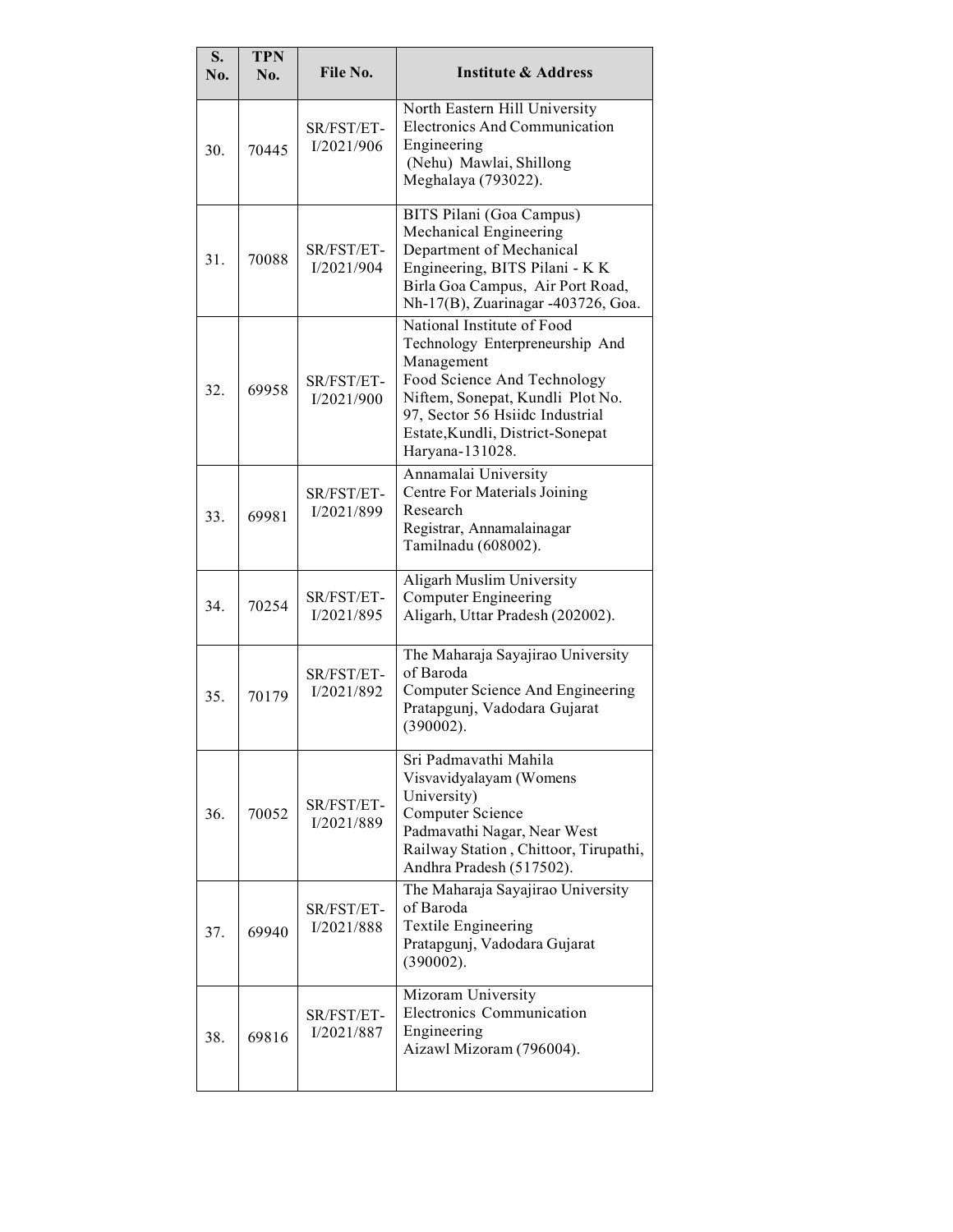| S. No. | TPN No. | File No. | Institute & Address |
|---|---|---|---|
| 30. | 70445 | SR/FST/ET-I/2021/906 | North Eastern Hill University Electronics And Communication Engineering (Nehu) Mawlai, Shillong Meghalaya (793022). |
| 31. | 70088 | SR/FST/ET-I/2021/904 | BITS Pilani (Goa Campus) Mechanical Engineering Department of Mechanical Engineering, BITS Pilani - K K Birla Goa Campus, Air Port Road, Nh-17(B), Zuarinagar -403726, Goa. |
| 32. | 69958 | SR/FST/ET-I/2021/900 | National Institute of Food Technology Enterpreneurship And Management Food Science And Technology Niftem, Sonepat, Kundli Plot No. 97, Sector 56 Hsiidc Industrial Estate,Kundli, District-Sonepat Haryana-131028. |
| 33. | 69981 | SR/FST/ET-I/2021/899 | Annamalai University Centre For Materials Joining Research Registrar, Annamalainagar Tamilnadu (608002). |
| 34. | 70254 | SR/FST/ET-I/2021/895 | Aligarh Muslim University Computer Engineering Aligarh, Uttar Pradesh (202002). |
| 35. | 70179 | SR/FST/ET-I/2021/892 | The Maharaja Sayajirao University of Baroda Computer Science And Engineering Pratapgunj, Vadodara Gujarat (390002). |
| 36. | 70052 | SR/FST/ET-I/2021/889 | Sri Padmavathi Mahila Visvavidyalayam (Womens University) Computer Science Padmavathi Nagar, Near West Railway Station , Chittoor, Tirupathi, Andhra Pradesh (517502). |
| 37. | 69940 | SR/FST/ET-I/2021/888 | The Maharaja Sayajirao University of Baroda Textile Engineering Pratapgunj, Vadodara Gujarat (390002). |
| 38. | 69816 | SR/FST/ET-I/2021/887 | Mizoram University Electronics Communication Engineering Aizawl Mizoram (796004). |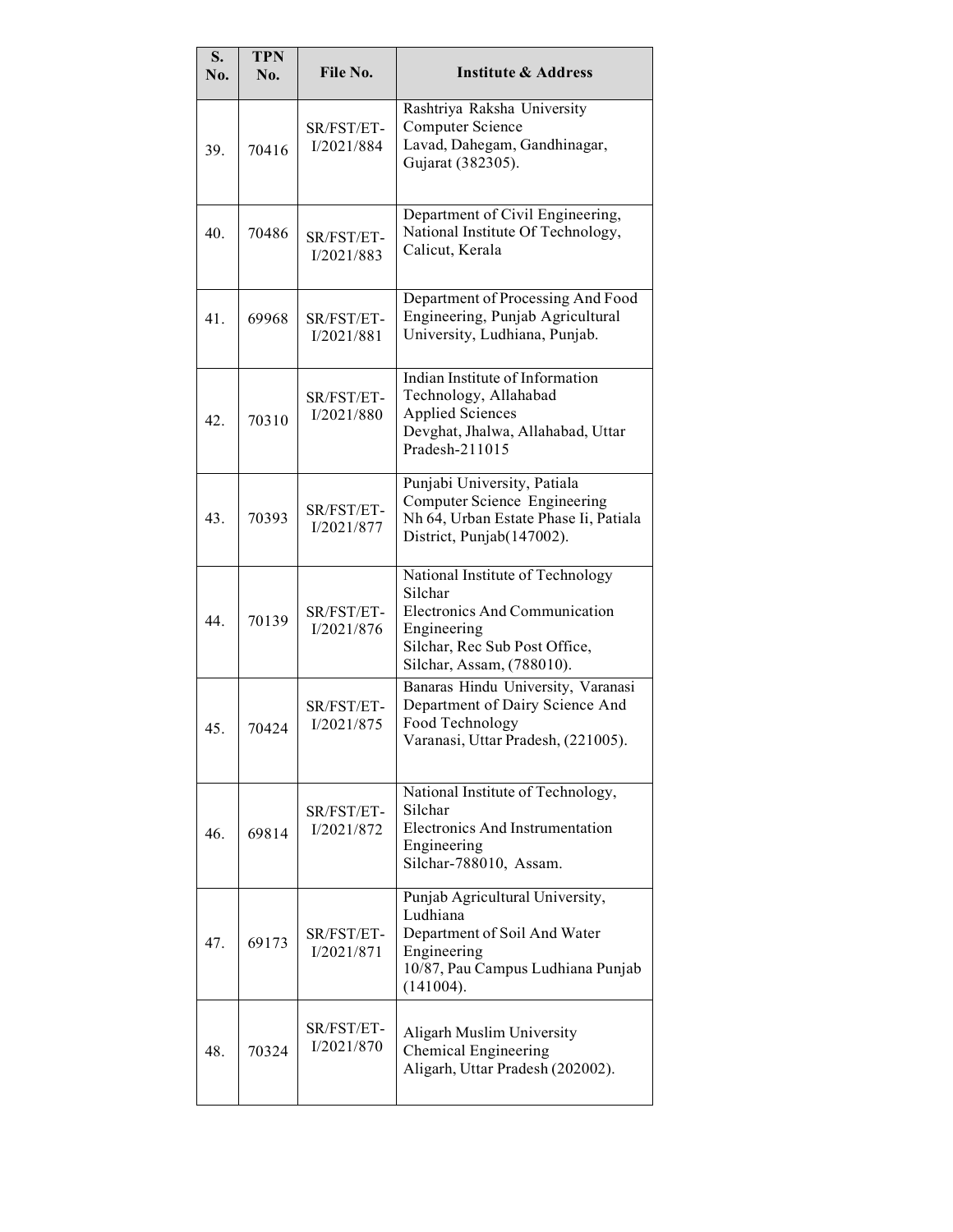| S. No. | TPN No. | File No. | Institute & Address |
|---|---|---|---|
| 39. | 70416 | SR/FST/ET-I/2021/884 | Rashtriya Raksha University<br>Computer Science<br>Lavad, Dahegam, Gandhinagar, Gujarat (382305). |
| 40. | 70486 | SR/FST/ET-I/2021/883 | Department of Civil Engineering, National Institute Of Technology, Calicut, Kerala |
| 41. | 69968 | SR/FST/ET-I/2021/881 | Department of Processing And Food Engineering, Punjab Agricultural University, Ludhiana, Punjab. |
| 42. | 70310 | SR/FST/ET-I/2021/880 | Indian Institute of Information Technology, Allahabad<br>Applied Sciences<br>Devghat, Jhalwa, Allahabad, Uttar Pradesh-211015 |
| 43. | 70393 | SR/FST/ET-I/2021/877 | Punjabi University, Patiala<br>Computer Science Engineering<br>Nh 64, Urban Estate Phase Ii, Patiala District, Punjab(147002). |
| 44. | 70139 | SR/FST/ET-I/2021/876 | National Institute of Technology Silchar<br>Electronics And Communication Engineering<br>Silchar, Rec Sub Post Office, Silchar, Assam, (788010). |
| 45. | 70424 | SR/FST/ET-I/2021/875 | Banaras Hindu University, Varanasi<br>Department of Dairy Science And Food Technology<br>Varanasi, Uttar Pradesh, (221005). |
| 46. | 69814 | SR/FST/ET-I/2021/872 | National Institute of Technology, Silchar<br>Electronics And Instrumentation Engineering<br>Silchar-788010, Assam. |
| 47. | 69173 | SR/FST/ET-I/2021/871 | Punjab Agricultural University, Ludhiana<br>Department of Soil And Water Engineering<br>10/87, Pau Campus Ludhiana Punjab (141004). |
| 48. | 70324 | SR/FST/ET-I/2021/870 | Aligarh Muslim University<br>Chemical Engineering<br>Aligarh, Uttar Pradesh (202002). |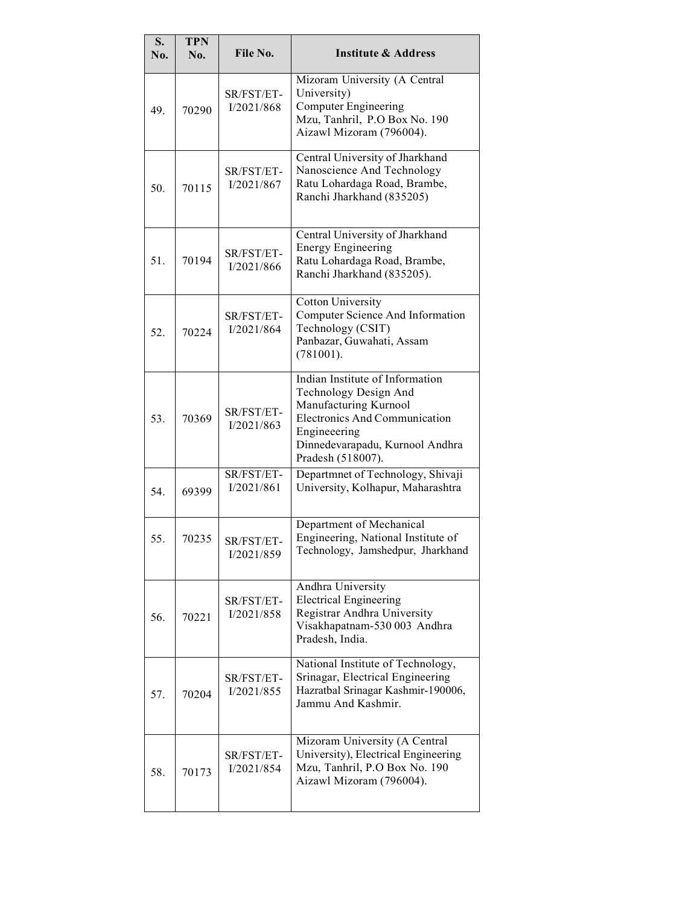| S. No. | TPN No. | File No. | Institute & Address |
|---|---|---|---|
| 49. | 70290 | SR/FST/ET-I/2021/868 | Mizoram University (A Central University) Computer Engineering Mzu, Tanhril, P.O Box No. 190 Aizawl Mizoram (796004). |
| 50. | 70115 | SR/FST/ET-I/2021/867 | Central University of Jharkhand Nanoscience And Technology Ratu Lohardaga Road, Brambe, Ranchi Jharkhand (835205) |
| 51. | 70194 | SR/FST/ET-I/2021/866 | Central University of Jharkhand Energy Engineering Ratu Lohardaga Road, Brambe, Ranchi Jharkhand (835205). |
| 52. | 70224 | SR/FST/ET-I/2021/864 | Cotton University Computer Science And Information Technology (CSIT) Panbazar, Guwahati, Assam (781001). |
| 53. | 70369 | SR/FST/ET-I/2021/863 | Indian Institute of Information Technology Design And Manufacturing Kurnool Electronics And Communication Engineeering Dinnedevarapadu, Kurnool Andhra Pradesh (518007). |
| 54. | 69399 | SR/FST/ET-I/2021/861 | Departmnet of Technology, Shivaji University, Kolhapur, Maharashtra |
| 55. | 70235 | SR/FST/ET-I/2021/859 | Department of Mechanical Engineering, National Institute of Technology, Jamshedpur, Jharkhand |
| 56. | 70221 | SR/FST/ET-I/2021/858 | Andhra University Electrical Engineering Registrar Andhra University Visakhapatnam-530 003 Andhra Pradesh, India. |
| 57. | 70204 | SR/FST/ET-I/2021/855 | National Institute of Technology, Srinagar, Electrical Engineering Hazratbal Srinagar Kashmir-190006, Jammu And Kashmir. |
| 58. | 70173 | SR/FST/ET-I/2021/854 | Mizoram University (A Central University), Electrical Engineering Mzu, Tanhril, P.O Box No. 190 Aizawl Mizoram (796004). |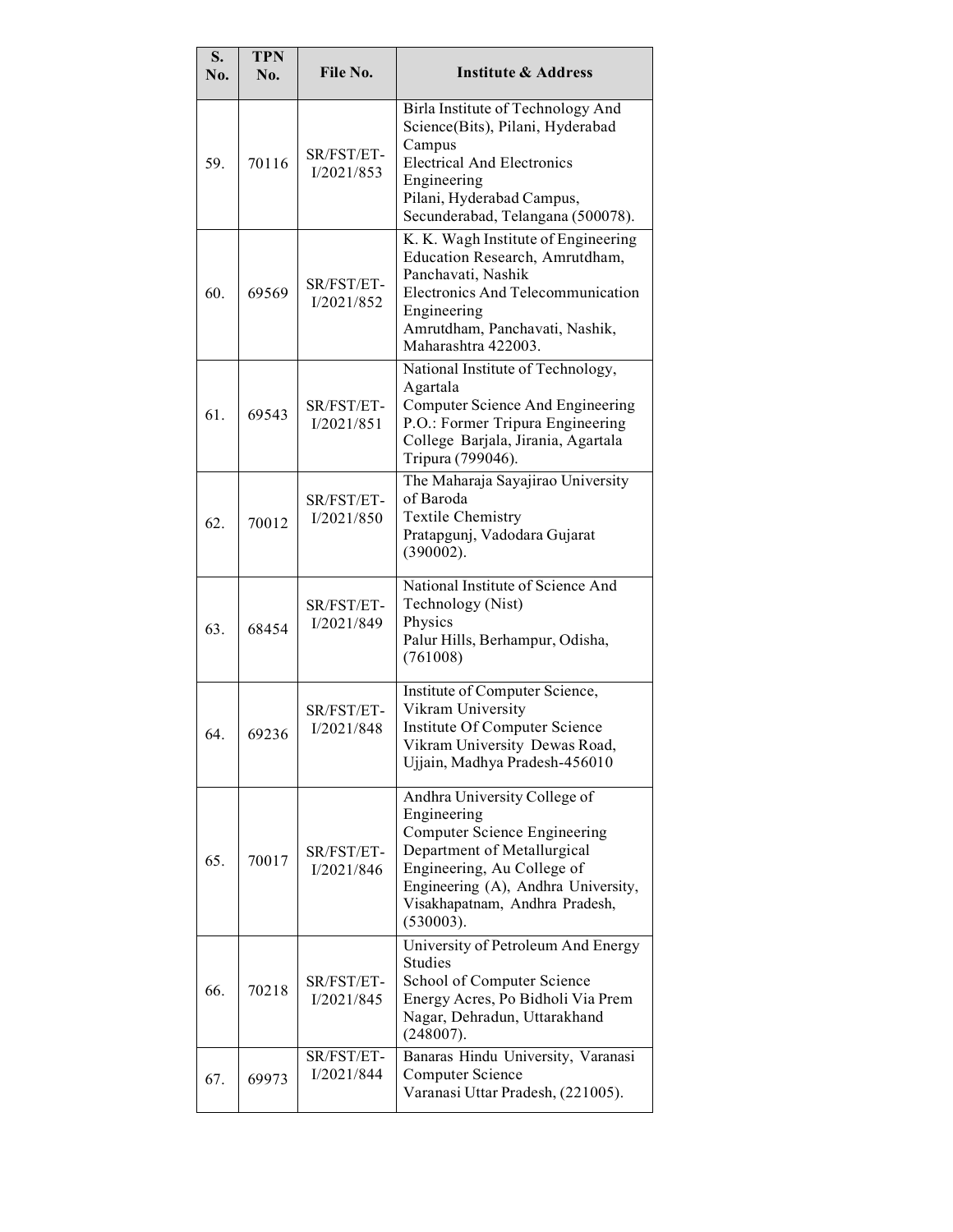| S. No. | TPN No. | File No. | Institute & Address |
|---|---|---|---|
| 59. | 70116 | SR/FST/ET-I/2021/853 | Birla Institute of Technology And Science(Bits), Pilani, Hyderabad Campus<br>Electrical And Electronics Engineering<br>Pilani, Hyderabad Campus, Secunderabad, Telangana (500078). |
| 60. | 69569 | SR/FST/ET-I/2021/852 | K. K. Wagh Institute of Engineering Education Research, Amrutdham, Panchavati, Nashik<br>Electronics And Telecommunication Engineering<br>Amrutdham, Panchavati, Nashik, Maharashtra 422003. |
| 61. | 69543 | SR/FST/ET-I/2021/851 | National Institute of Technology, Agartala<br>Computer Science And Engineering<br>P.O.: Former Tripura Engineering College Barjala, Jirania, Agartala Tripura (799046). |
| 62. | 70012 | SR/FST/ET-I/2021/850 | The Maharaja Sayajirao University of Baroda<br>Textile Chemistry<br>Pratapgunj, Vadodara Gujarat (390002). |
| 63. | 68454 | SR/FST/ET-I/2021/849 | National Institute of Science And Technology (Nist)<br>Physics<br>Palur Hills, Berhampur, Odisha, (761008) |
| 64. | 69236 | SR/FST/ET-I/2021/848 | Institute of Computer Science, Vikram University<br>Institute Of Computer Science<br>Vikram University Dewas Road, Ujjain, Madhya Pradesh-456010 |
| 65. | 70017 | SR/FST/ET-I/2021/846 | Andhra University College of Engineering<br>Computer Science Engineering<br>Department of Metallurgical Engineering, Au College of Engineering (A), Andhra University, Visakhapatnam, Andhra Pradesh, (530003). |
| 66. | 70218 | SR/FST/ET-I/2021/845 | University of Petroleum And Energy Studies<br>School of Computer Science<br>Energy Acres, Po Bidholi Via Prem Nagar, Dehradun, Uttarakhand (248007). |
| 67. | 69973 | SR/FST/ET-I/2021/844 | Banaras Hindu University, Varanasi<br>Computer Science<br>Varanasi Uttar Pradesh, (221005). |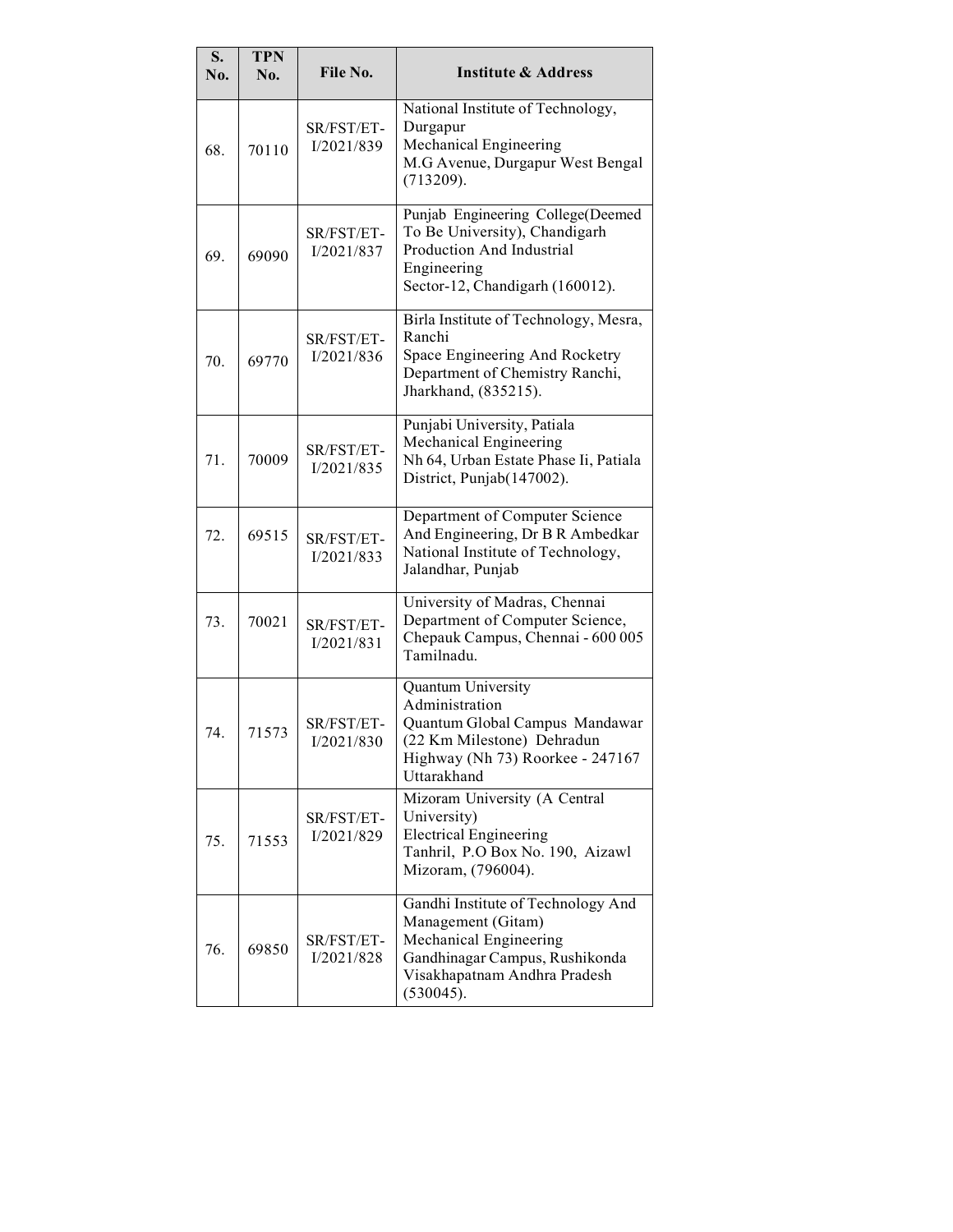| S. No. | TPN No. | File No. | Institute & Address |
|---|---|---|---|
| 68. | 70110 | SR/FST/ET-I/2021/839 | National Institute of Technology, Durgapur<br>Mechanical Engineering<br>M.G Avenue, Durgapur West Bengal (713209). |
| 69. | 69090 | SR/FST/ET-I/2021/837 | Punjab Engineering College(Deemed To Be University), Chandigarh<br>Production And Industrial Engineering<br>Sector-12, Chandigarh (160012). |
| 70. | 69770 | SR/FST/ET-I/2021/836 | Birla Institute of Technology, Mesra, Ranchi<br>Space Engineering And Rocketry<br>Department of Chemistry Ranchi, Jharkhand, (835215). |
| 71. | 70009 | SR/FST/ET-I/2021/835 | Punjabi University, Patiala<br>Mechanical Engineering<br>Nh 64, Urban Estate Phase Ii, Patiala District, Punjab(147002). |
| 72. | 69515 | SR/FST/ET-I/2021/833 | Department of Computer Science And Engineering, Dr B R Ambedkar National Institute of Technology, Jalandhar, Punjab |
| 73. | 70021 | SR/FST/ET-I/2021/831 | University of Madras, Chennai<br>Department of Computer Science, Chepauk Campus, Chennai - 600 005 Tamilnadu. |
| 74. | 71573 | SR/FST/ET-I/2021/830 | Quantum University<br>Administration<br>Quantum Global Campus Mandawar (22 Km Milestone) Dehradun Highway (Nh 73) Roorkee - 247167 Uttarakhand |
| 75. | 71553 | SR/FST/ET-I/2021/829 | Mizoram University (A Central University)<br>Electrical Engineering<br>Tanhril, P.O Box No. 190, Aizawl Mizoram, (796004). |
| 76. | 69850 | SR/FST/ET-I/2021/828 | Gandhi Institute of Technology And Management (Gitam)<br>Mechanical Engineering<br>Gandhinagar Campus, Rushikonda Visakhapatnam Andhra Pradesh (530045). |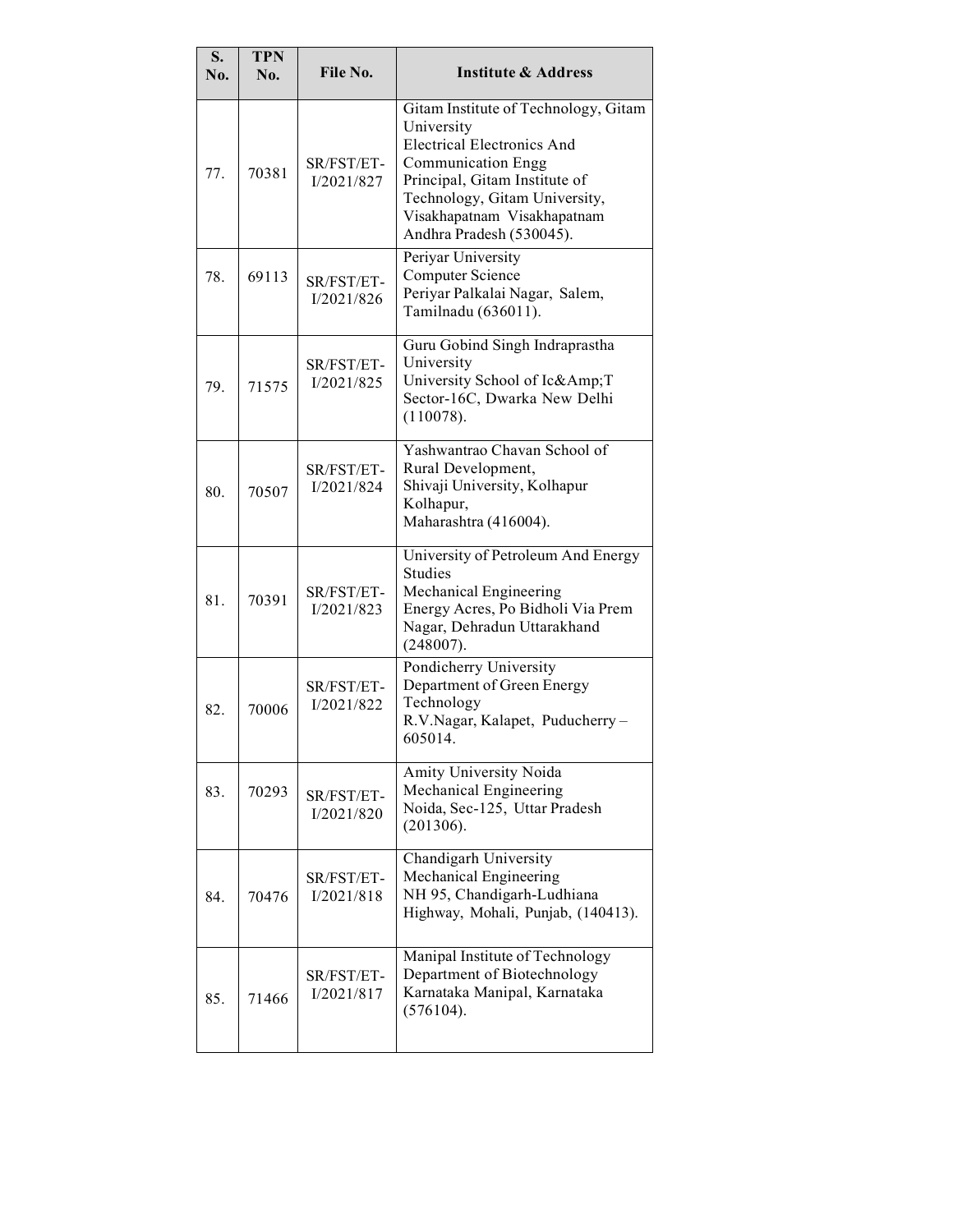| S. No. | TPN No. | File No. | Institute & Address |
|---|---|---|---|
| 77. | 70381 | SR/FST/ET-I/2021/827 | Gitam Institute of Technology, Gitam University<br>Electrical Electronics And Communication Engg<br>Principal, Gitam Institute of Technology, Gitam University, Visakhapatnam Visakhapatnam Andhra Pradesh (530045). |
| 78. | 69113 | SR/FST/ET-I/2021/826 | Periyar University<br>Computer Science<br>Periyar Palkalai Nagar, Salem, Tamilnadu (636011). |
| 79. | 71575 | SR/FST/ET-I/2021/825 | Guru Gobind Singh Indraprastha University<br>University School of Ic&Amp;T<br>Sector-16C, Dwarka New Delhi (110078). |
| 80. | 70507 | SR/FST/ET-I/2021/824 | Yashwantrao Chavan School of Rural Development,<br>Shivaji University, Kolhapur Kolhapur,<br>Maharashtra (416004). |
| 81. | 70391 | SR/FST/ET-I/2021/823 | University of Petroleum And Energy Studies<br>Mechanical Engineering<br>Energy Acres, Po Bidholi Via Prem Nagar, Dehradun Uttarakhand (248007). |
| 82. | 70006 | SR/FST/ET-I/2021/822 | Pondicherry University<br>Department of Green Energy Technology<br>R.V.Nagar, Kalapet, Puducherry – 605014. |
| 83. | 70293 | SR/FST/ET-I/2021/820 | Amity University Noida<br>Mechanical Engineering<br>Noida, Sec-125, Uttar Pradesh (201306). |
| 84. | 70476 | SR/FST/ET-I/2021/818 | Chandigarh University<br>Mechanical Engineering<br>NH 95, Chandigarh-Ludhiana Highway, Mohali, Punjab, (140413). |
| 85. | 71466 | SR/FST/ET-I/2021/817 | Manipal Institute of Technology<br>Department of Biotechnology<br>Karnataka Manipal, Karnataka (576104). |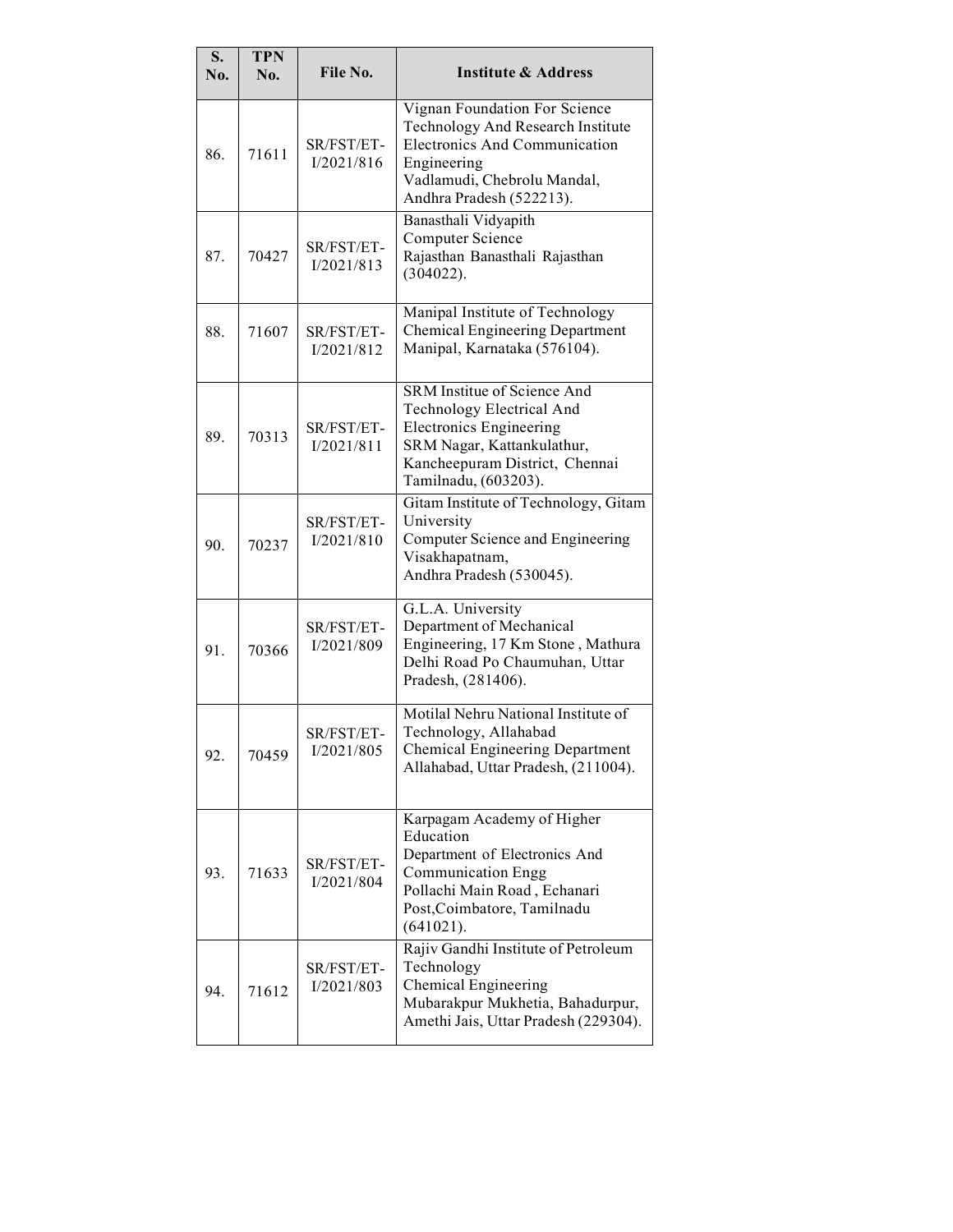| S. No. | TPN No. | File No. | Institute & Address |
|---|---|---|---|
| 86. | 71611 | SR/FST/ET-I/2021/816 | Vignan Foundation For Science Technology And Research Institute Electronics And Communication Engineering Vadlamudi, Chebrolu Mandal, Andhra Pradesh (522213). |
| 87. | 70427 | SR/FST/ET-I/2021/813 | Banasthali Vidyapith Computer Science Rajasthan Banasthali Rajasthan (304022). |
| 88. | 71607 | SR/FST/ET-I/2021/812 | Manipal Institute of Technology Chemical Engineering Department Manipal, Karnataka (576104). |
| 89. | 70313 | SR/FST/ET-I/2021/811 | SRM Institue of Science And Technology Electrical And Electronics Engineering SRM Nagar, Kattankulathur, Kancheepuram District, Chennai Tamilnadu, (603203). |
| 90. | 70237 | SR/FST/ET-I/2021/810 | Gitam Institute of Technology, Gitam University Computer Science and Engineering Visakhapatnam, Andhra Pradesh (530045). |
| 91. | 70366 | SR/FST/ET-I/2021/809 | G.L.A. University Department of Mechanical Engineering, 17 Km Stone , Mathura Delhi Road Po Chaumuhan, Uttar Pradesh, (281406). |
| 92. | 70459 | SR/FST/ET-I/2021/805 | Motilal Nehru National Institute of Technology, Allahabad Chemical Engineering Department Allahabad, Uttar Pradesh, (211004). |
| 93. | 71633 | SR/FST/ET-I/2021/804 | Karpagam Academy of Higher Education Department of Electronics And Communication Engg Pollachi Main Road , Echanari Post,Coimbatore, Tamilnadu (641021). |
| 94. | 71612 | SR/FST/ET-I/2021/803 | Rajiv Gandhi Institute of Petroleum Technology Chemical Engineering Mubarakpur Mukhetia, Bahadurpur, Amethi Jais, Uttar Pradesh (229304). |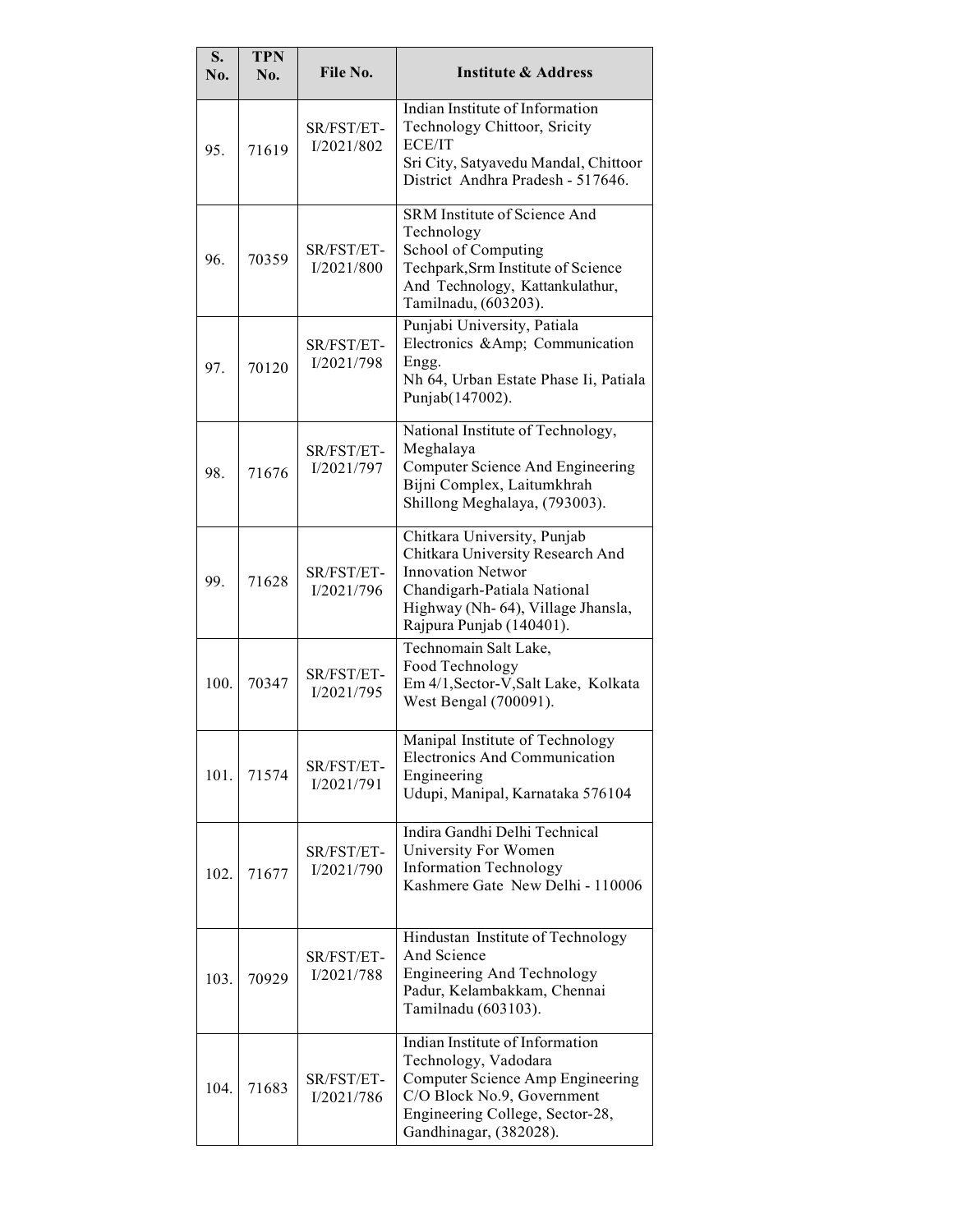| S. No. | TPN No. | File No. | Institute & Address |
|---|---|---|---|
| 95. | 71619 | SR/FST/ET-I/2021/802 | Indian Institute of Information Technology Chittoor, Sricity ECE/IT Sri City, Satyavedu Mandal, Chittoor District Andhra Pradesh - 517646. |
| 96. | 70359 | SR/FST/ET-I/2021/800 | SRM Institute of Science And Technology School of Computing Techpark,Srm Institute of Science And Technology, Kattankulathur, Tamilnadu, (603203). |
| 97. | 70120 | SR/FST/ET-I/2021/798 | Punjabi University, Patiala Electronics &Amp; Communication Engg. Nh 64, Urban Estate Phase Ii, Patiala Punjab(147002). |
| 98. | 71676 | SR/FST/ET-I/2021/797 | National Institute of Technology, Meghalaya Computer Science And Engineering Bijni Complex, Laitumkhrah Shillong Meghalaya, (793003). |
| 99. | 71628 | SR/FST/ET-I/2021/796 | Chitkara University, Punjab Chitkara University Research And Innovation Networ Chandigarh-Patiala National Highway (Nh- 64), Village Jhansla, Rajpura Punjab (140401). |
| 100. | 70347 | SR/FST/ET-I/2021/795 | Technomain Salt Lake, Food Technology Em 4/1,Sector-V,Salt Lake, Kolkata West Bengal (700091). |
| 101. | 71574 | SR/FST/ET-I/2021/791 | Manipal Institute of Technology Electronics And Communication Engineering Udupi, Manipal, Karnataka 576104 |
| 102. | 71677 | SR/FST/ET-I/2021/790 | Indira Gandhi Delhi Technical University For Women Information Technology Kashmere Gate New Delhi - 110006 |
| 103. | 70929 | SR/FST/ET-I/2021/788 | Hindustan Institute of Technology And Science Engineering And Technology Padur, Kelambakkam, Chennai Tamilnadu (603103). |
| 104. | 71683 | SR/FST/ET-I/2021/786 | Indian Institute of Information Technology, Vadodara Computer Science Amp Engineering C/O Block No.9, Government Engineering College, Sector-28, Gandhinagar, (382028). |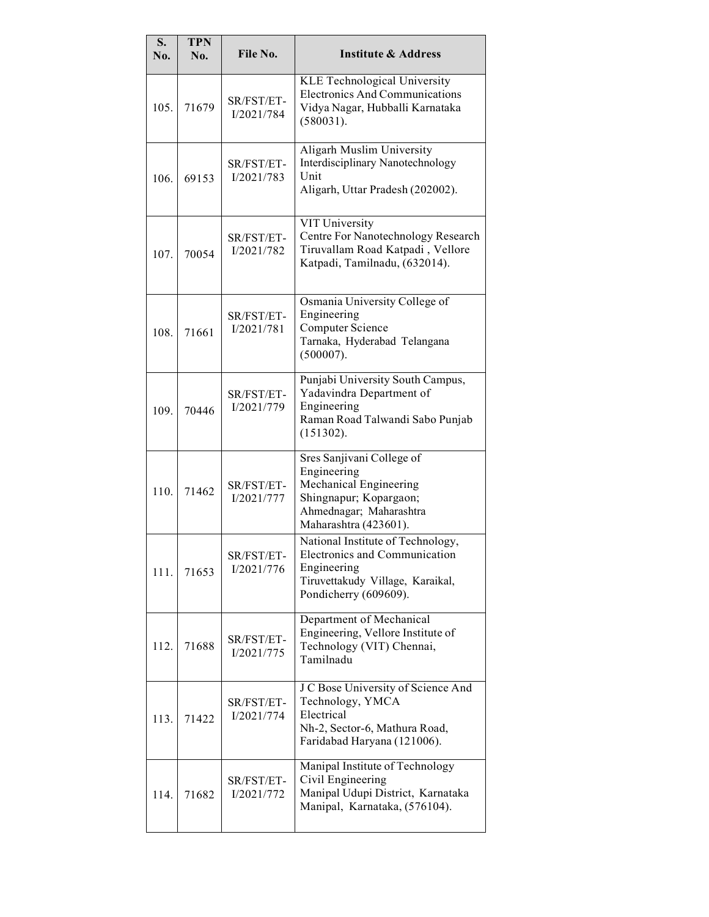| S. No. | TPN No. | File No. | Institute & Address |
| --- | --- | --- | --- |
| 105. | 71679 | SR/FST/ET-I/2021/784 | KLE Technological University Electronics And Communications Vidya Nagar, Hubballi Karnataka (580031). |
| 106. | 69153 | SR/FST/ET-I/2021/783 | Aligarh Muslim University Interdisciplinary Nanotechnology Unit Aligarh, Uttar Pradesh (202002). |
| 107. | 70054 | SR/FST/ET-I/2021/782 | VIT University Centre For Nanotechnology Research Tiruvallam Road Katpadi , Vellore Katpadi, Tamilnadu, (632014). |
| 108. | 71661 | SR/FST/ET-I/2021/781 | Osmania University College of Engineering Computer Science Tarnaka, Hyderabad Telangana (500007). |
| 109. | 70446 | SR/FST/ET-I/2021/779 | Punjabi University South Campus, Yadavindra Department of Engineering Raman Road Talwandi Sabo Punjab (151302). |
| 110. | 71462 | SR/FST/ET-I/2021/777 | Sres Sanjivani College of Engineering Mechanical Engineering Shingnapur; Kopargaon; Ahmednagar; Maharashtra Maharashtra (423601). |
| 111. | 71653 | SR/FST/ET-I/2021/776 | National Institute of Technology, Electronics and Communication Engineering Tiruvettakudy Village, Karaikal, Pondicherry (609609). |
| 112. | 71688 | SR/FST/ET-I/2021/775 | Department of Mechanical Engineering, Vellore Institute of Technology (VIT) Chennai, Tamilnadu |
| 113. | 71422 | SR/FST/ET-I/2021/774 | J C Bose University of Science And Technology, YMCA Electrical Nh-2, Sector-6, Mathura Road, Faridabad Haryana (121006). |
| 114. | 71682 | SR/FST/ET-I/2021/772 | Manipal Institute of Technology Civil Engineering Manipal Udupi District, Karnataka Manipal, Karnataka, (576104). |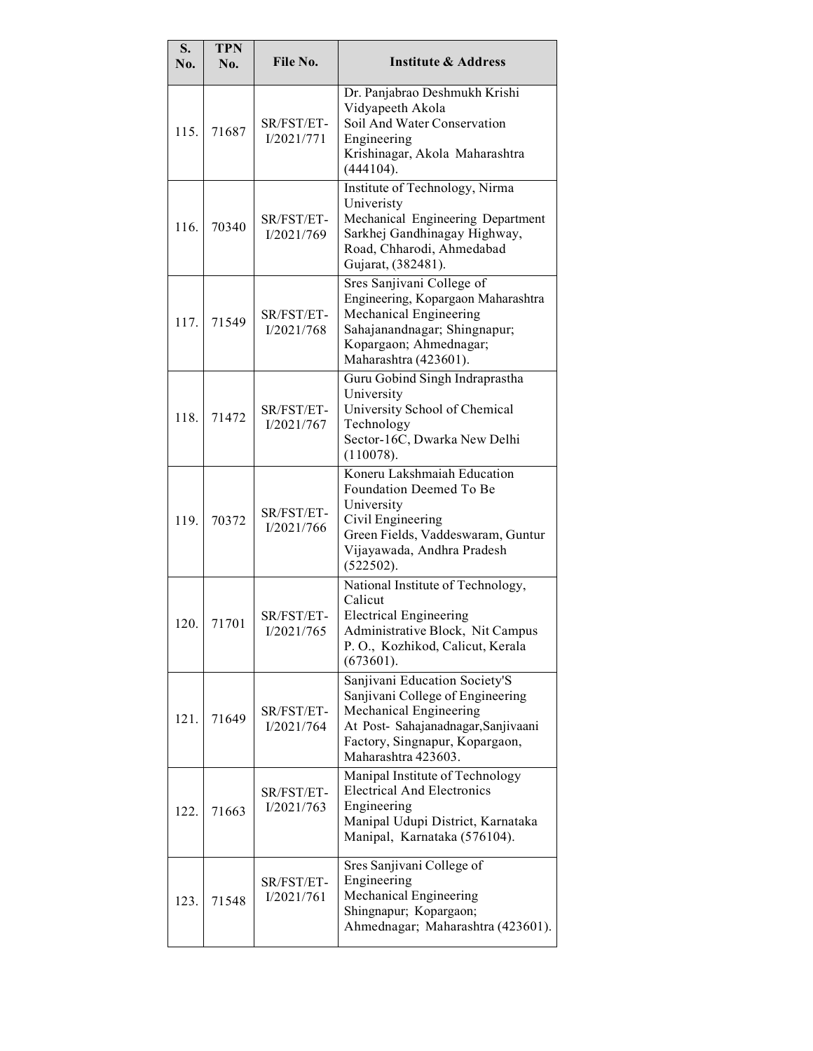| S. No. | TPN No. | File No. | Institute & Address |
|---|---|---|---|
| 115. | 71687 | SR/FST/ET-I/2021/771 | Dr. Panjabrao Deshmukh Krishi Vidyapeeth Akola<br>Soil And Water Conservation Engineering<br>Krishinagar, Akola Maharashtra (444104). |
| 116. | 70340 | SR/FST/ET-I/2021/769 | Institute of Technology, Nirma Univeristy<br>Mechanical Engineering Department<br>Sarkhej Gandhinagay Highway, Road, Chharodi, Ahmedabad Gujarat, (382481). |
| 117. | 71549 | SR/FST/ET-I/2021/768 | Sres Sanjivani College of Engineering, Kopargaon Maharashtra<br>Mechanical Engineering<br>Sahajanandnagar; Shingnapur; Kopargaon; Ahmednagar; Maharashtra (423601). |
| 118. | 71472 | SR/FST/ET-I/2021/767 | Guru Gobind Singh Indraprastha University<br>University School of Chemical Technology<br>Sector-16C, Dwarka New Delhi (110078). |
| 119. | 70372 | SR/FST/ET-I/2021/766 | Koneru Lakshmaiah Education Foundation Deemed To Be University<br>Civil Engineering<br>Green Fields, Vaddeswaram, Guntur Vijayawada, Andhra Pradesh (522502). |
| 120. | 71701 | SR/FST/ET-I/2021/765 | National Institute of Technology, Calicut<br>Electrical Engineering<br>Administrative Block, Nit Campus P. O., Kozhikod, Calicut, Kerala (673601). |
| 121. | 71649 | SR/FST/ET-I/2021/764 | Sanjivani Education Society'S Sanjivani College of Engineering<br>Mechanical Engineering<br>At Post- Sahajanadnagar,Sanjivaani Factory, Singnapur, Kopargaon, Maharashtra 423603. |
| 122. | 71663 | SR/FST/ET-I/2021/763 | Manipal Institute of Technology<br>Electrical And Electronics Engineering<br>Manipal Udupi District, Karnataka Manipal, Karnataka (576104). |
| 123. | 71548 | SR/FST/ET-I/2021/761 | Sres Sanjivani College of Engineering<br>Mechanical Engineering<br>Shingnapur; Kopargaon; Ahmednagar; Maharashtra (423601). |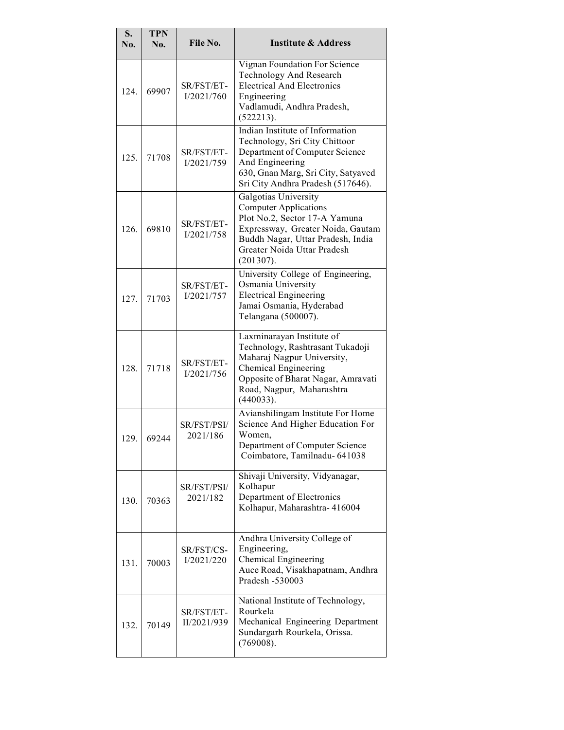| S. No. | TPN No. | File No. | Institute & Address |
|---|---|---|---|
| 124. | 69907 | SR/FST/ET-I/2021/760 | Vignan Foundation For Science Technology And Research<br>Electrical And Electronics Engineering<br>Vadlamudi, Andhra Pradesh, (522213). |
| 125. | 71708 | SR/FST/ET-I/2021/759 | Indian Institute of Information Technology, Sri City Chittoor<br>Department of Computer Science And Engineering<br>630, Gnan Marg, Sri City, Satyaved Sri City Andhra Pradesh (517646). |
| 126. | 69810 | SR/FST/ET-I/2021/758 | Galgotias University<br>Computer Applications<br>Plot No.2, Sector 17-A Yamuna Expressway, Greater Noida, Gautam Buddh Nagar, Uttar Pradesh, India Greater Noida Uttar Pradesh (201307). |
| 127. | 71703 | SR/FST/ET-I/2021/757 | University College of Engineering, Osmania University<br>Electrical Engineering<br>Jamai Osmania, Hyderabad Telangana (500007). |
| 128. | 71718 | SR/FST/ET-I/2021/756 | Laxminarayan Institute of Technology, Rashtrasant Tukadoji Maharaj Nagpur University,<br>Chemical Engineering<br>Opposite of Bharat Nagar, Amravati Road, Nagpur, Maharashtra (440033). |
| 129. | 69244 | SR/FST/PSI/2021/186 | Avianshilingam Institute For Home Science And Higher Education For Women,<br>Department of Computer Science<br>Coimbatore, Tamilnadu- 641038 |
| 130. | 70363 | SR/FST/PSI/2021/182 | Shivaji University, Vidyanagar, Kolhapur<br>Department of Electronics<br>Kolhapur, Maharashtra- 416004 |
| 131. | 70003 | SR/FST/CS-I/2021/220 | Andhra University College of Engineering,<br>Chemical Engineering<br>Auce Road, Visakhapatnam, Andhra Pradesh -530003 |
| 132. | 70149 | SR/FST/ET-II/2021/939 | National Institute of Technology, Rourkela<br>Mechanical Engineering Department<br>Sundargarh Rourkela, Orissa. (769008). |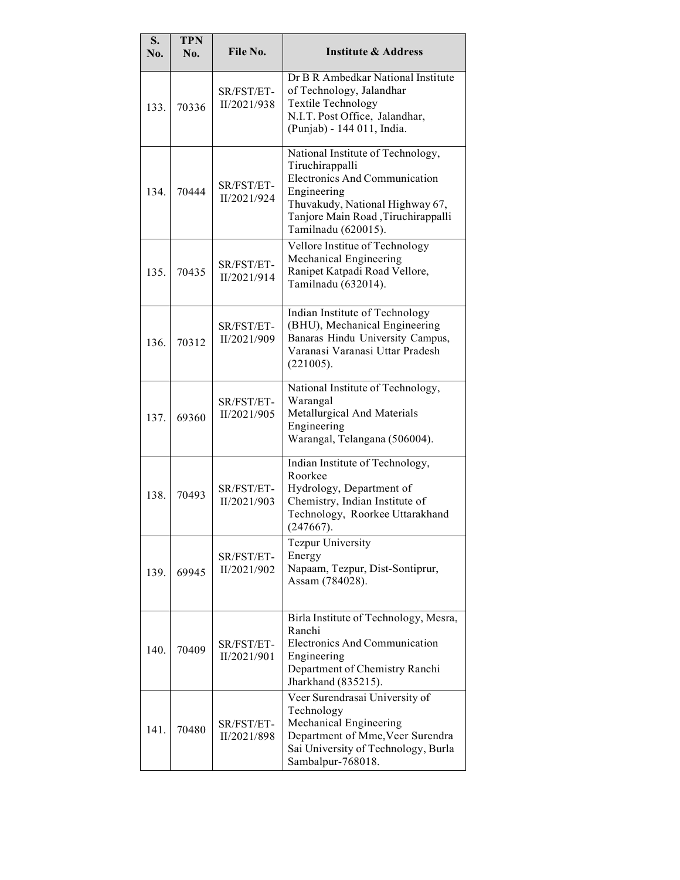| S. No. | TPN No. | File No. | Institute & Address |
|---|---|---|---|
| 133. | 70336 | SR/FST/ET-II/2021/938 | Dr B R Ambedkar National Institute of Technology, Jalandhar<br>Textile Technology<br>N.I.T. Post Office, Jalandhar, (Punjab) - 144 011, India. |
| 134. | 70444 | SR/FST/ET-II/2021/924 | National Institute of Technology, Tiruchirappalli<br>Electronics And Communication Engineering<br>Thuvakudy, National Highway 67, Tanjore Main Road ,Tiruchirappalli Tamilnadu (620015). |
| 135. | 70435 | SR/FST/ET-II/2021/914 | Vellore Institue of Technology<br>Mechanical Engineering<br>Ranipet Katpadi Road Vellore, Tamilnadu (632014). |
| 136. | 70312 | SR/FST/ET-II/2021/909 | Indian Institute of Technology (BHU), Mechanical Engineering<br>Banaras Hindu University Campus, Varanasi Varanasi Uttar Pradesh (221005). |
| 137. | 69360 | SR/FST/ET-II/2021/905 | National Institute of Technology, Warangal<br>Metallurgical And Materials Engineering<br>Warangal, Telangana (506004). |
| 138. | 70493 | SR/FST/ET-II/2021/903 | Indian Institute of Technology, Roorkee<br>Hydrology, Department of Chemistry, Indian Institute of Technology, Roorkee Uttarakhand (247667). |
| 139. | 69945 | SR/FST/ET-II/2021/902 | Tezpur University<br>Energy<br>Napaam, Tezpur, Dist-Sontiprur, Assam (784028). |
| 140. | 70409 | SR/FST/ET-II/2021/901 | Birla Institute of Technology, Mesra, Ranchi<br>Electronics And Communication Engineering<br>Department of Chemistry Ranchi Jharkhand (835215). |
| 141. | 70480 | SR/FST/ET-II/2021/898 | Veer Surendrasai University of Technology<br>Mechanical Engineering<br>Department of Mme,Veer Surendra Sai University of Technology, Burla Sambalpur-768018. |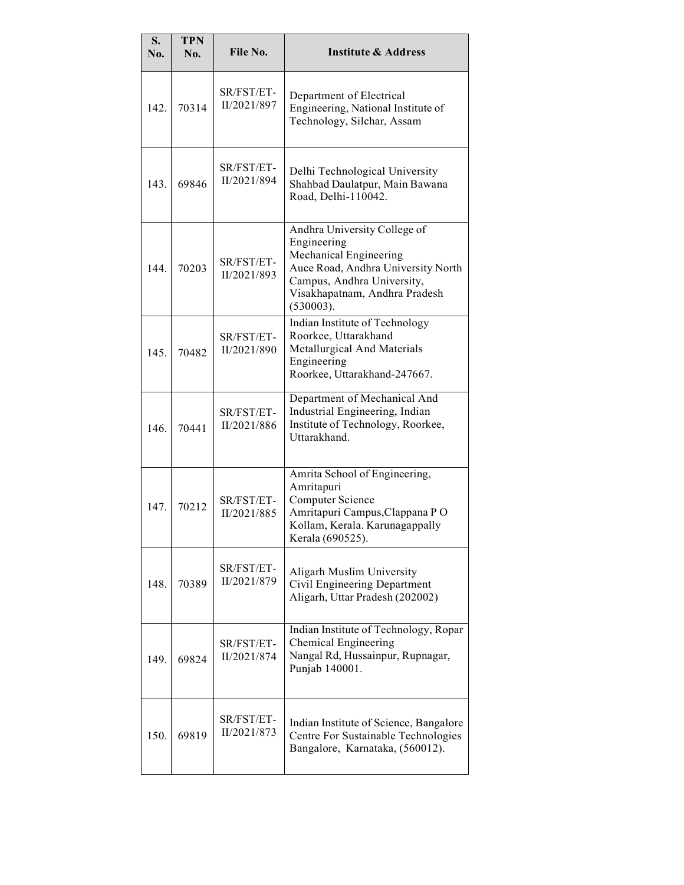| S. No. | TPN No. | File No. | Institute & Address |
|---|---|---|---|
| 142. | 70314 | SR/FST/ET-II/2021/897 | Department of Electrical Engineering, National Institute of Technology, Silchar, Assam |
| 143. | 69846 | SR/FST/ET-II/2021/894 | Delhi Technological University Shahbad Daulatpur, Main Bawana Road, Delhi-110042. |
| 144. | 70203 | SR/FST/ET-II/2021/893 | Andhra University College of Engineering Mechanical Engineering Auce Road, Andhra University North Campus, Andhra University, Visakhapatnam, Andhra Pradesh (530003). |
| 145. | 70482 | SR/FST/ET-II/2021/890 | Indian Institute of Technology Roorkee, Uttarakhand Metallurgical And Materials Engineering Roorkee, Uttarakhand-247667. |
| 146. | 70441 | SR/FST/ET-II/2021/886 | Department of Mechanical And Industrial Engineering, Indian Institute of Technology, Roorkee, Uttarakhand. |
| 147. | 70212 | SR/FST/ET-II/2021/885 | Amrita School of Engineering, Amritapuri Computer Science Amritapuri Campus,Clappana P O Kollam, Kerala. Karunagappally Kerala (690525). |
| 148. | 70389 | SR/FST/ET-II/2021/879 | Aligarh Muslim University Civil Engineering Department Aligarh, Uttar Pradesh (202002) |
| 149. | 69824 | SR/FST/ET-II/2021/874 | Indian Institute of Technology, Ropar Chemical Engineering Nangal Rd, Hussainpur, Rupnagar, Punjab 140001. |
| 150. | 69819 | SR/FST/ET-II/2021/873 | Indian Institute of Science, Bangalore Centre For Sustainable Technologies Bangalore, Karnataka, (560012). |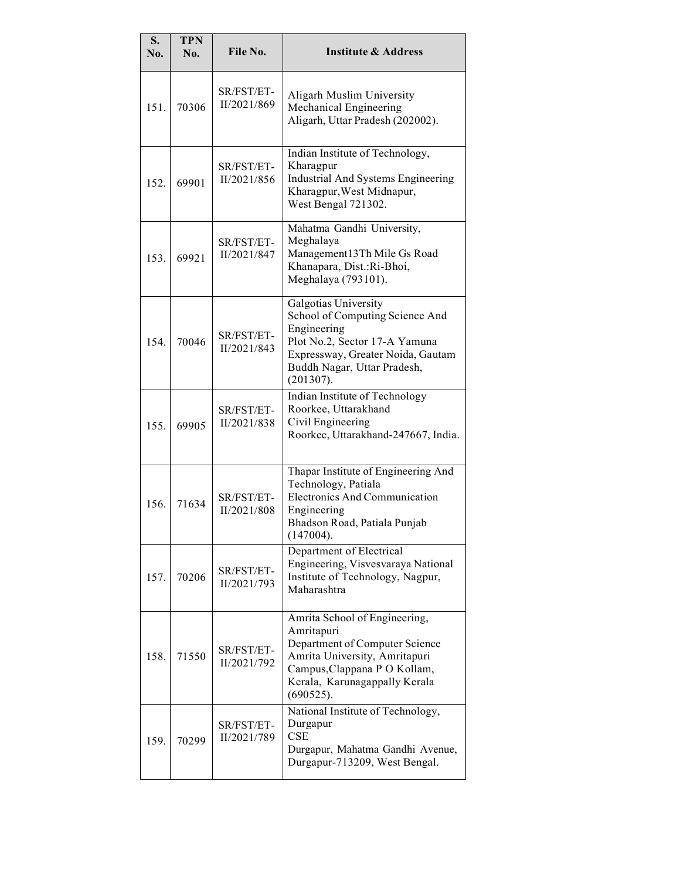| S. No. | TPN No. | File No. | Institute & Address |
|---|---|---|---|
| 151. | 70306 | SR/FST/ET-II/2021/869 | Aligarh Muslim University Mechanical Engineering Aligarh, Uttar Pradesh (202002). |
| 152. | 69901 | SR/FST/ET-II/2021/856 | Indian Institute of Technology, Kharagpur Industrial And Systems Engineering Kharagpur,West Midnapur, West Bengal 721302. |
| 153. | 69921 | SR/FST/ET-II/2021/847 | Mahatma Gandhi University, Meghalaya Management13Th Mile Gs Road Khanapara, Dist.:Ri-Bhoi, Meghalaya (793101). |
| 154. | 70046 | SR/FST/ET-II/2021/843 | Galgotias University School of Computing Science And Engineering Plot No.2, Sector 17-A Yamuna Expressway, Greater Noida, Gautam Buddh Nagar, Uttar Pradesh, (201307). |
| 155. | 69905 | SR/FST/ET-II/2021/838 | Indian Institute of Technology Roorkee, Uttarakhand Civil Engineering Roorkee, Uttarakhand-247667, India. |
| 156. | 71634 | SR/FST/ET-II/2021/808 | Thapar Institute of Engineering And Technology, Patiala Electronics And Communication Engineering Bhadson Road, Patiala Punjab (147004). |
| 157. | 70206 | SR/FST/ET-II/2021/793 | Department of Electrical Engineering, Visvesvaraya National Institute of Technology, Nagpur, Maharashtra |
| 158. | 71550 | SR/FST/ET-II/2021/792 | Amrita School of Engineering, Amritapuri Department of Computer Science Amrita University, Amritapuri Campus,Clappana P O Kollam, Kerala, Karunagappally Kerala (690525). |
| 159. | 70299 | SR/FST/ET-II/2021/789 | National Institute of Technology, Durgapur CSE Durgapur, Mahatma Gandhi Avenue, Durgapur-713209, West Bengal. |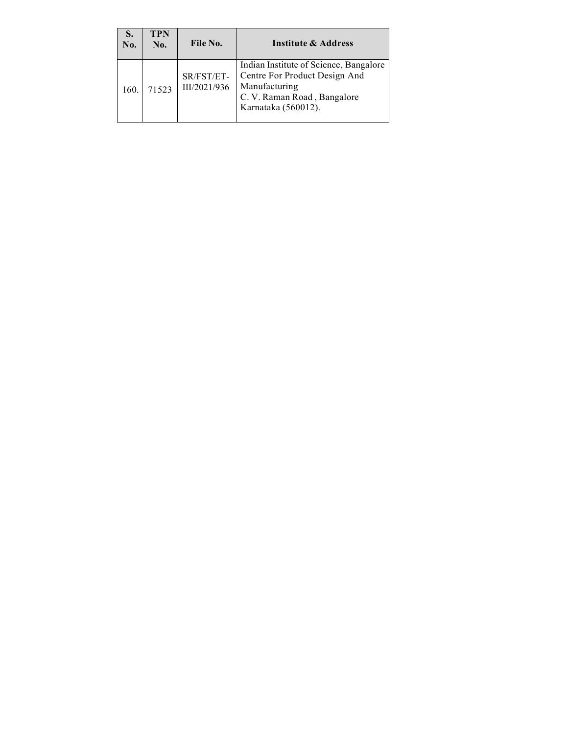| S. No. | TPN No. | File No. | Institute & Address |
|---|---|---|---|
| 160. | 71523 | SR/FST/ET-III/2021/936 | Indian Institute of Science, Bangalore<br>Centre For Product Design And Manufacturing<br>C. V. Raman Road , Bangalore<br>Karnataka (560012). |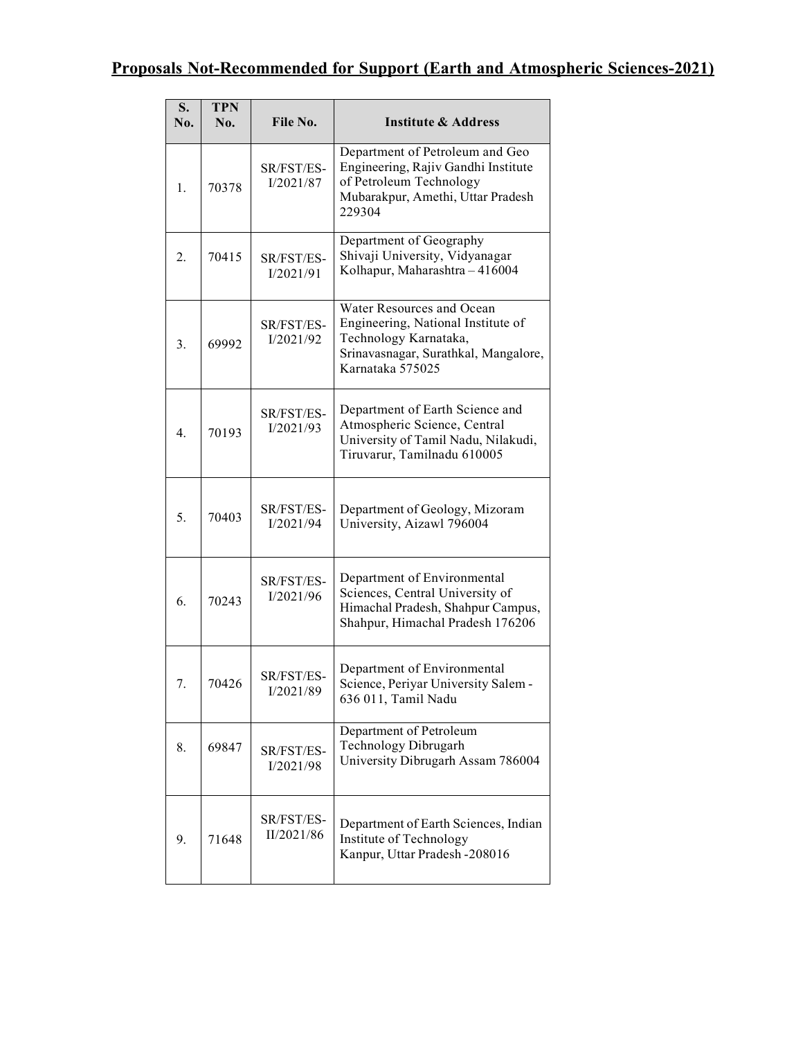## Proposals Not-Recommended for Support (Earth and Atmospheric Sciences-2021)

| S. No. | TPN No. | File No. | Institute & Address |
|---|---|---|---|
| 1. | 70378 | SR/FST/ES-I/2021/87 | Department of Petroleum and Geo Engineering, Rajiv Gandhi Institute of Petroleum Technology Mubarakpur, Amethi, Uttar Pradesh 229304 |
| 2. | 70415 | SR/FST/ES-I/2021/91 | Department of Geography Shivaji University, Vidyanagar Kolhapur, Maharashtra – 416004 |
| 3. | 69992 | SR/FST/ES-I/2021/92 | Water Resources and Ocean Engineering, National Institute of Technology Karnataka, Srinavasnagar, Surathkal, Mangalore, Karnataka 575025 |
| 4. | 70193 | SR/FST/ES-I/2021/93 | Department of Earth Science and Atmospheric Science, Central University of Tamil Nadu, Nilakudi, Tiruvarur, Tamilnadu 610005 |
| 5. | 70403 | SR/FST/ES-I/2021/94 | Department of Geology, Mizoram University, Aizawl 796004 |
| 6. | 70243 | SR/FST/ES-I/2021/96 | Department of Environmental Sciences, Central University of Himachal Pradesh, Shahpur Campus, Shahpur, Himachal Pradesh 176206 |
| 7. | 70426 | SR/FST/ES-I/2021/89 | Department of Environmental Science, Periyar University Salem - 636 011, Tamil Nadu |
| 8. | 69847 | SR/FST/ES-I/2021/98 | Department of Petroleum Technology Dibrugarh University Dibrugarh Assam 786004 |
| 9. | 71648 | SR/FST/ES-II/2021/86 | Department of Earth Sciences, Indian Institute of Technology Kanpur, Uttar Pradesh -208016 |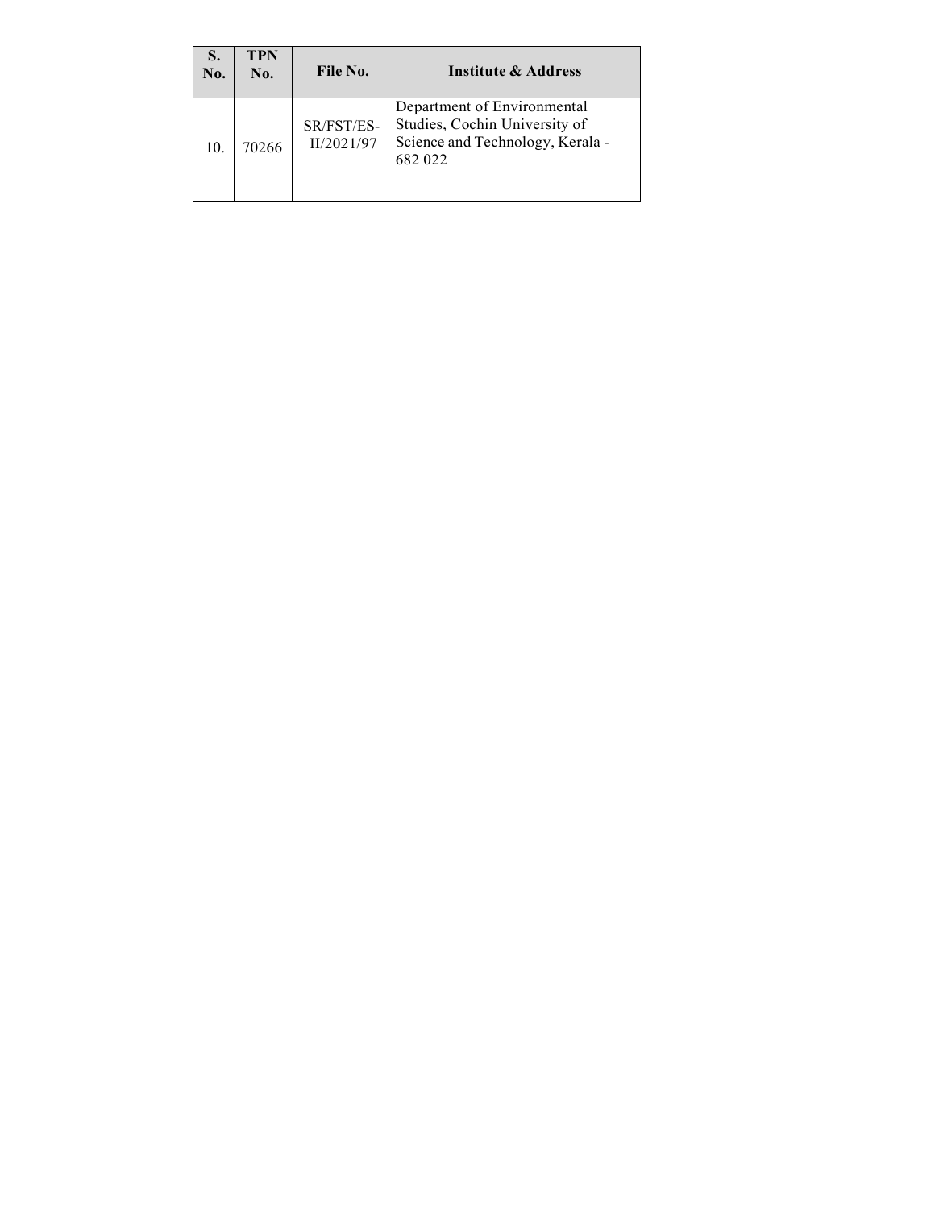| S. No. | TPN No. | File No. | Institute & Address |
|---|---|---|---|
| 10. | 70266 | SR/FST/ES-II/2021/97 | Department of Environmental Studies, Cochin University of Science and Technology, Kerala - 682 022 |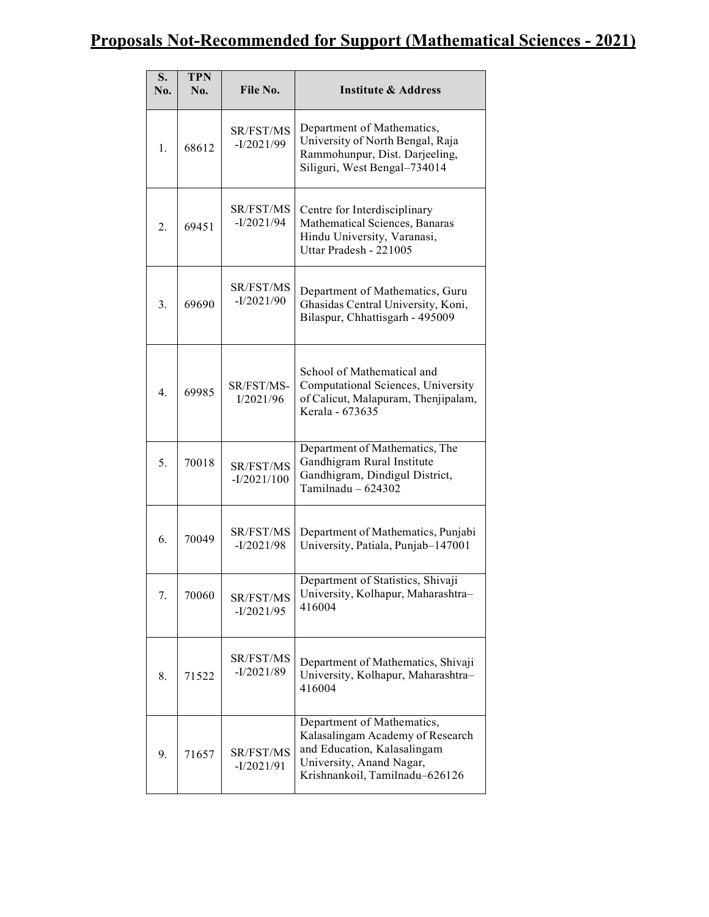# Proposals Not-Recommended for Support (Mathematical Sciences - 2021)

| S. No. | TPN No. | File No. | Institute & Address |
|---|---|---|---|
| 1. | 68612 | SR/FST/MS-I/2021/99 | Department of Mathematics, University of North Bengal, Raja Rammohunpur, Dist. Darjeeling, Siliguri, West Bengal–734014 |
| 2. | 69451 | SR/FST/MS-I/2021/94 | Centre for Interdisciplinary Mathematical Sciences, Banaras Hindu University, Varanasi, Uttar Pradesh - 221005 |
| 3. | 69690 | SR/FST/MS-I/2021/90 | Department of Mathematics, Guru Ghasidas Central University, Koni, Bilaspur, Chhattisgarh - 495009 |
| 4. | 69985 | SR/FST/MS-I/2021/96 | School of Mathematical and Computational Sciences, University of Calicut, Malapuram, Thenjipalam, Kerala - 673635 |
| 5. | 70018 | SR/FST/MS-I/2021/100 | Department of Mathematics, The Gandhigram Rural Institute Gandhigram, Dindigul District, Tamilnadu – 624302 |
| 6. | 70049 | SR/FST/MS-I/2021/98 | Department of Mathematics, Punjabi University, Patiala, Punjab–147001 |
| 7. | 70060 | SR/FST/MS-I/2021/95 | Department of Statistics, Shivaji University, Kolhapur, Maharashtra–416004 |
| 8. | 71522 | SR/FST/MS-I/2021/89 | Department of Mathematics, Shivaji University, Kolhapur, Maharashtra–416004 |
| 9. | 71657 | SR/FST/MS-I/2021/91 | Department of Mathematics, Kalasalingam Academy of Research and Education, Kalasalingam University, Anand Nagar, Krishnankoil, Tamilnadu–626126 |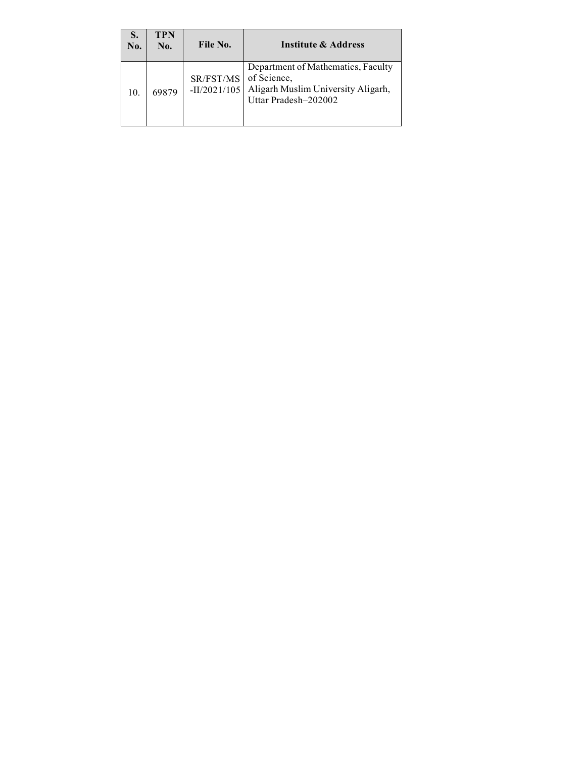| S. No. | TPN No. | File No. | Institute & Address |
|---|---|---|---|
| 10. | 69879 | SR/FST/MS-II/2021/105 | Department of Mathematics, Faculty of Science, Aligarh Muslim University Aligarh, Uttar Pradesh–202002 |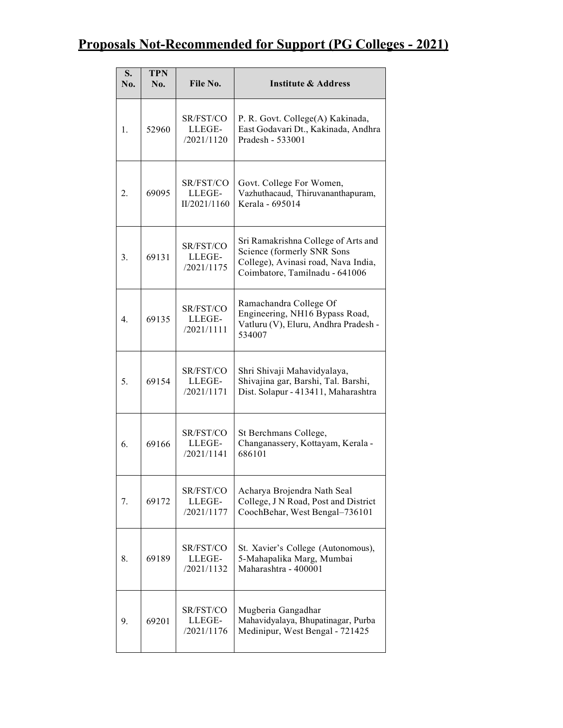## Proposals Not-Recommended for Support (PG Colleges - 2021)

| S. No. | TPN No. | File No. | Institute & Address |
|---|---|---|---|
| 1. | 52960 | SR/FST/COLLEGE-/2021/1120 | P. R. Govt. College(A) Kakinada, East Godavari Dt., Kakinada, Andhra Pradesh - 533001 |
| 2. | 69095 | SR/FST/COLLEGE-II/2021/1160 | Govt. College For Women, Vazhuthacaud, Thiruvananthapuram, Kerala - 695014 |
| 3. | 69131 | SR/FST/COLLEGE-/2021/1175 | Sri Ramakrishna College of Arts and Science (formerly SNR Sons College), Avinasi road, Nava India, Coimbatore, Tamilnadu - 641006 |
| 4. | 69135 | SR/FST/COLLEGE-/2021/1111 | Ramachandra College Of Engineering, NH16 Bypass Road, Vatluru (V), Eluru, Andhra Pradesh - 534007 |
| 5. | 69154 | SR/FST/COLLEGE-/2021/1171 | Shri Shivaji Mahavidyalaya, Shivajina gar, Barshi, Tal. Barshi, Dist. Solapur - 413411, Maharashtra |
| 6. | 69166 | SR/FST/COLLEGE-/2021/1141 | St Berchmans College, Changanassery, Kottayam, Kerala - 686101 |
| 7. | 69172 | SR/FST/COLLEGE-/2021/1177 | Acharya Brojendra Nath Seal College, J N Road, Post and District CoochBehar, West Bengal–736101 |
| 8. | 69189 | SR/FST/COLLEGE-/2021/1132 | St. Xavier's College (Autonomous), 5-Mahapalika Marg, Mumbai Maharashtra - 400001 |
| 9. | 69201 | SR/FST/COLLEGE-/2021/1176 | Mugberia Gangadhar Mahavidyalaya, Bhupatinagar, Purba Medinipur, West Bengal - 721425 |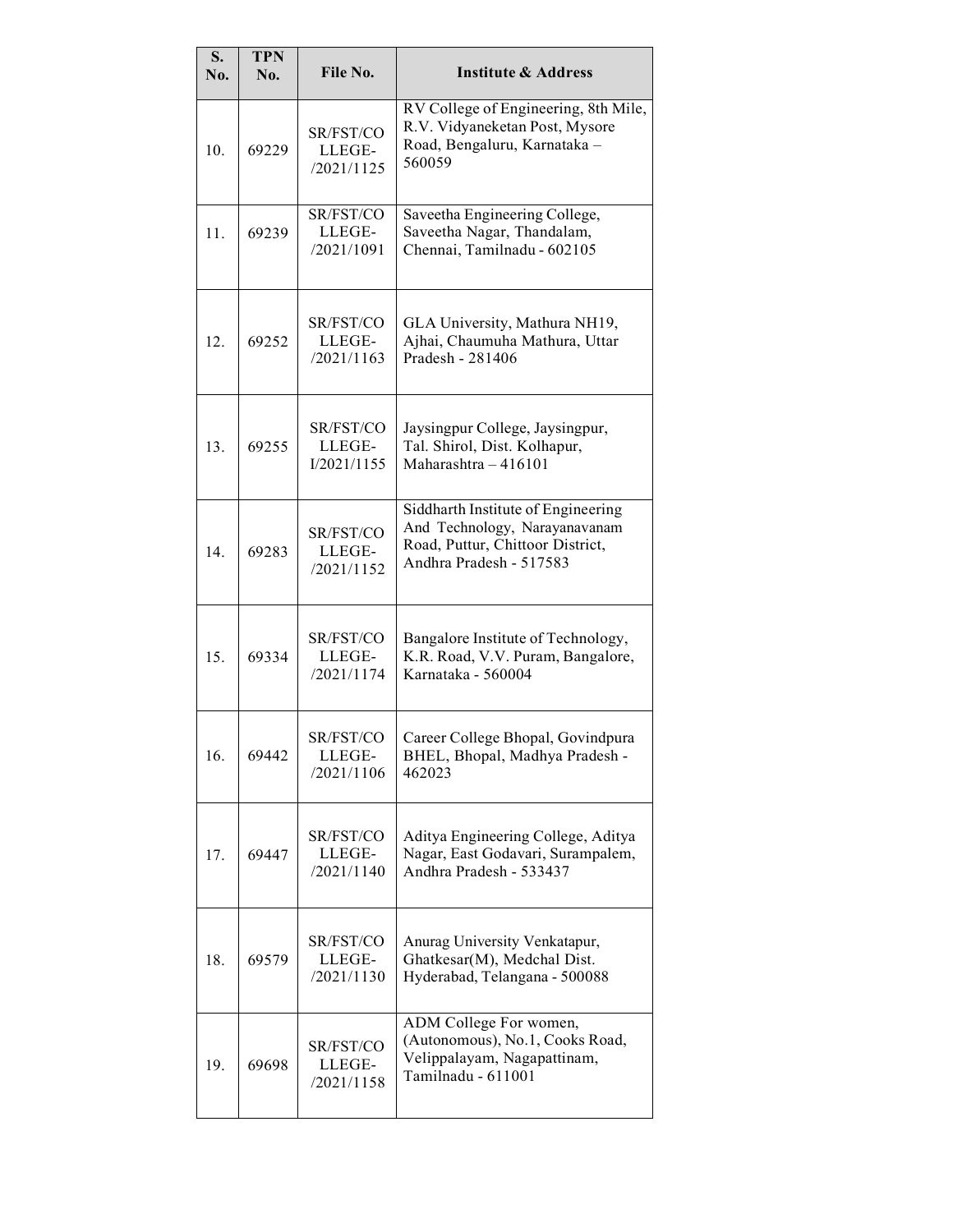| S. No. | TPN No. | File No. | Institute & Address |
|---|---|---|---|
| 10. | 69229 | SR/FST/COLLEGE-/2021/1125 | RV College of Engineering, 8th Mile, R.V. Vidyaneketan Post, Mysore Road, Bengaluru, Karnataka – 560059 |
| 11. | 69239 | SR/FST/COLLEGE-/2021/1091 | Saveetha Engineering College, Saveetha Nagar, Thandalam, Chennai, Tamilnadu - 602105 |
| 12. | 69252 | SR/FST/COLLEGE-/2021/1163 | GLA University, Mathura NH19, Ajhai, Chaumuha Mathura, Uttar Pradesh - 281406 |
| 13. | 69255 | SR/FST/COLLEGE-I/2021/1155 | Jaysingpur College, Jaysingpur, Tal. Shirol, Dist. Kolhapur, Maharashtra – 416101 |
| 14. | 69283 | SR/FST/COLLEGE-/2021/1152 | Siddharth Institute of Engineering And Technology, Narayanavanam Road, Puttur, Chittoor District, Andhra Pradesh - 517583 |
| 15. | 69334 | SR/FST/COLLEGE-/2021/1174 | Bangalore Institute of Technology, K.R. Road, V.V. Puram, Bangalore, Karnataka - 560004 |
| 16. | 69442 | SR/FST/COLLEGE-/2021/1106 | Career College Bhopal, Govindpura BHEL, Bhopal, Madhya Pradesh - 462023 |
| 17. | 69447 | SR/FST/COLLEGE-/2021/1140 | Aditya Engineering College, Aditya Nagar, East Godavari, Surampalem, Andhra Pradesh - 533437 |
| 18. | 69579 | SR/FST/COLLEGE-/2021/1130 | Anurag University Venkatapur, Ghatkesar(M), Medchal Dist. Hyderabad, Telangana - 500088 |
| 19. | 69698 | SR/FST/COLLEGE-/2021/1158 | ADM College For women, (Autonomous), No.1, Cooks Road, Velippalayam, Nagapattinam, Tamilnadu - 611001 |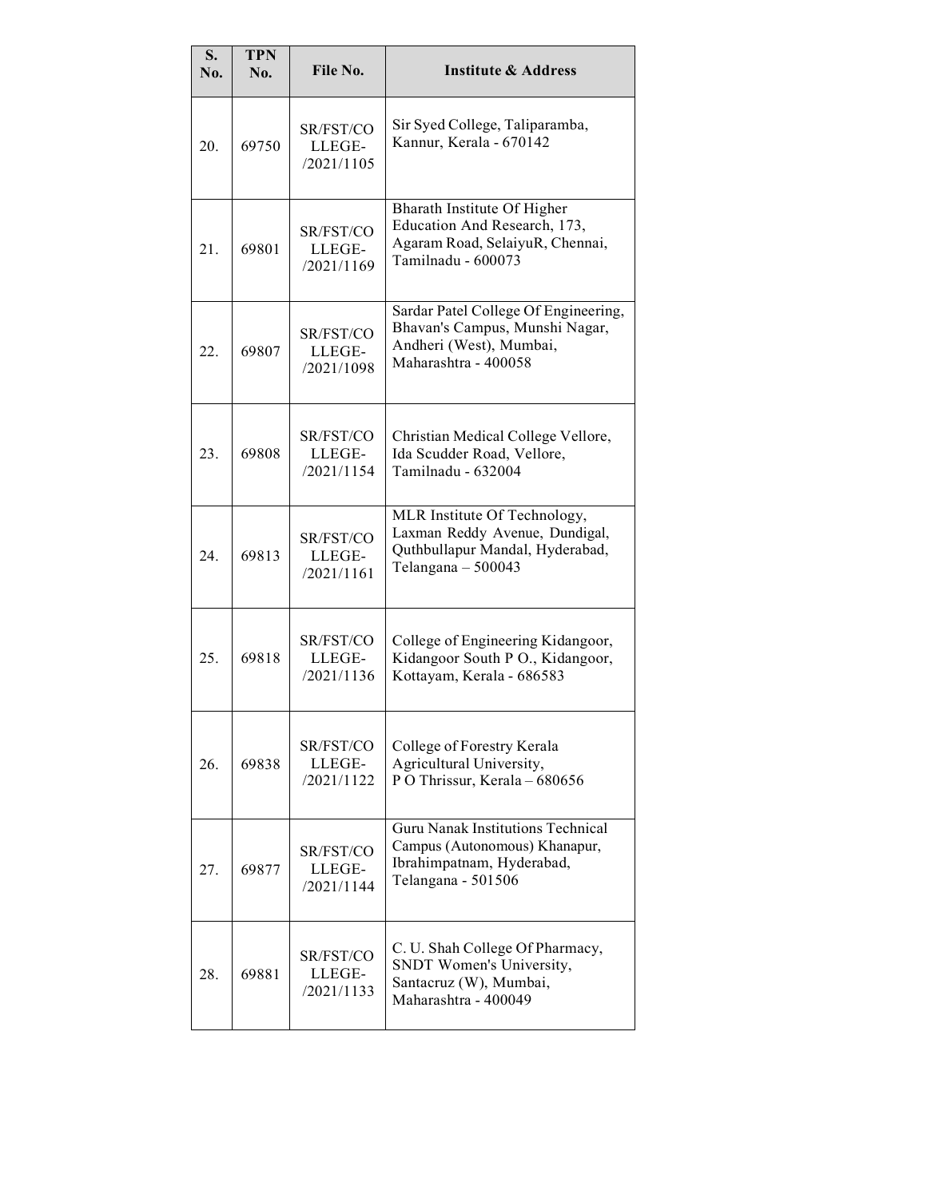| S. No. | TPN No. | File No. | Institute & Address |
|---|---|---|---|
| 20. | 69750 | SR/FST/COLLEGE-/2021/1105 | Sir Syed College, Taliparamba, Kannur, Kerala - 670142 |
| 21. | 69801 | SR/FST/COLLEGE-/2021/1169 | Bharath Institute Of Higher Education And Research, 173, Agaram Road, SelaiyuR, Chennai, Tamilnadu - 600073 |
| 22. | 69807 | SR/FST/COLLEGE-/2021/1098 | Sardar Patel College Of Engineering, Bhavan's Campus, Munshi Nagar, Andheri (West), Mumbai, Maharashtra - 400058 |
| 23. | 69808 | SR/FST/COLLEGE-/2021/1154 | Christian Medical College Vellore, Ida Scudder Road, Vellore, Tamilnadu - 632004 |
| 24. | 69813 | SR/FST/COLLEGE-/2021/1161 | MLR Institute Of Technology, Laxman Reddy Avenue, Dundigal, Quthbullapur Mandal, Hyderabad, Telangana – 500043 |
| 25. | 69818 | SR/FST/COLLEGE-/2021/1136 | College of Engineering Kidangoor, Kidangoor South P O., Kidangoor, Kottayam, Kerala - 686583 |
| 26. | 69838 | SR/FST/COLLEGE-/2021/1122 | College of Forestry Kerala Agricultural University, P O Thrissur, Kerala – 680656 |
| 27. | 69877 | SR/FST/COLLEGE-/2021/1144 | Guru Nanak Institutions Technical Campus (Autonomous) Khanapur, Ibrahimpatnam, Hyderabad, Telangana - 501506 |
| 28. | 69881 | SR/FST/COLLEGE-/2021/1133 | C. U. Shah College Of Pharmacy, SNDT Women's University, Santacruz (W), Mumbai, Maharashtra - 400049 |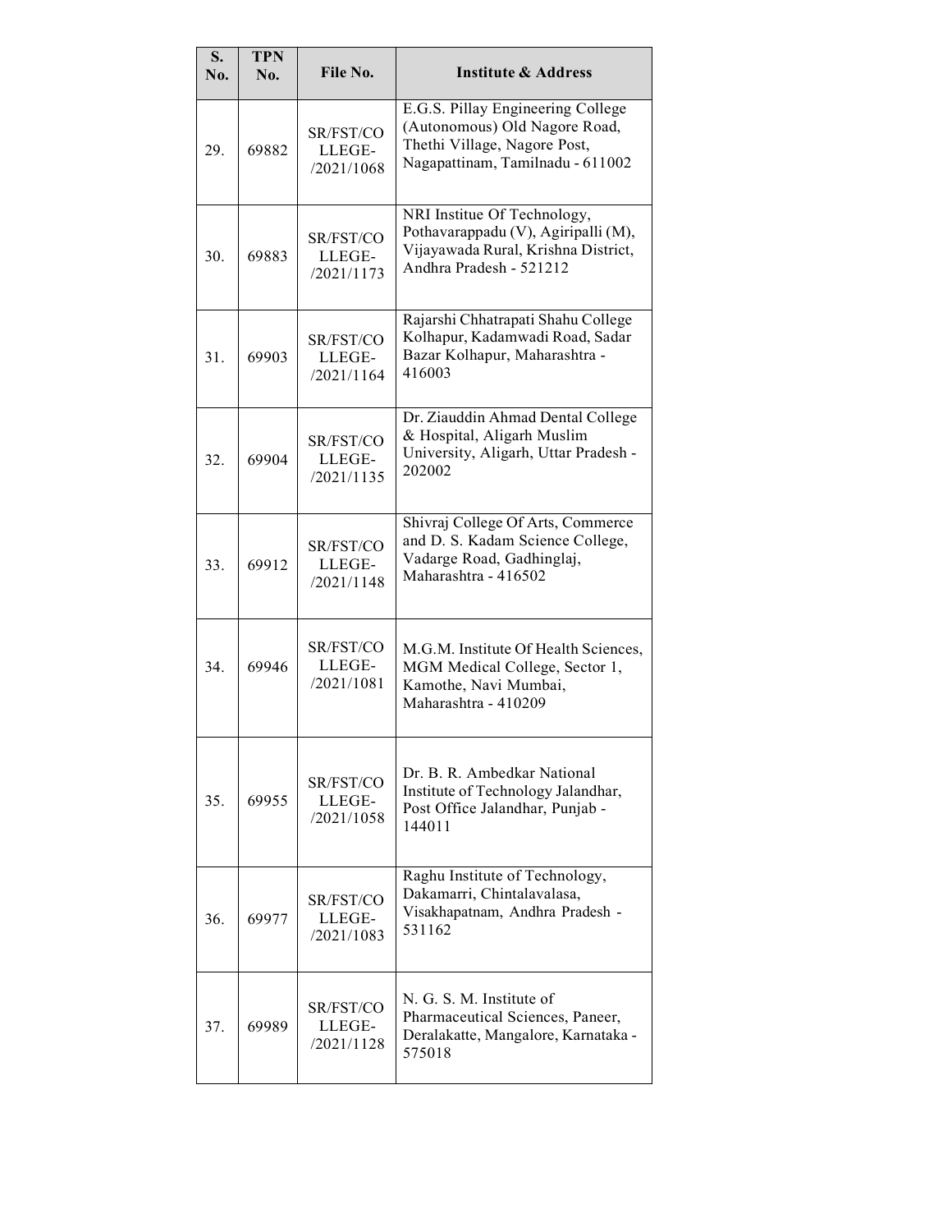| S. No. | TPN No. | File No. | Institute & Address |
|---|---|---|---|
| 29. | 69882 | SR/FST/COLLEGE-/2021/1068 | E.G.S. Pillay Engineering College (Autonomous) Old Nagore Road, Thethi Village, Nagore Post, Nagapattinam, Tamilnadu - 611002 |
| 30. | 69883 | SR/FST/COLLEGE-/2021/1173 | NRI Institue Of Technology, Pothavarappadu (V), Agiripalli (M), Vijayawada Rural, Krishna District, Andhra Pradesh - 521212 |
| 31. | 69903 | SR/FST/COLLEGE-/2021/1164 | Rajarshi Chhatrapati Shahu College Kolhapur, Kadamwadi Road, Sadar Bazar Kolhapur, Maharashtra - 416003 |
| 32. | 69904 | SR/FST/COLLEGE-/2021/1135 | Dr. Ziauddin Ahmad Dental College & Hospital, Aligarh Muslim University, Aligarh, Uttar Pradesh - 202002 |
| 33. | 69912 | SR/FST/COLLEGE-/2021/1148 | Shivraj College Of Arts, Commerce and D. S. Kadam Science College, Vadarge Road, Gadhinglaj, Maharashtra - 416502 |
| 34. | 69946 | SR/FST/COLLEGE-/2021/1081 | M.G.M. Institute Of Health Sciences, MGM Medical College, Sector 1, Kamothe, Navi Mumbai, Maharashtra - 410209 |
| 35. | 69955 | SR/FST/COLLEGE-/2021/1058 | Dr. B. R. Ambedkar National Institute of Technology Jalandhar, Post Office Jalandhar, Punjab - 144011 |
| 36. | 69977 | SR/FST/COLLEGE-/2021/1083 | Raghu Institute of Technology, Dakamarri, Chintalavalasa, Visakhapatnam, Andhra Pradesh - 531162 |
| 37. | 69989 | SR/FST/COLLEGE-/2021/1128 | N. G. S. M. Institute of Pharmaceutical Sciences, Paneer, Deralakatte, Mangalore, Karnataka - 575018 |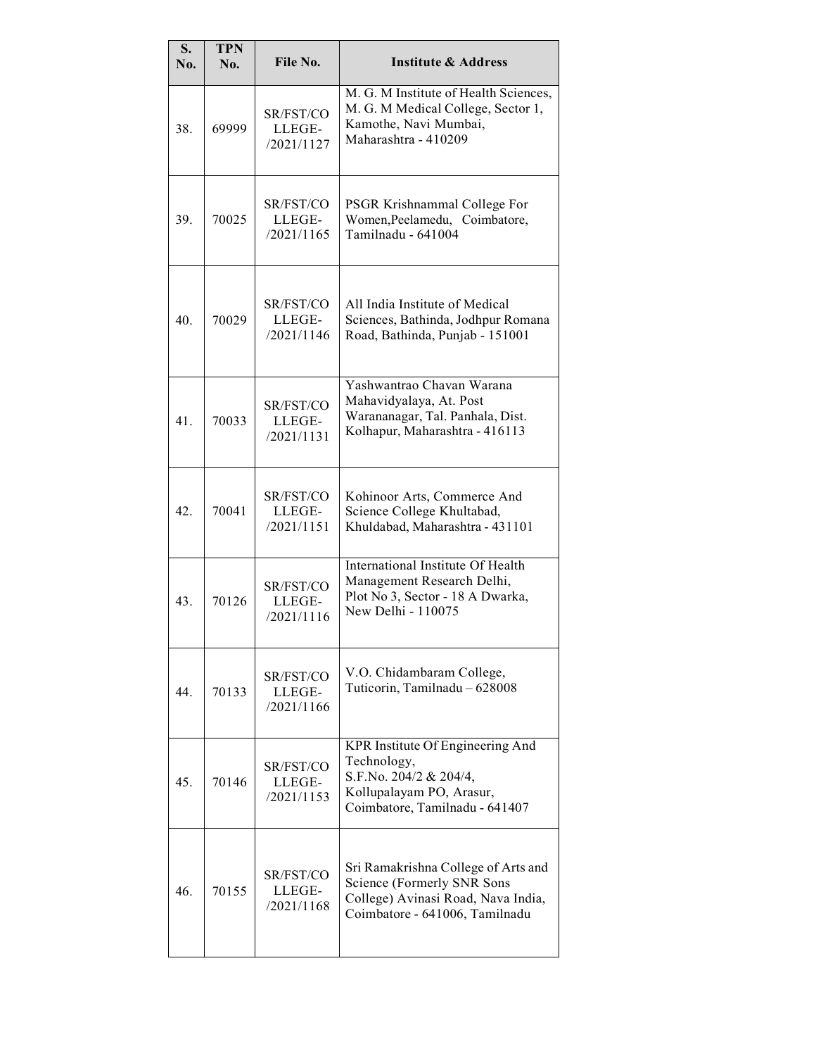| S. No. | TPN No. | File No. | Institute & Address |
|---|---|---|---|
| 38. | 69999 | SR/FST/COLLEGE-/2021/1127 | M. G. M Institute of Health Sciences, M. G. M Medical College, Sector 1, Kamothe, Navi Mumbai, Maharashtra - 410209 |
| 39. | 70025 | SR/FST/COLLEGE-/2021/1165 | PSGR Krishnammal College For Women,Peelamedu, Coimbatore, Tamilnadu - 641004 |
| 40. | 70029 | SR/FST/COLLEGE-/2021/1146 | All India Institute of Medical Sciences, Bathinda, Jodhpur Romana Road, Bathinda, Punjab - 151001 |
| 41. | 70033 | SR/FST/COLLEGE-/2021/1131 | Yashwantrao Chavan Warana Mahavidyalaya, At. Post Warananagar, Tal. Panhala, Dist. Kolhapur, Maharashtra - 416113 |
| 42. | 70041 | SR/FST/COLLEGE-/2021/1151 | Kohinoor Arts, Commerce And Science College Khultabad, Khuldabad, Maharashtra - 431101 |
| 43. | 70126 | SR/FST/COLLEGE-/2021/1116 | International Institute Of Health Management Research Delhi, Plot No 3, Sector - 18 A Dwarka, New Delhi - 110075 |
| 44. | 70133 | SR/FST/COLLEGE-/2021/1166 | V.O. Chidambaram College, Tuticorin, Tamilnadu – 628008 |
| 45. | 70146 | SR/FST/COLLEGE-/2021/1153 | KPR Institute Of Engineering And Technology, S.F.No. 204/2 & 204/4, Kollupalayam PO, Arasur, Coimbatore, Tamilnadu - 641407 |
| 46. | 70155 | SR/FST/COLLEGE-/2021/1168 | Sri Ramakrishna College of Arts and Science (Formerly SNR Sons College) Avinasi Road, Nava India, Coimbatore - 641006, Tamilnadu |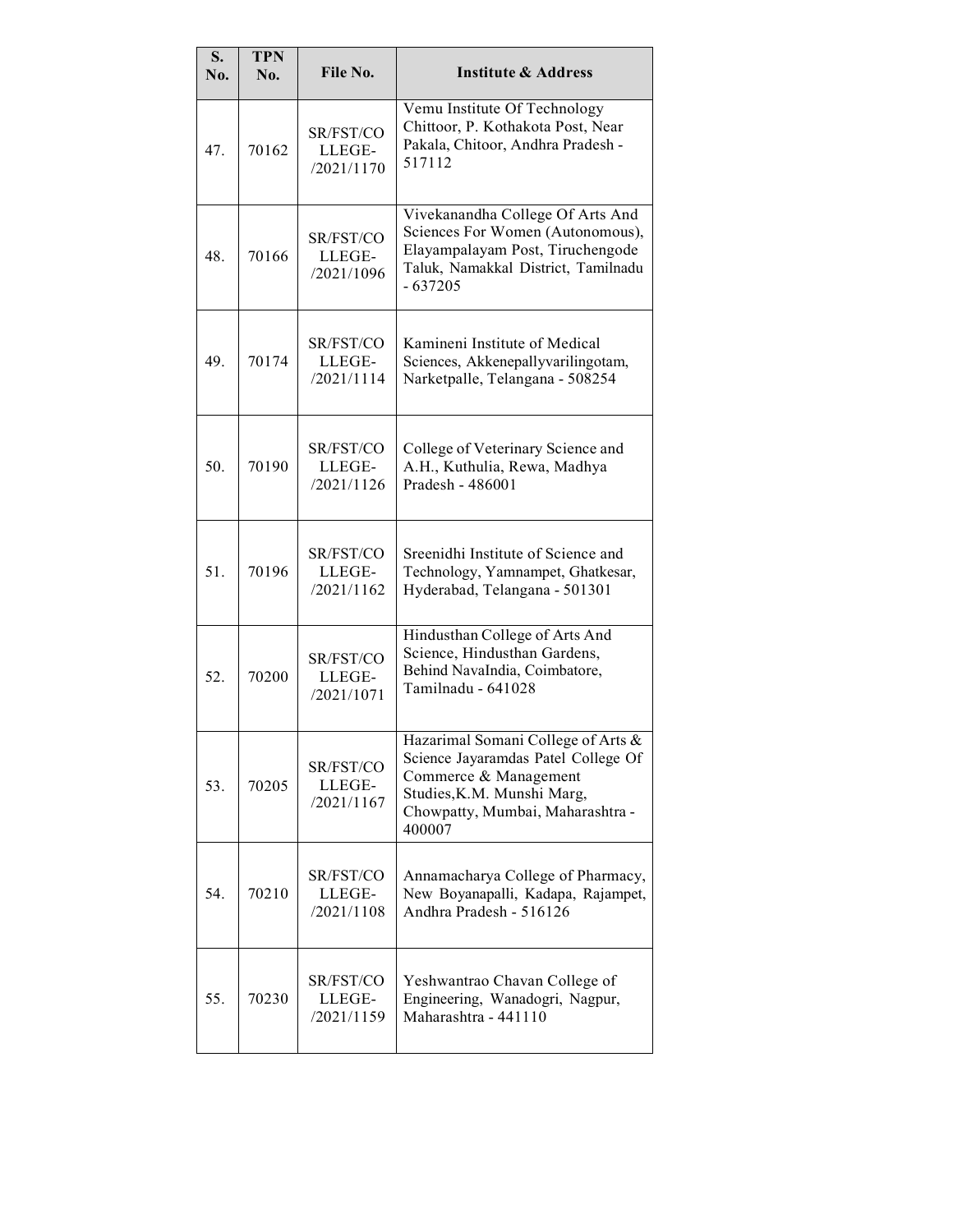| S. No. | TPN No. | File No. | Institute & Address |
|---|---|---|---|
| 47. | 70162 | SR/FST/COLLEGE-/2021/1170 | Vemu Institute Of Technology Chittoor, P. Kothakota Post, Near Pakala, Chitoor, Andhra Pradesh - 517112 |
| 48. | 70166 | SR/FST/COLLEGE-/2021/1096 | Vivekanandha College Of Arts And Sciences For Women (Autonomous), Elayampalayam Post, Tiruchengode Taluk, Namakkal District, Tamilnadu - 637205 |
| 49. | 70174 | SR/FST/COLLEGE-/2021/1114 | Kamineni Institute of Medical Sciences, Akkenepallyvarilingotam, Narketpalle, Telangana - 508254 |
| 50. | 70190 | SR/FST/COLLEGE-/2021/1126 | College of Veterinary Science and A.H., Kuthulia, Rewa, Madhya Pradesh - 486001 |
| 51. | 70196 | SR/FST/COLLEGE-/2021/1162 | Sreenidhi Institute of Science and Technology, Yamnampet, Ghatkesar, Hyderabad, Telangana - 501301 |
| 52. | 70200 | SR/FST/COLLEGE-/2021/1071 | Hindusthan College of Arts And Science, Hindusthan Gardens, Behind NavaIndia, Coimbatore, Tamilnadu - 641028 |
| 53. | 70205 | SR/FST/COLLEGE-/2021/1167 | Hazarimal Somani College of Arts & Science Jayaramdas Patel College Of Commerce & Management Studies,K.M. Munshi Marg, Chowpatty, Mumbai, Maharashtra - 400007 |
| 54. | 70210 | SR/FST/COLLEGE-/2021/1108 | Annamacharya College of Pharmacy, New Boyanapalli, Kadapa, Rajampet, Andhra Pradesh - 516126 |
| 55. | 70230 | SR/FST/COLLEGE-/2021/1159 | Yeshwantrao Chavan College of Engineering, Wanadogri, Nagpur, Maharashtra - 441110 |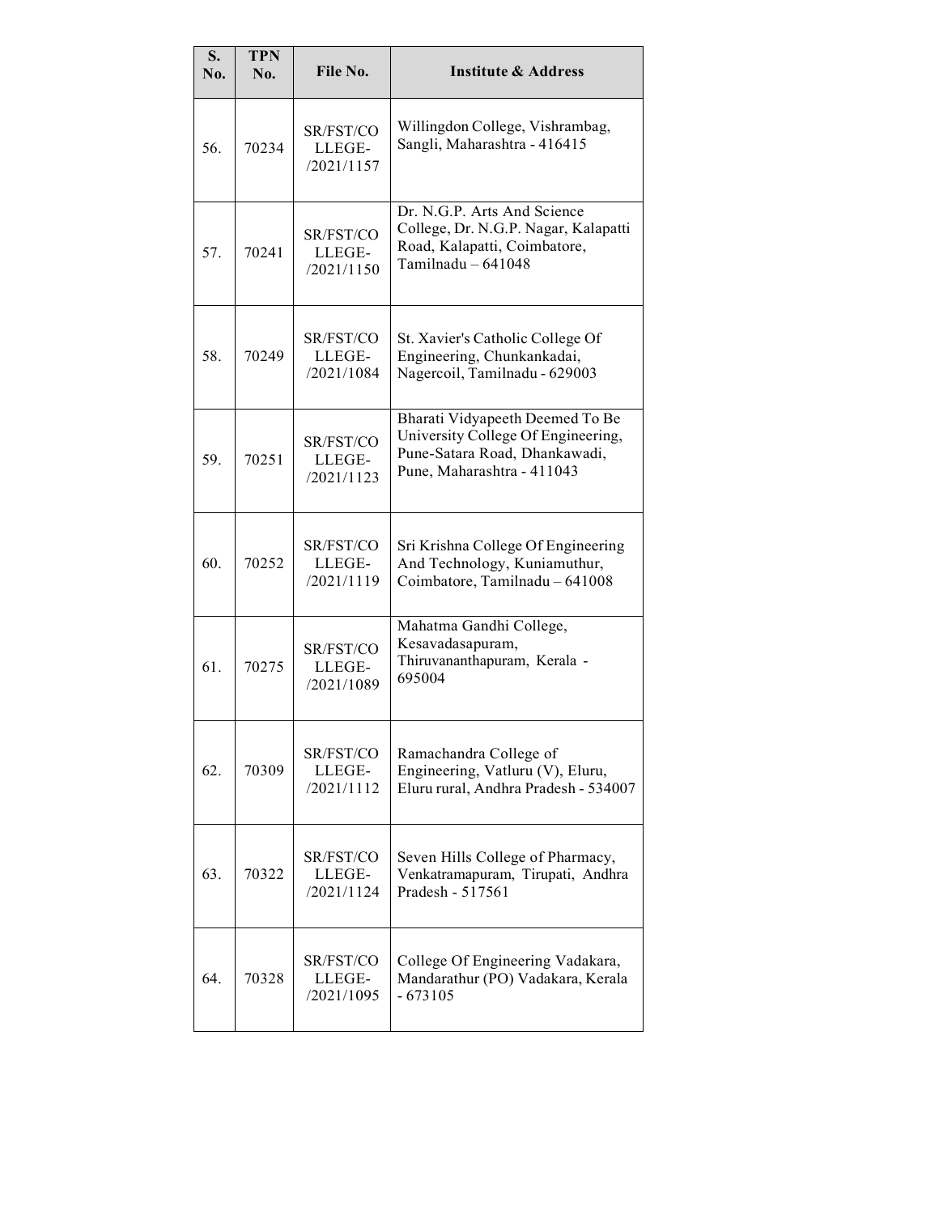| S. No. | TPN No. | File No. | Institute & Address |
|---|---|---|---|
| 56. | 70234 | SR/FST/COLLEGE-/2021/1157 | Willingdon College, Vishrambag, Sangli, Maharashtra - 416415 |
| 57. | 70241 | SR/FST/COLLEGE-/2021/1150 | Dr. N.G.P. Arts And Science College, Dr. N.G.P. Nagar, Kalapatti Road, Kalapatti, Coimbatore, Tamilnadu – 641048 |
| 58. | 70249 | SR/FST/COLLEGE-/2021/1084 | St. Xavier's Catholic College Of Engineering, Chunkankadai, Nagercoil, Tamilnadu - 629003 |
| 59. | 70251 | SR/FST/COLLEGE-/2021/1123 | Bharati Vidyapeeth Deemed To Be University College Of Engineering, Pune-Satara Road, Dhankawadi, Pune, Maharashtra - 411043 |
| 60. | 70252 | SR/FST/COLLEGE-/2021/1119 | Sri Krishna College Of Engineering And Technology, Kuniamuthur, Coimbatore, Tamilnadu – 641008 |
| 61. | 70275 | SR/FST/COLLEGE-/2021/1089 | Mahatma Gandhi College, Kesavadasapuram, Thiruvananthapuram, Kerala - 695004 |
| 62. | 70309 | SR/FST/COLLEGE-/2021/1112 | Ramachandra College of Engineering, Vatluru (V), Eluru, Eluru rural, Andhra Pradesh - 534007 |
| 63. | 70322 | SR/FST/COLLEGE-/2021/1124 | Seven Hills College of Pharmacy, Venkatramapuram, Tirupati, Andhra Pradesh - 517561 |
| 64. | 70328 | SR/FST/COLLEGE-/2021/1095 | College Of Engineering Vadakara, Mandarathur (PO) Vadakara, Kerala - 673105 |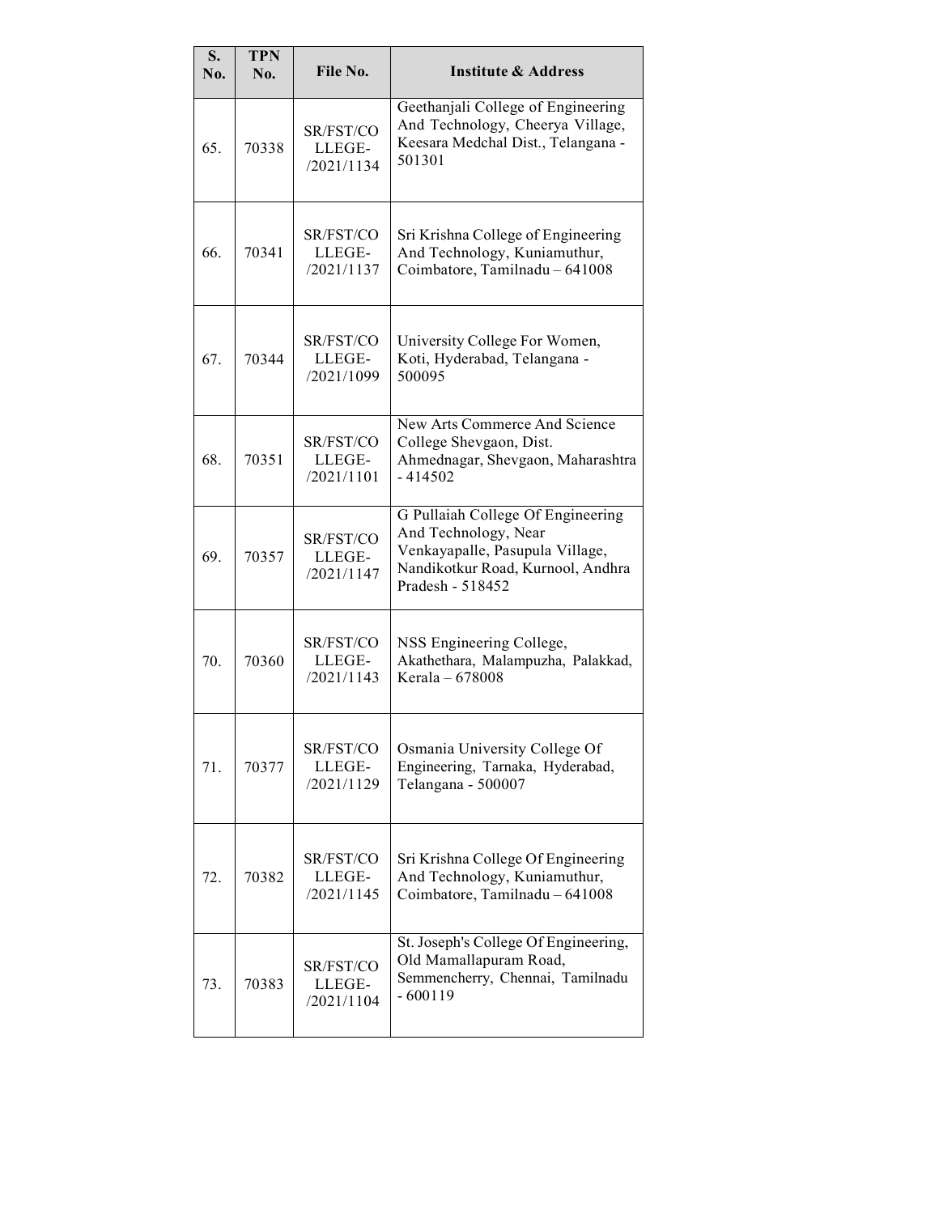| S. No. | TPN No. | File No. | Institute & Address |
|---|---|---|---|
| 65. | 70338 | SR/FST/COLLEGE-/2021/1134 | Geethanjali College of Engineering And Technology, Cheerya Village, Keesara Medchal Dist., Telangana - 501301 |
| 66. | 70341 | SR/FST/COLLEGE-/2021/1137 | Sri Krishna College of Engineering And Technology, Kuniamuthur, Coimbatore, Tamilnadu – 641008 |
| 67. | 70344 | SR/FST/COLLEGE-/2021/1099 | University College For Women, Koti, Hyderabad, Telangana - 500095 |
| 68. | 70351 | SR/FST/COLLEGE-/2021/1101 | New Arts Commerce And Science College Shevgaon, Dist. Ahmednagar, Shevgaon, Maharashtra - 414502 |
| 69. | 70357 | SR/FST/COLLEGE-/2021/1147 | G Pullaiah College Of Engineering And Technology, Near Venkayapalle, Pasupula Village, Nandikotkur Road, Kurnool, Andhra Pradesh - 518452 |
| 70. | 70360 | SR/FST/COLLEGE-/2021/1143 | NSS Engineering College, Akathethara, Malampuzha, Palakkad, Kerala – 678008 |
| 71. | 70377 | SR/FST/COLLEGE-/2021/1129 | Osmania University College Of Engineering, Tarnaka, Hyderabad, Telangana - 500007 |
| 72. | 70382 | SR/FST/COLLEGE-/2021/1145 | Sri Krishna College Of Engineering And Technology, Kuniamuthur, Coimbatore, Tamilnadu – 641008 |
| 73. | 70383 | SR/FST/COLLEGE-/2021/1104 | St. Joseph's College Of Engineering, Old Mamallapuram Road, Semmencherry, Chennai, Tamilnadu - 600119 |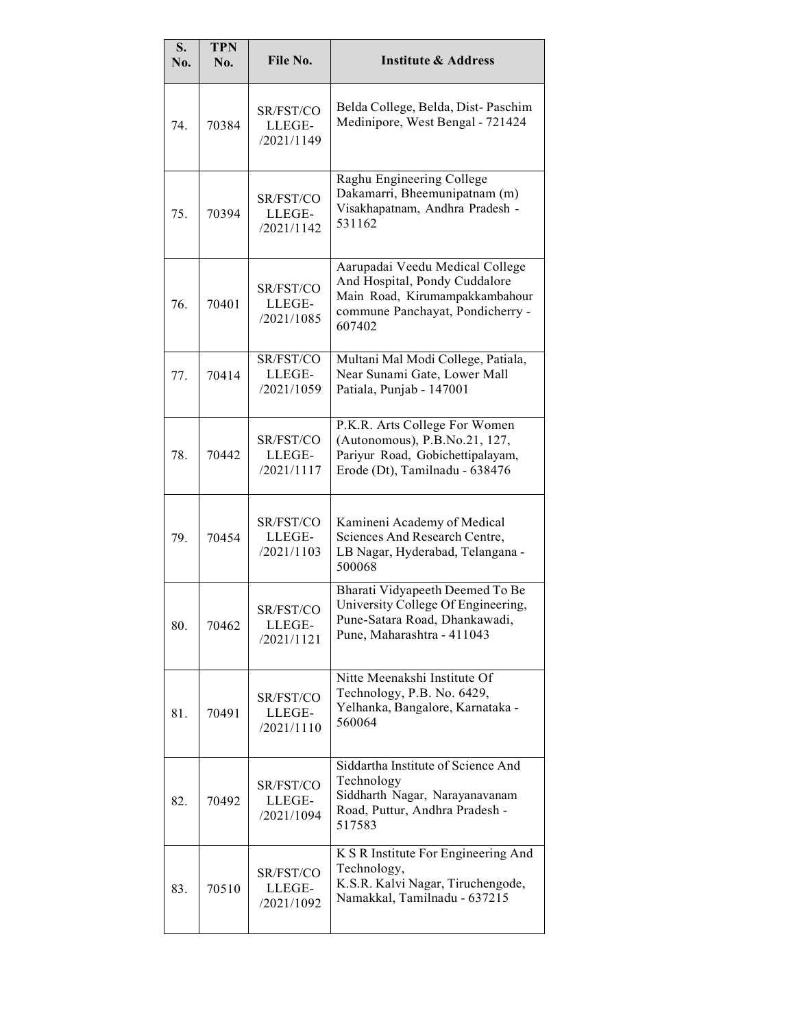| S. No. | TPN No. | File No. | Institute & Address |
|---|---|---|---|
| 74. | 70384 | SR/FST/COLLEGE-/2021/1149 | Belda College, Belda, Dist- Paschim Medinipore, West Bengal - 721424 |
| 75. | 70394 | SR/FST/COLLEGE-/2021/1142 | Raghu Engineering College Dakamarri, Bheemunipatnam (m) Visakhapatnam, Andhra Pradesh - 531162 |
| 76. | 70401 | SR/FST/COLLEGE-/2021/1085 | Aarupadai Veedu Medical College And Hospital, Pondy Cuddalore Main Road, Kirumampakkambahour commune Panchayat, Pondicherry - 607402 |
| 77. | 70414 | SR/FST/COLLEGE-/2021/1059 | Multani Mal Modi College, Patiala, Near Sunami Gate, Lower Mall Patiala, Punjab - 147001 |
| 78. | 70442 | SR/FST/COLLEGE-/2021/1117 | P.K.R. Arts College For Women (Autonomous), P.B.No.21, 127, Pariyur Road, Gobichettipalayam, Erode (Dt), Tamilnadu - 638476 |
| 79. | 70454 | SR/FST/COLLEGE-/2021/1103 | Kamineni Academy of Medical Sciences And Research Centre, LB Nagar, Hyderabad, Telangana - 500068 |
| 80. | 70462 | SR/FST/COLLEGE-/2021/1121 | Bharati Vidyapeeth Deemed To Be University College Of Engineering, Pune-Satara Road, Dhankawadi, Pune, Maharashtra - 411043 |
| 81. | 70491 | SR/FST/COLLEGE-/2021/1110 | Nitte Meenakshi Institute Of Technology, P.B. No. 6429, Yelhanka, Bangalore, Karnataka - 560064 |
| 82. | 70492 | SR/FST/COLLEGE-/2021/1094 | Siddartha Institute of Science And Technology Siddharth Nagar, Narayanavanam Road, Puttur, Andhra Pradesh - 517583 |
| 83. | 70510 | SR/FST/COLLEGE-/2021/1092 | K S R Institute For Engineering And Technology, K.S.R. Kalvi Nagar, Tiruchengode, Namakkal, Tamilnadu - 637215 |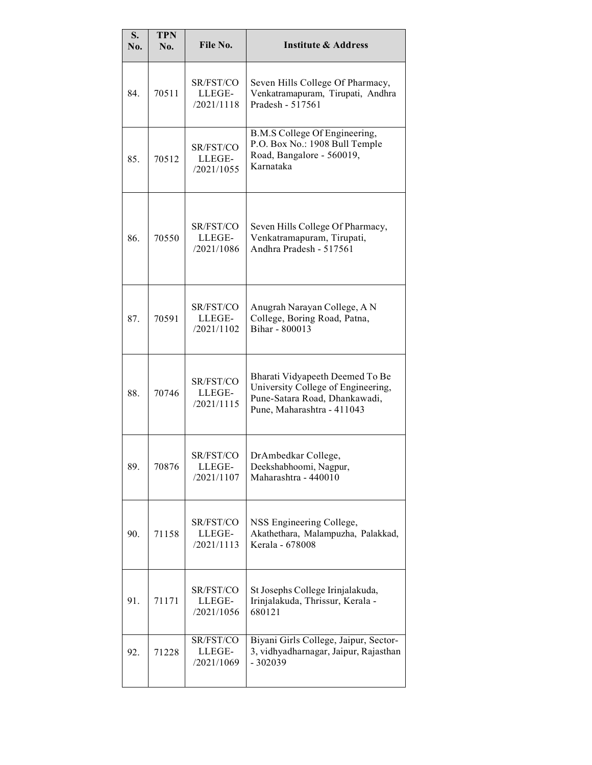| S. No. | TPN No. | File No. | Institute & Address |
|---|---|---|---|
| 84. | 70511 | SR/FST/COLLEGE-/2021/1118 | Seven Hills College Of Pharmacy, Venkatramapuram, Tirupati, Andhra Pradesh - 517561 |
| 85. | 70512 | SR/FST/COLLEGE-/2021/1055 | B.M.S College Of Engineering, P.O. Box No.: 1908 Bull Temple Road, Bangalore - 560019, Karnataka |
| 86. | 70550 | SR/FST/COLLEGE-/2021/1086 | Seven Hills College Of Pharmacy, Venkatramapuram, Tirupati, Andhra Pradesh - 517561 |
| 87. | 70591 | SR/FST/COLLEGE-/2021/1102 | Anugrah Narayan College, A N College, Boring Road, Patna, Bihar - 800013 |
| 88. | 70746 | SR/FST/COLLEGE-/2021/1115 | Bharati Vidyapeeth Deemed To Be University College of Engineering, Pune-Satara Road, Dhankawadi, Pune, Maharashtra - 411043 |
| 89. | 70876 | SR/FST/COLLEGE-/2021/1107 | DrAmbedkar College, Deekshabhoomi, Nagpur, Maharashtra - 440010 |
| 90. | 71158 | SR/FST/COLLEGE-/2021/1113 | NSS Engineering College, Akathethara, Malampuzha, Palakkad, Kerala - 678008 |
| 91. | 71171 | SR/FST/COLLEGE-/2021/1056 | St Josephs College Irinjalakuda, Irinjalakuda, Thrissur, Kerala - 680121 |
| 92. | 71228 | SR/FST/COLLEGE-/2021/1069 | Biyani Girls College, Jaipur, Sector-3, vidhyadharnagar, Jaipur, Rajasthan - 302039 |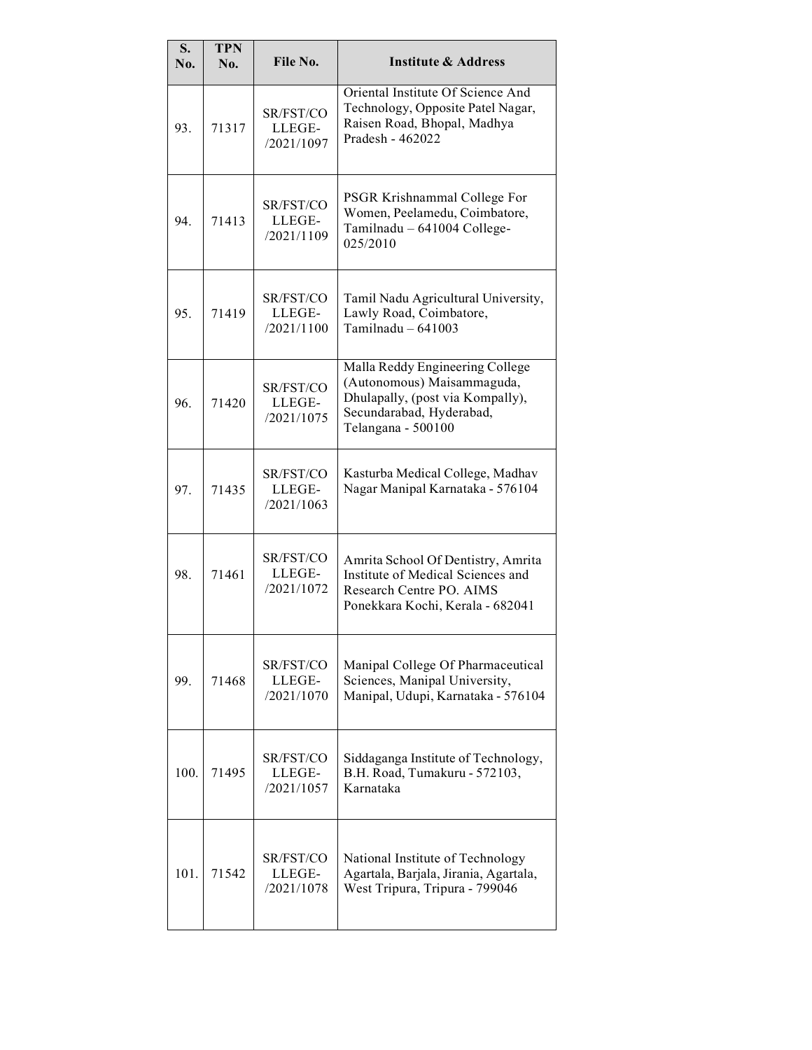| S. No. | TPN No. | File No. | Institute & Address |
|---|---|---|---|
| 93. | 71317 | SR/FST/COLLEGE-/2021/1097 | Oriental Institute Of Science And Technology, Opposite Patel Nagar, Raisen Road, Bhopal, Madhya Pradesh - 462022 |
| 94. | 71413 | SR/FST/COLLEGE-/2021/1109 | PSGR Krishnammal College For Women, Peelamedu, Coimbatore, Tamilnadu – 641004 College-025/2010 |
| 95. | 71419 | SR/FST/COLLEGE-/2021/1100 | Tamil Nadu Agricultural University, Lawly Road, Coimbatore, Tamilnadu – 641003 |
| 96. | 71420 | SR/FST/COLLEGE-/2021/1075 | Malla Reddy Engineering College (Autonomous) Maisammaguda, Dhulapally, (post via Kompally), Secundarabad, Hyderabad, Telangana - 500100 |
| 97. | 71435 | SR/FST/COLLEGE-/2021/1063 | Kasturba Medical College, Madhav Nagar Manipal Karnataka - 576104 |
| 98. | 71461 | SR/FST/COLLEGE-/2021/1072 | Amrita School Of Dentistry, Amrita Institute of Medical Sciences and Research Centre PO. AIMS Ponekkara Kochi, Kerala - 682041 |
| 99. | 71468 | SR/FST/COLLEGE-/2021/1070 | Manipal College Of Pharmaceutical Sciences, Manipal University, Manipal, Udupi, Karnataka - 576104 |
| 100. | 71495 | SR/FST/COLLEGE-/2021/1057 | Siddaganga Institute of Technology, B.H. Road, Tumakuru - 572103, Karnataka |
| 101. | 71542 | SR/FST/COLLEGE-/2021/1078 | National Institute of Technology Agartala, Barjala, Jirania, Agartala, West Tripura, Tripura - 799046 |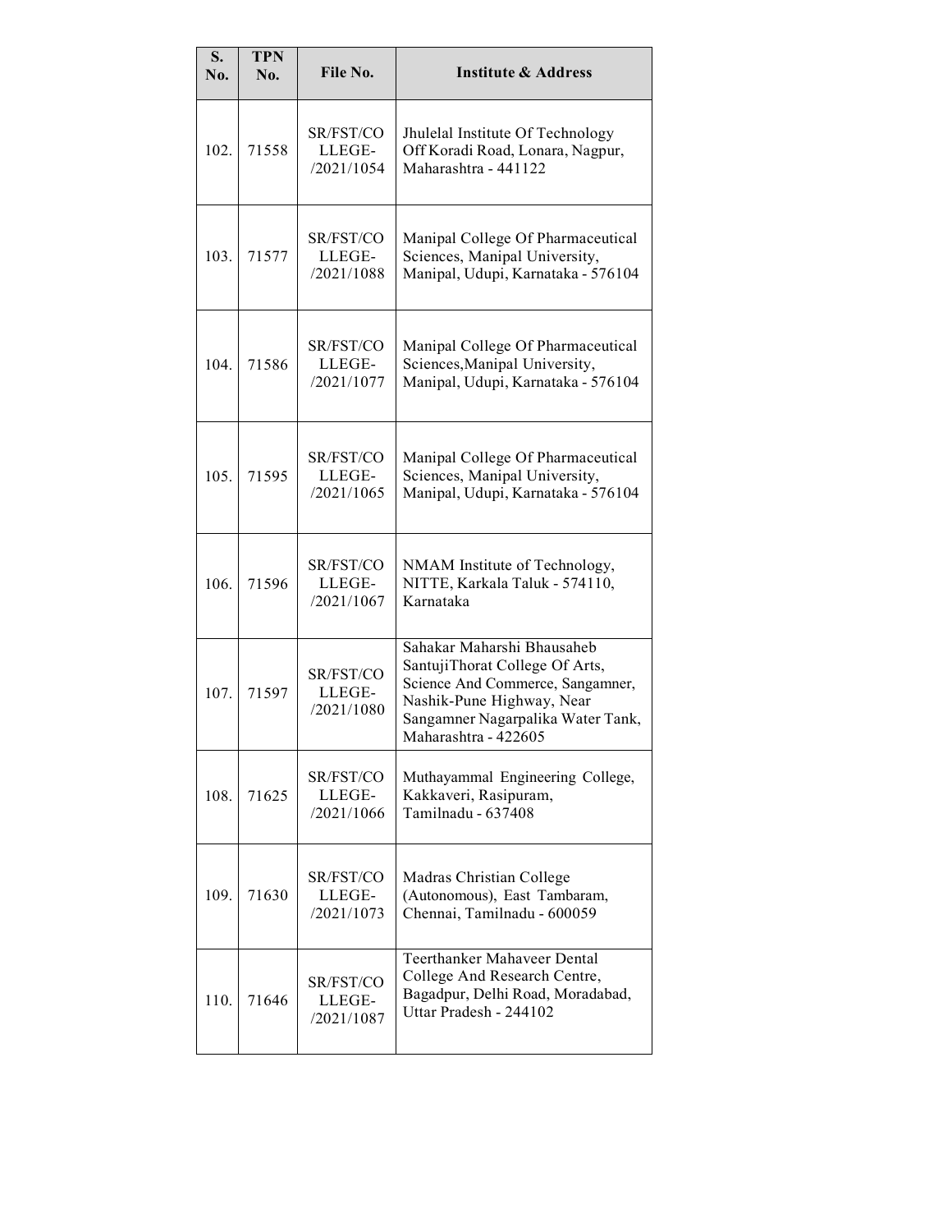| S. No. | TPN No. | File No. | Institute & Address |
|---|---|---|---|
| 102. | 71558 | SR/FST/COLLEGE-/2021/1054 | Jhulelal Institute Of Technology Off Koradi Road, Lonara, Nagpur, Maharashtra - 441122 |
| 103. | 71577 | SR/FST/COLLEGE-/2021/1088 | Manipal College Of Pharmaceutical Sciences, Manipal University, Manipal, Udupi, Karnataka - 576104 |
| 104. | 71586 | SR/FST/COLLEGE-/2021/1077 | Manipal College Of Pharmaceutical Sciences,Manipal University, Manipal, Udupi, Karnataka - 576104 |
| 105. | 71595 | SR/FST/COLLEGE-/2021/1065 | Manipal College Of Pharmaceutical Sciences, Manipal University, Manipal, Udupi, Karnataka - 576104 |
| 106. | 71596 | SR/FST/COLLEGE-/2021/1067 | NMAM Institute of Technology, NITTE, Karkala Taluk - 574110, Karnataka |
| 107. | 71597 | SR/FST/COLLEGE-/2021/1080 | Sahakar Maharshi Bhausaheb SantujiThorat College Of Arts, Science And Commerce, Sangamner, Nashik-Pune Highway, Near Sangamner Nagarpalika Water Tank, Maharashtra - 422605 |
| 108. | 71625 | SR/FST/COLLEGE-/2021/1066 | Muthayammal Engineering College, Kakkaveri, Rasipuram, Tamilnadu - 637408 |
| 109. | 71630 | SR/FST/COLLEGE-/2021/1073 | Madras Christian College (Autonomous), East Tambaram, Chennai, Tamilnadu - 600059 |
| 110. | 71646 | SR/FST/COLLEGE-/2021/1087 | Teerthanker Mahaveer Dental College And Research Centre, Bagadpur, Delhi Road, Moradabad, Uttar Pradesh - 244102 |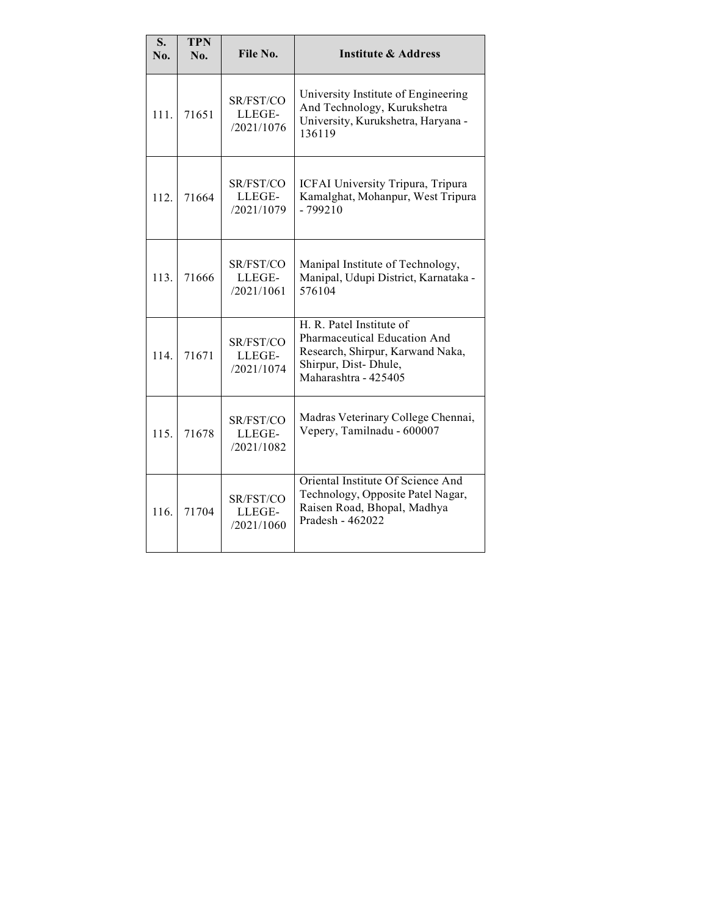| S. No. | TPN No. | File No. | Institute & Address |
|---|---|---|---|
| 111. | 71651 | SR/FST/COLLEGE-/2021/1076 | University Institute of Engineering And Technology, Kurukshetra University, Kurukshetra, Haryana - 136119 |
| 112. | 71664 | SR/FST/COLLEGE-/2021/1079 | ICFAI University Tripura, Tripura Kamalghat, Mohanpur, West Tripura - 799210 |
| 113. | 71666 | SR/FST/COLLEGE-/2021/1061 | Manipal Institute of Technology, Manipal, Udupi District, Karnataka - 576104 |
| 114. | 71671 | SR/FST/COLLEGE-/2021/1074 | H. R. Patel Institute of Pharmaceutical Education And Research, Shirpur, Karwand Naka, Shirpur, Dist- Dhule, Maharashtra - 425405 |
| 115. | 71678 | SR/FST/COLLEGE-/2021/1082 | Madras Veterinary College Chennai, Vepery, Tamilnadu - 600007 |
| 116. | 71704 | SR/FST/COLLEGE-/2021/1060 | Oriental Institute Of Science And Technology, Opposite Patel Nagar, Raisen Road, Bhopal, Madhya Pradesh - 462022 |